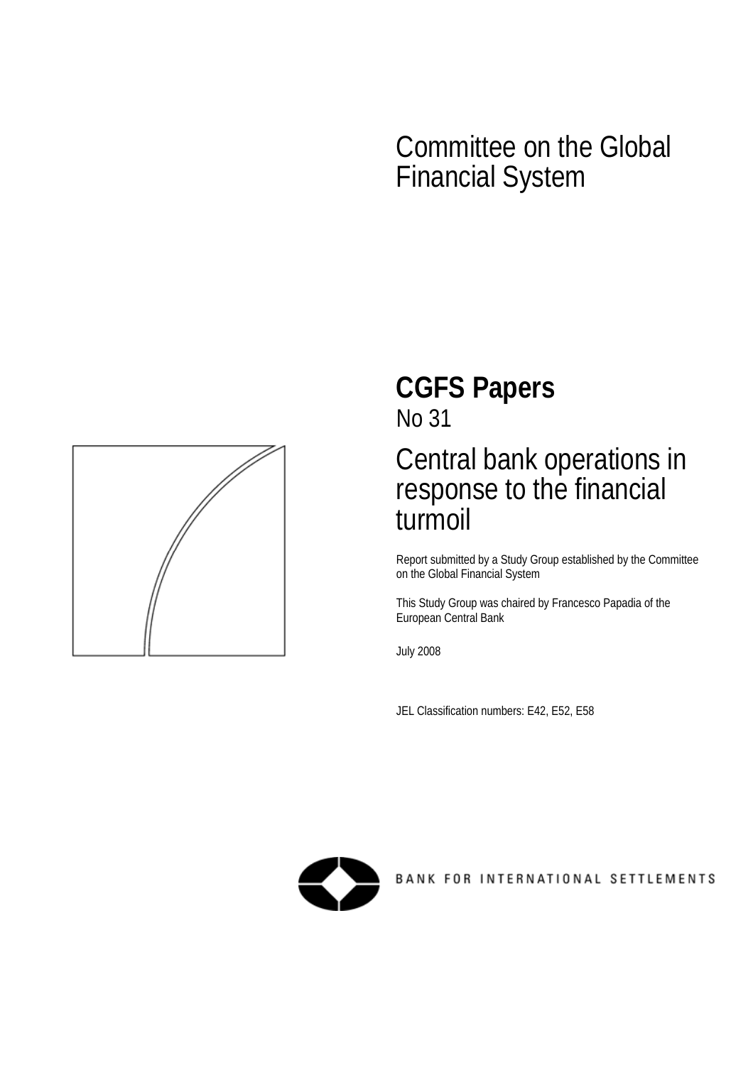# Committee on the Global Financial System

## CGFS Papers

No 31

# Central bank operations in response to the financial turmoil

Report submitted by a Study Group established by the Committee on the Global Financial System

This Study Group was chaired by Francesco Papadia of the European Central Bank

July 2008

JEL Classification numbers: E42, E52, E58

BANK FOR INTERNATIONAL SETTLEMENTS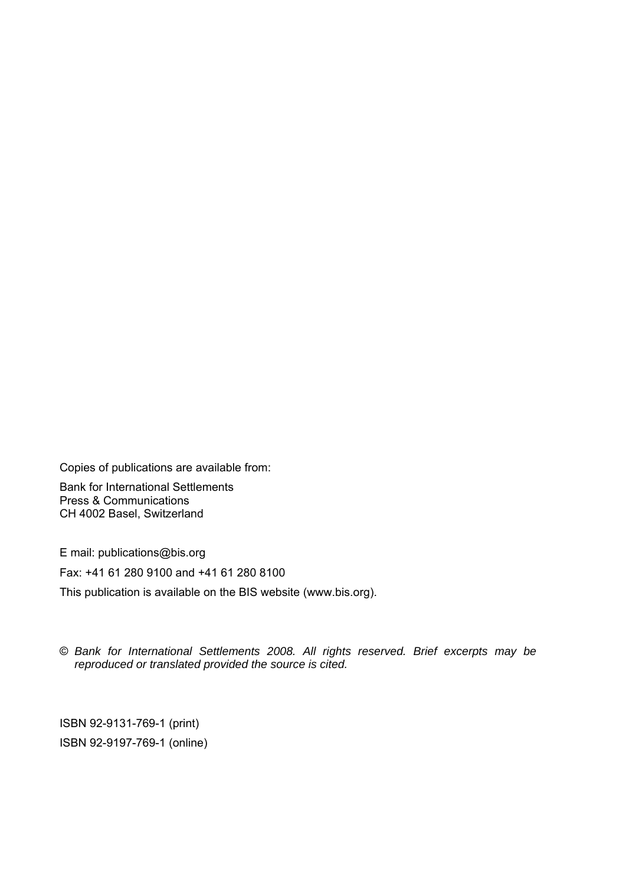Copies of publications are available from:

Bank for International Settlements
Press & Communications
CH 4002 Basel, Switzerland

E mail: publications@bis.org

Fax: +41 61 280 9100 and +41 61 280 8100

This publication is available on the BIS website (www.bis.org).

© *Bank for International Settlements 2008. All rights reserved. Brief excerpts may be reproduced or translated provided the source is cited.*

ISBN 92-9131-769-1 (print)

ISBN 92-9197-769-1 (online)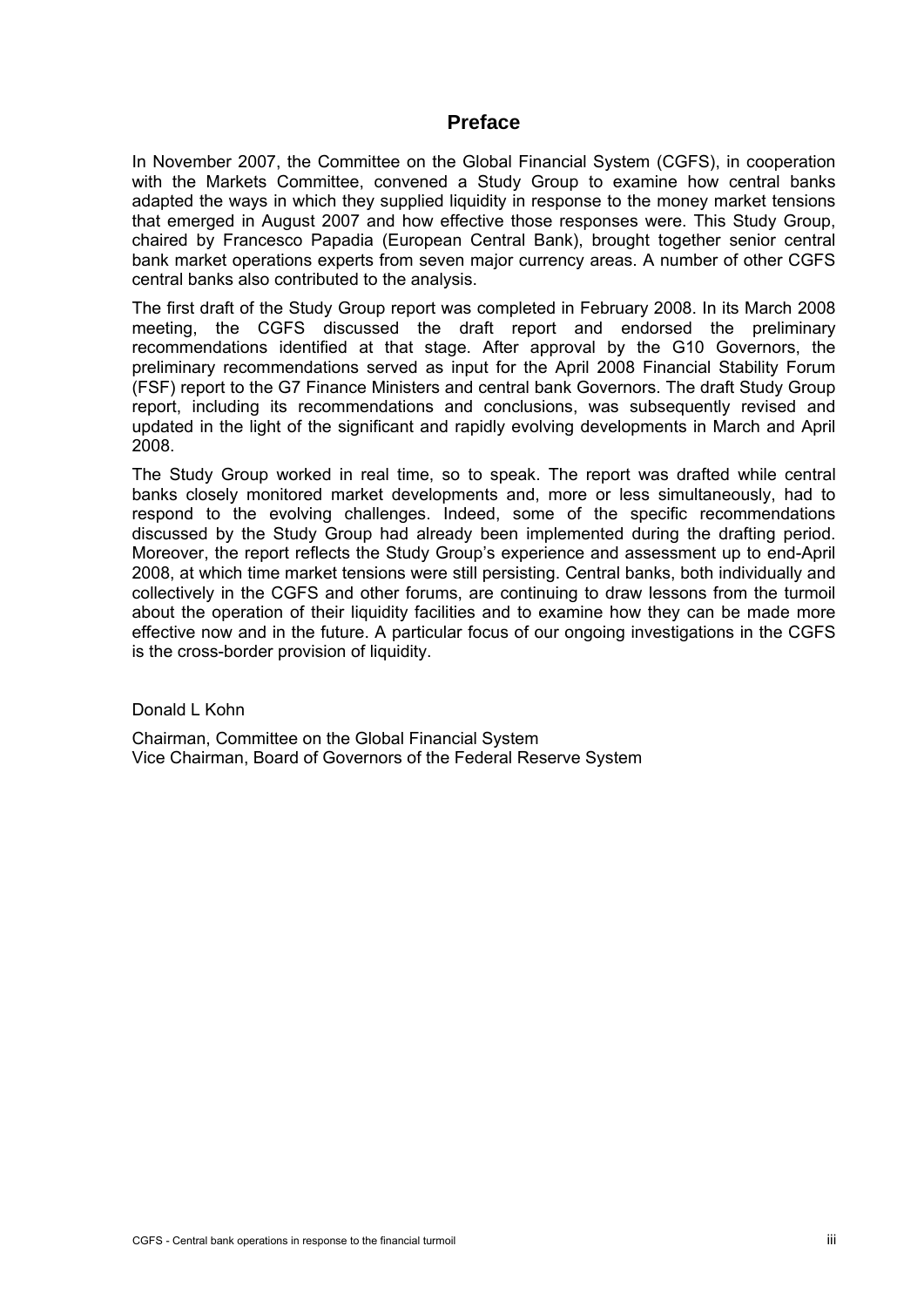# Preface

In November 2007, the Committee on the Global Financial System (CGFS), in cooperation with the Markets Committee, convened a Study Group to examine how central banks adapted the ways in which they supplied liquidity in response to the money market tensions that emerged in August 2007 and how effective those responses were. This Study Group, chaired by Francesco Papadia (European Central Bank), brought together senior central bank market operations experts from seven major currency areas. A number of other CGFS central banks also contributed to the analysis.

The first draft of the Study Group report was completed in February 2008. In its March 2008 meeting, the CGFS discussed the draft report and endorsed the preliminary recommendations identified at that stage. After approval by the G10 Governors, the preliminary recommendations served as input for the April 2008 Financial Stability Forum (FSF) report to the G7 Finance Ministers and central bank Governors. The draft Study Group report, including its recommendations and conclusions, was subsequently revised and updated in the light of the significant and rapidly evolving developments in March and April 2008.

The Study Group worked in real time, so to speak. The report was drafted while central banks closely monitored market developments and, more or less simultaneously, had to respond to the evolving challenges. Indeed, some of the specific recommendations discussed by the Study Group had already been implemented during the drafting period. Moreover, the report reflects the Study Group's experience and assessment up to end-April 2008, at which time market tensions were still persisting. Central banks, both individually and collectively in the CGFS and other forums, are continuing to draw lessons from the turmoil about the operation of their liquidity facilities and to examine how they can be made more effective now and in the future. A particular focus of our ongoing investigations in the CGFS is the cross-border provision of liquidity.

Donald L Kohn

Chairman, Committee on the Global Financial System
Vice Chairman, Board of Governors of the Federal Reserve System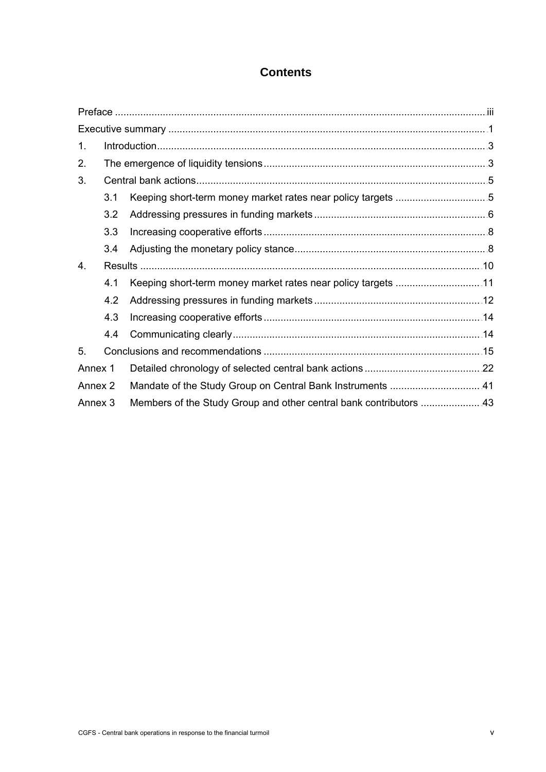# Contents

| | | |
|---|---|---|
| Preface | | iii |
| Executive summary | | 1 |
| 1. | Introduction | 3 |
| 2. | The emergence of liquidity tensions | 3 |
| 3. | Central bank actions | 5 |
| | 3.1 Keeping short-term money market rates near policy targets | 5 |
| | 3.2 Addressing pressures in funding markets | 6 |
| | 3.3 Increasing cooperative efforts | 8 |
| | 3.4 Adjusting the monetary policy stance | 8 |
| 4. | Results | 10 |
| | 4.1 Keeping short-term money market rates near policy targets | 11 |
| | 4.2 Addressing pressures in funding markets | 12 |
| | 4.3 Increasing cooperative efforts | 14 |
| | 4.4 Communicating clearly | 14 |
| 5. | Conclusions and recommendations | 15 |
| Annex 1 | Detailed chronology of selected central bank actions | 22 |
| Annex 2 | Mandate of the Study Group on Central Bank Instruments | 41 |
| Annex 3 | Members of the Study Group and other central bank contributors | 43 |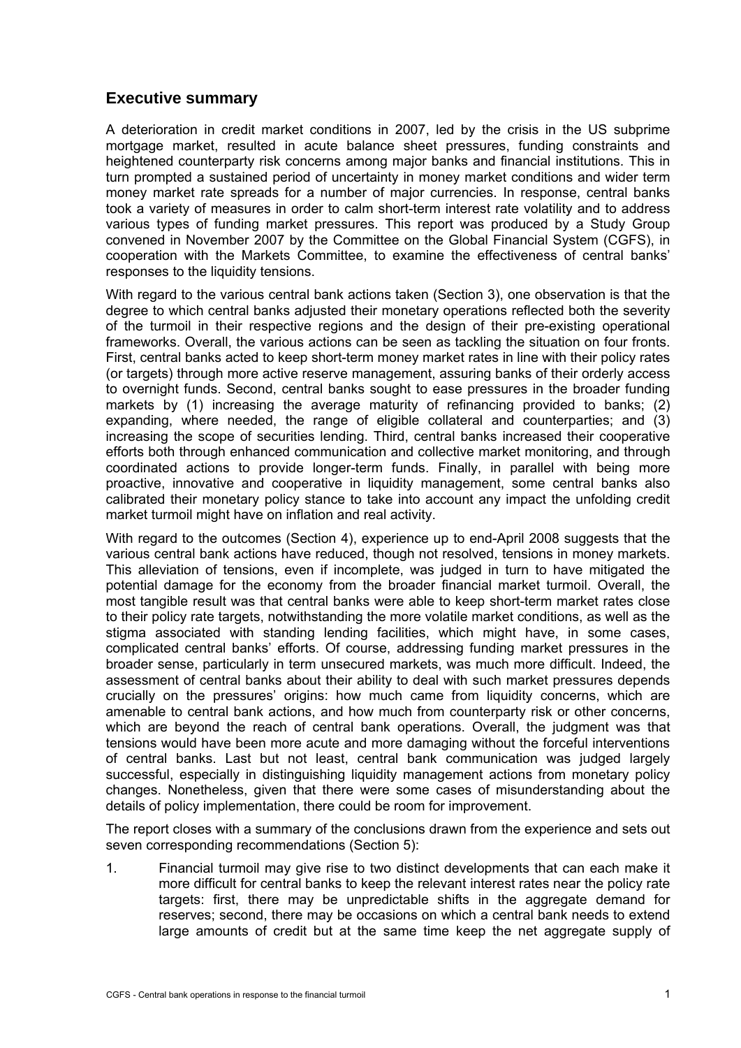## Executive summary

A deterioration in credit market conditions in 2007, led by the crisis in the US subprime mortgage market, resulted in acute balance sheet pressures, funding constraints and heightened counterparty risk concerns among major banks and financial institutions. This in turn prompted a sustained period of uncertainty in money market conditions and wider term money market rate spreads for a number of major currencies. In response, central banks took a variety of measures in order to calm short-term interest rate volatility and to address various types of funding market pressures. This report was produced by a Study Group convened in November 2007 by the Committee on the Global Financial System (CGFS), in cooperation with the Markets Committee, to examine the effectiveness of central banks' responses to the liquidity tensions.

With regard to the various central bank actions taken (Section 3), one observation is that the degree to which central banks adjusted their monetary operations reflected both the severity of the turmoil in their respective regions and the design of their pre-existing operational frameworks. Overall, the various actions can be seen as tackling the situation on four fronts. First, central banks acted to keep short-term money market rates in line with their policy rates (or targets) through more active reserve management, assuring banks of their orderly access to overnight funds. Second, central banks sought to ease pressures in the broader funding markets by (1) increasing the average maturity of refinancing provided to banks; (2) expanding, where needed, the range of eligible collateral and counterparties; and (3) increasing the scope of securities lending. Third, central banks increased their cooperative efforts both through enhanced communication and collective market monitoring, and through coordinated actions to provide longer-term funds. Finally, in parallel with being more proactive, innovative and cooperative in liquidity management, some central banks also calibrated their monetary policy stance to take into account any impact the unfolding credit market turmoil might have on inflation and real activity.

With regard to the outcomes (Section 4), experience up to end-April 2008 suggests that the various central bank actions have reduced, though not resolved, tensions in money markets. This alleviation of tensions, even if incomplete, was judged in turn to have mitigated the potential damage for the economy from the broader financial market turmoil. Overall, the most tangible result was that central banks were able to keep short-term market rates close to their policy rate targets, notwithstanding the more volatile market conditions, as well as the stigma associated with standing lending facilities, which might have, in some cases, complicated central banks' efforts. Of course, addressing funding market pressures in the broader sense, particularly in term unsecured markets, was much more difficult. Indeed, the assessment of central banks about their ability to deal with such market pressures depends crucially on the pressures' origins: how much came from liquidity concerns, which are amenable to central bank actions, and how much from counterparty risk or other concerns, which are beyond the reach of central bank operations. Overall, the judgment was that tensions would have been more acute and more damaging without the forceful interventions of central banks. Last but not least, central bank communication was judged largely successful, especially in distinguishing liquidity management actions from monetary policy changes. Nonetheless, given that there were some cases of misunderstanding about the details of policy implementation, there could be room for improvement.

The report closes with a summary of the conclusions drawn from the experience and sets out seven corresponding recommendations (Section 5):

1. Financial turmoil may give rise to two distinct developments that can each make it more difficult for central banks to keep the relevant interest rates near the policy rate targets: first, there may be unpredictable shifts in the aggregate demand for reserves; second, there may be occasions on which a central bank needs to extend large amounts of credit but at the same time keep the net aggregate supply of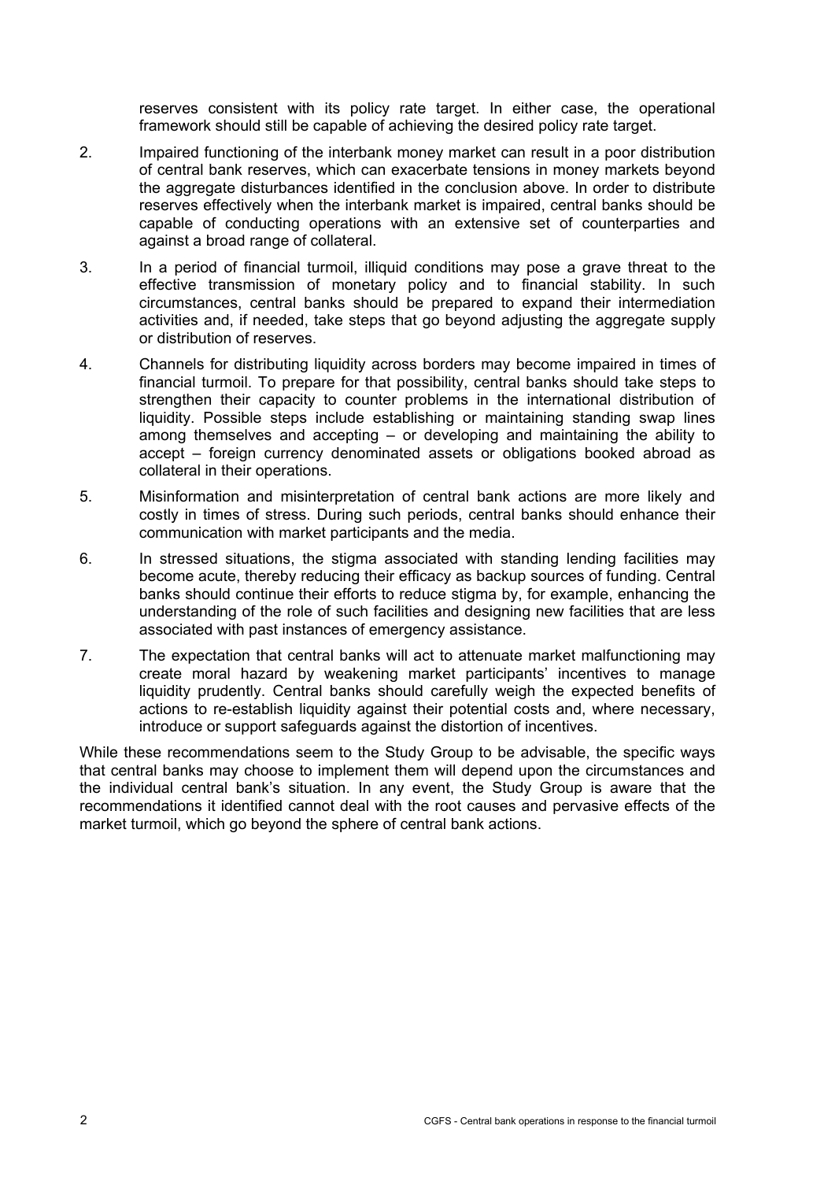reserves consistent with its policy rate target. In either case, the operational framework should still be capable of achieving the desired policy rate target.

2. Impaired functioning of the interbank money market can result in a poor distribution of central bank reserves, which can exacerbate tensions in money markets beyond the aggregate disturbances identified in the conclusion above. In order to distribute reserves effectively when the interbank market is impaired, central banks should be capable of conducting operations with an extensive set of counterparties and against a broad range of collateral.

3. In a period of financial turmoil, illiquid conditions may pose a grave threat to the effective transmission of monetary policy and to financial stability. In such circumstances, central banks should be prepared to expand their intermediation activities and, if needed, take steps that go beyond adjusting the aggregate supply or distribution of reserves.

4. Channels for distributing liquidity across borders may become impaired in times of financial turmoil. To prepare for that possibility, central banks should take steps to strengthen their capacity to counter problems in the international distribution of liquidity. Possible steps include establishing or maintaining standing swap lines among themselves and accepting – or developing and maintaining the ability to accept – foreign currency denominated assets or obligations booked abroad as collateral in their operations.

5. Misinformation and misinterpretation of central bank actions are more likely and costly in times of stress. During such periods, central banks should enhance their communication with market participants and the media.

6. In stressed situations, the stigma associated with standing lending facilities may become acute, thereby reducing their efficacy as backup sources of funding. Central banks should continue their efforts to reduce stigma by, for example, enhancing the understanding of the role of such facilities and designing new facilities that are less associated with past instances of emergency assistance.

7. The expectation that central banks will act to attenuate market malfunctioning may create moral hazard by weakening market participants' incentives to manage liquidity prudently. Central banks should carefully weigh the expected benefits of actions to re-establish liquidity against their potential costs and, where necessary, introduce or support safeguards against the distortion of incentives.

While these recommendations seem to the Study Group to be advisable, the specific ways that central banks may choose to implement them will depend upon the circumstances and the individual central bank's situation. In any event, the Study Group is aware that the recommendations it identified cannot deal with the root causes and pervasive effects of the market turmoil, which go beyond the sphere of central bank actions.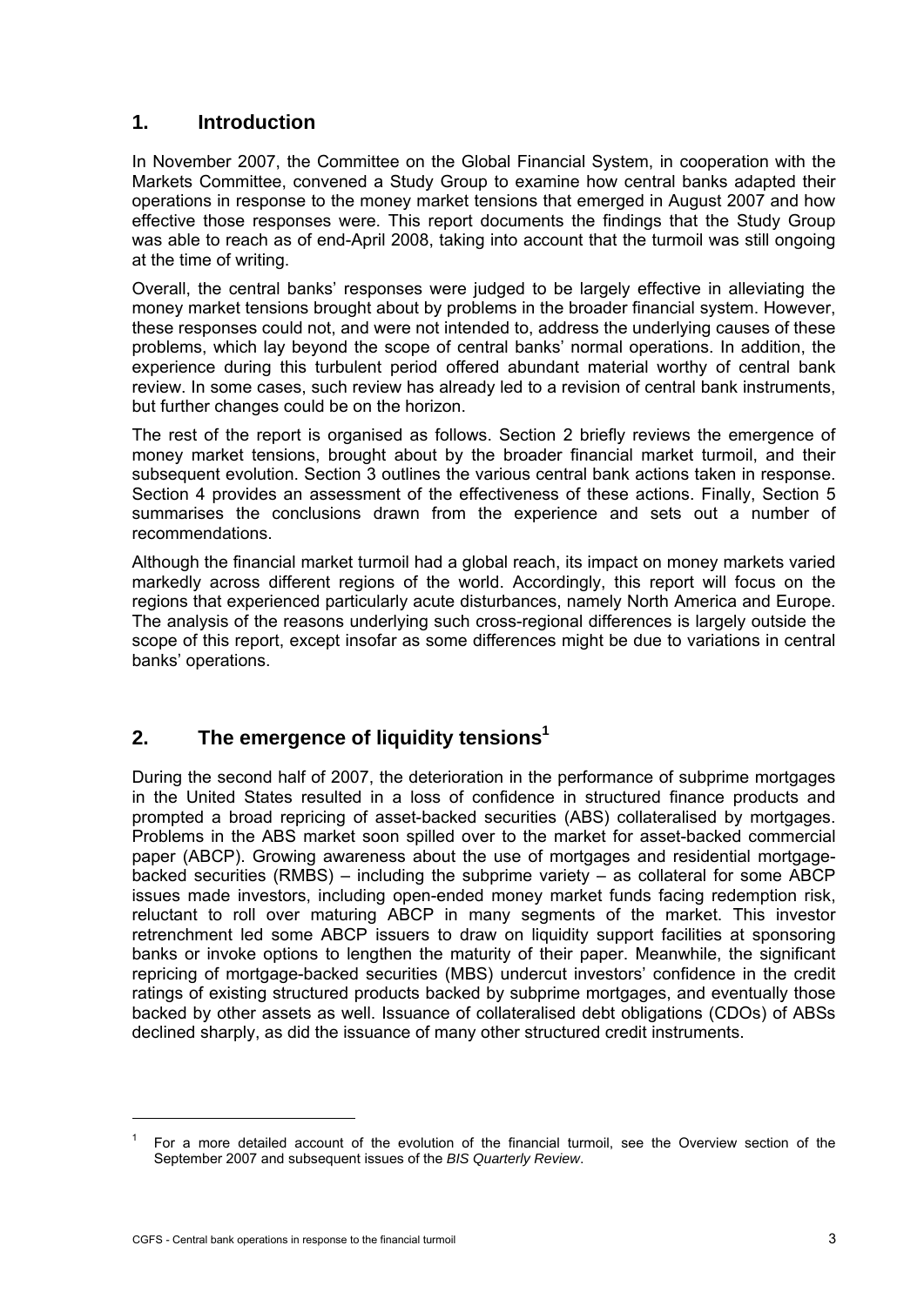## 1. Introduction

In November 2007, the Committee on the Global Financial System, in cooperation with the Markets Committee, convened a Study Group to examine how central banks adapted their operations in response to the money market tensions that emerged in August 2007 and how effective those responses were. This report documents the findings that the Study Group was able to reach as of end-April 2008, taking into account that the turmoil was still ongoing at the time of writing.

Overall, the central banks' responses were judged to be largely effective in alleviating the money market tensions brought about by problems in the broader financial system. However, these responses could not, and were not intended to, address the underlying causes of these problems, which lay beyond the scope of central banks' normal operations. In addition, the experience during this turbulent period offered abundant material worthy of central bank review. In some cases, such review has already led to a revision of central bank instruments, but further changes could be on the horizon.

The rest of the report is organised as follows. Section 2 briefly reviews the emergence of money market tensions, brought about by the broader financial market turmoil, and their subsequent evolution. Section 3 outlines the various central bank actions taken in response. Section 4 provides an assessment of the effectiveness of these actions. Finally, Section 5 summarises the conclusions drawn from the experience and sets out a number of recommendations.

Although the financial market turmoil had a global reach, its impact on money markets varied markedly across different regions of the world. Accordingly, this report will focus on the regions that experienced particularly acute disturbances, namely North America and Europe. The analysis of the reasons underlying such cross-regional differences is largely outside the scope of this report, except insofar as some differences might be due to variations in central banks' operations.

## 2. The emergence of liquidity tensions[1]

During the second half of 2007, the deterioration in the performance of subprime mortgages in the United States resulted in a loss of confidence in structured finance products and prompted a broad repricing of asset-backed securities (ABS) collateralised by mortgages. Problems in the ABS market soon spilled over to the market for asset-backed commercial paper (ABCP). Growing awareness about the use of mortgages and residential mortgage-backed securities (RMBS) – including the subprime variety – as collateral for some ABCP issues made investors, including open-ended money market funds facing redemption risk, reluctant to roll over maturing ABCP in many segments of the market. This investor retrenchment led some ABCP issuers to draw on liquidity support facilities at sponsoring banks or invoke options to lengthen the maturity of their paper. Meanwhile, the significant repricing of mortgage-backed securities (MBS) undercut investors' confidence in the credit ratings of existing structured products backed by subprime mortgages, and eventually those backed by other assets as well. Issuance of collateralised debt obligations (CDOs) of ABSs declined sharply, as did the issuance of many other structured credit instruments.

---

[1] For a more detailed account of the evolution of the financial turmoil, see the Overview section of the September 2007 and subsequent issues of the *BIS Quarterly Review*.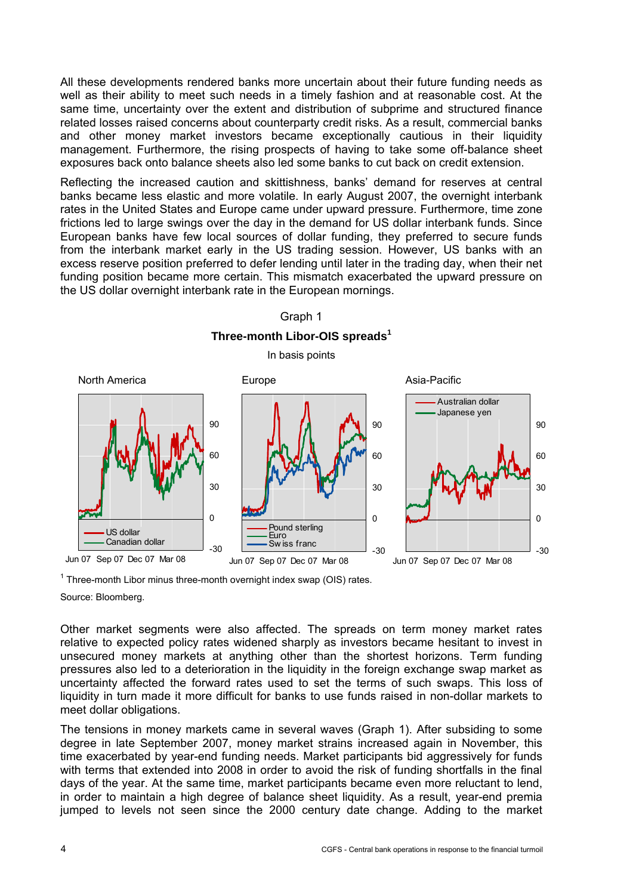All these developments rendered banks more uncertain about their future funding needs as well as their ability to meet such needs in a timely fashion and at reasonable cost. At the same time, uncertainty over the extent and distribution of subprime and structured finance related losses raised concerns about counterparty credit risks. As a result, commercial banks and other money market investors became exceptionally cautious in their liquidity management. Furthermore, the rising prospects of having to take some off-balance sheet exposures back onto balance sheets also led some banks to cut back on credit extension.

Reflecting the increased caution and skittishness, banks' demand for reserves at central banks became less elastic and more volatile. In early August 2007, the overnight interbank rates in the United States and Europe came under upward pressure. Furthermore, time zone frictions led to large swings over the day in the demand for US dollar interbank funds. Since European banks have few local sources of dollar funding, they preferred to secure funds from the interbank market early in the US trading session. However, US banks with an excess reserve position preferred to defer lending until later in the trading day, when their net funding position became more certain. This mismatch exacerbated the upward pressure on the US dollar overnight interbank rate in the European mornings.

Graph 1

**Three-month Libor-OIS spreads**[1]

In basis points

North America | Europe | Asia-Pacific

[1] Three-month Libor minus three-month overnight index swap (OIS) rates.

Source: Bloomberg.

Other market segments were also affected. The spreads on term money market rates relative to expected policy rates widened sharply as investors became hesitant to invest in unsecured money markets at anything other than the shortest horizons. Term funding pressures also led to a deterioration in the liquidity in the foreign exchange swap market as uncertainty affected the forward rates used to set the terms of such swaps. This loss of liquidity in turn made it more difficult for banks to use funds raised in non-dollar markets to meet dollar obligations.

The tensions in money markets came in several waves (Graph 1). After subsiding to some degree in late September 2007, money market strains increased again in November, this time exacerbated by year-end funding needs. Market participants bid aggressively for funds with terms that extended into 2008 in order to avoid the risk of funding shortfalls in the final days of the year. At the same time, market participants became even more reluctant to lend, in order to maintain a high degree of balance sheet liquidity. As a result, year-end premia jumped to levels not seen since the 2000 century date change. Adding to the market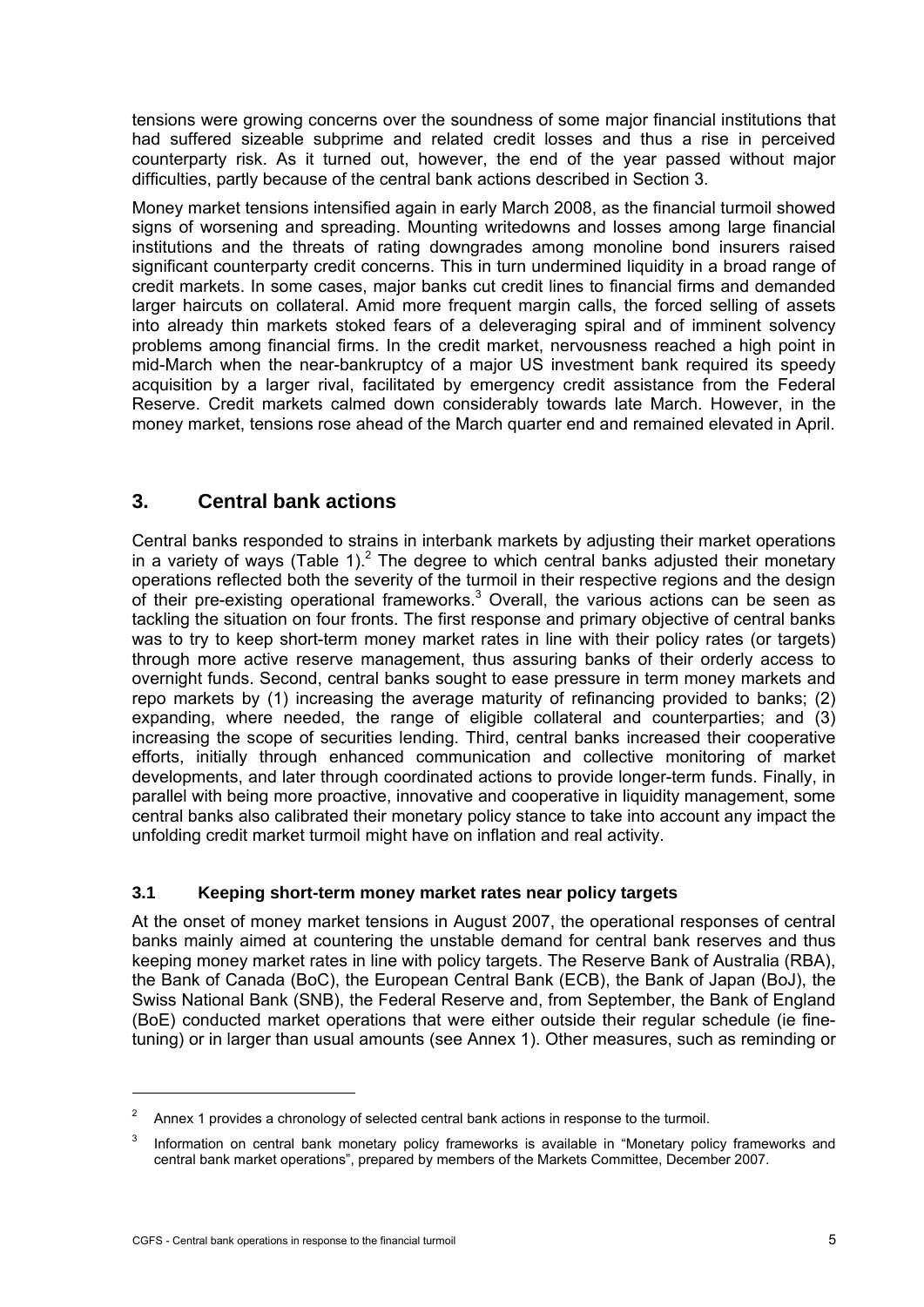tensions were growing concerns over the soundness of some major financial institutions that had suffered sizeable subprime and related credit losses and thus a rise in perceived counterparty risk. As it turned out, however, the end of the year passed without major difficulties, partly because of the central bank actions described in Section 3.

Money market tensions intensified again in early March 2008, as the financial turmoil showed signs of worsening and spreading. Mounting writedowns and losses among large financial institutions and the threats of rating downgrades among monoline bond insurers raised significant counterparty credit concerns. This in turn undermined liquidity in a broad range of credit markets. In some cases, major banks cut credit lines to financial firms and demanded larger haircuts on collateral. Amid more frequent margin calls, the forced selling of assets into already thin markets stoked fears of a deleveraging spiral and of imminent solvency problems among financial firms. In the credit market, nervousness reached a high point in mid-March when the near-bankruptcy of a major US investment bank required its speedy acquisition by a larger rival, facilitated by emergency credit assistance from the Federal Reserve. Credit markets calmed down considerably towards late March. However, in the money market, tensions rose ahead of the March quarter end and remained elevated in April.

## 3. Central bank actions

Central banks responded to strains in interbank markets by adjusting their market operations in a variety of ways (Table 1).[2] The degree to which central banks adjusted their monetary operations reflected both the severity of the turmoil in their respective regions and the design of their pre-existing operational frameworks.[3] Overall, the various actions can be seen as tackling the situation on four fronts. The first response and primary objective of central banks was to try to keep short-term money market rates in line with their policy rates (or targets) through more active reserve management, thus assuring banks of their orderly access to overnight funds. Second, central banks sought to ease pressure in term money markets and repo markets by (1) increasing the average maturity of refinancing provided to banks; (2) expanding, where needed, the range of eligible collateral and counterparties; and (3) increasing the scope of securities lending. Third, central banks increased their cooperative efforts, initially through enhanced communication and collective monitoring of market developments, and later through coordinated actions to provide longer-term funds. Finally, in parallel with being more proactive, innovative and cooperative in liquidity management, some central banks also calibrated their monetary policy stance to take into account any impact the unfolding credit market turmoil might have on inflation and real activity.

### 3.1 Keeping short-term money market rates near policy targets

At the onset of money market tensions in August 2007, the operational responses of central banks mainly aimed at countering the unstable demand for central bank reserves and thus keeping money market rates in line with policy targets. The Reserve Bank of Australia (RBA), the Bank of Canada (BoC), the European Central Bank (ECB), the Bank of Japan (BoJ), the Swiss National Bank (SNB), the Federal Reserve and, from September, the Bank of England (BoE) conducted market operations that were either outside their regular schedule (ie fine-tuning) or in larger than usual amounts (see Annex 1). Other measures, such as reminding or

---

[2] Annex 1 provides a chronology of selected central bank actions in response to the turmoil.

[3] Information on central bank monetary policy frameworks is available in "Monetary policy frameworks and central bank market operations", prepared by members of the Markets Committee, December 2007.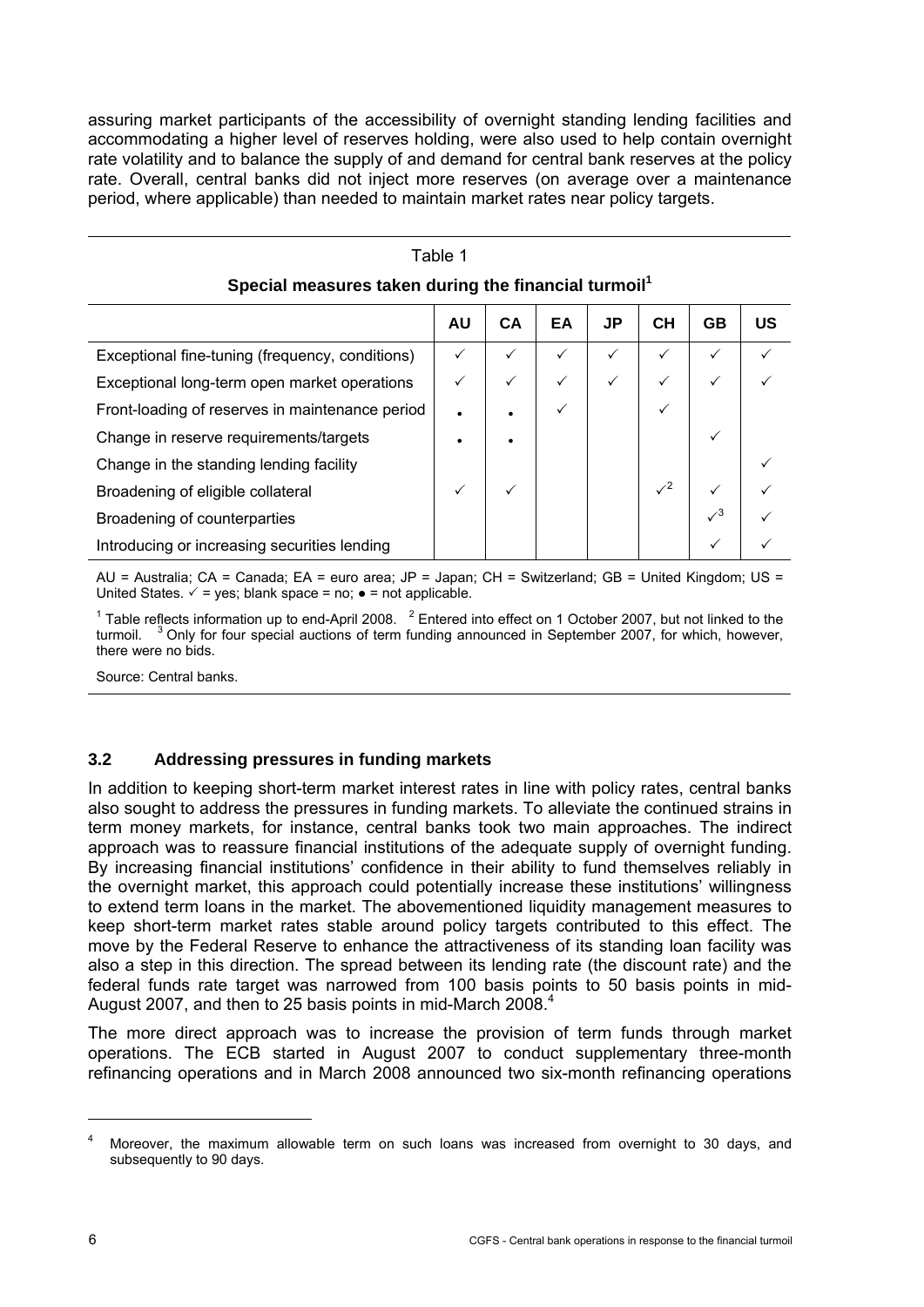assuring market participants of the accessibility of overnight standing lending facilities and accommodating a higher level of reserves holding, were also used to help contain overnight rate volatility and to balance the supply of and demand for central bank reserves at the policy rate. Overall, central banks did not inject more reserves (on average over a maintenance period, where applicable) than needed to maintain market rates near policy targets.

Table 1

**Special measures taken during the financial turmoil[1]**

| | AU | CA | EA | JP | CH | GB | US |
|---|---|---|---|---|---|---|---|
| Exceptional fine-tuning (frequency, conditions) | ✓ | ✓ | ✓ | ✓ | ✓ | ✓ | ✓ |
| Exceptional long-term open market operations | ✓ | ✓ | ✓ | ✓ | ✓ | ✓ | ✓ |
| Front-loading of reserves in maintenance period | • | • | ✓ | | ✓ | | |
| Change in reserve requirements/targets | • | • | | | | ✓ | |
| Change in the standing lending facility | | | | | | | ✓ |
| Broadening of eligible collateral | ✓ | ✓ | | | ✓[2] | ✓ | ✓ |
| Broadening of counterparties | | | | | | ✓[3] | ✓ |
| Introducing or increasing securities lending | | | | | | ✓ | ✓ |

AU = Australia; CA = Canada; EA = euro area; JP = Japan; CH = Switzerland; GB = United Kingdom; US = United States. ✓ = yes; blank space = no; ● = not applicable.

[1] Table reflects information up to end-April 2008. [2] Entered into effect on 1 October 2007, but not linked to the turmoil. [3] Only for four special auctions of term funding announced in September 2007, for which, however, there were no bids.

Source: Central banks.

### 3.2 Addressing pressures in funding markets

In addition to keeping short-term market interest rates in line with policy rates, central banks also sought to address the pressures in funding markets. To alleviate the continued strains in term money markets, for instance, central banks took two main approaches. The indirect approach was to reassure financial institutions of the adequate supply of overnight funding. By increasing financial institutions' confidence in their ability to fund themselves reliably in the overnight market, this approach could potentially increase these institutions' willingness to extend term loans in the market. The abovementioned liquidity management measures to keep short-term market rates stable around policy targets contributed to this effect. The move by the Federal Reserve to enhance the attractiveness of its standing loan facility was also a step in this direction. The spread between its lending rate (the discount rate) and the federal funds rate target was narrowed from 100 basis points to 50 basis points in mid-August 2007, and then to 25 basis points in mid-March 2008.[4]

The more direct approach was to increase the provision of term funds through market operations. The ECB started in August 2007 to conduct supplementary three-month refinancing operations and in March 2008 announced two six-month refinancing operations

[4] Moreover, the maximum allowable term on such loans was increased from overnight to 30 days, and subsequently to 90 days.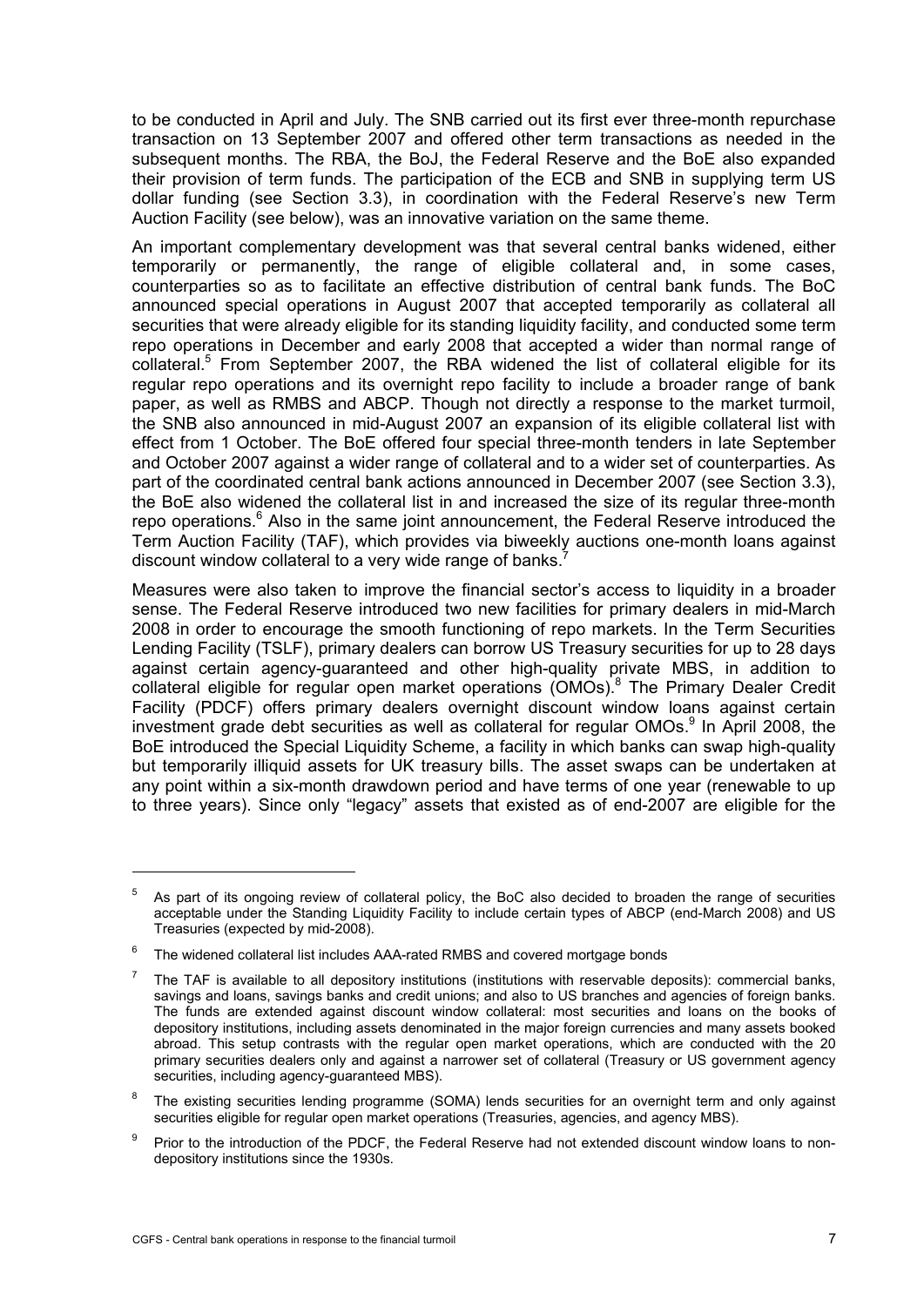to be conducted in April and July. The SNB carried out its first ever three-month repurchase transaction on 13 September 2007 and offered other term transactions as needed in the subsequent months. The RBA, the BoJ, the Federal Reserve and the BoE also expanded their provision of term funds. The participation of the ECB and SNB in supplying term US dollar funding (see Section 3.3), in coordination with the Federal Reserve's new Term Auction Facility (see below), was an innovative variation on the same theme.

An important complementary development was that several central banks widened, either temporarily or permanently, the range of eligible collateral and, in some cases, counterparties so as to facilitate an effective distribution of central bank funds. The BoC announced special operations in August 2007 that accepted temporarily as collateral all securities that were already eligible for its standing liquidity facility, and conducted some term repo operations in December and early 2008 that accepted a wider than normal range of collateral.[5] From September 2007, the RBA widened the list of collateral eligible for its regular repo operations and its overnight repo facility to include a broader range of bank paper, as well as RMBS and ABCP. Though not directly a response to the market turmoil, the SNB also announced in mid-August 2007 an expansion of its eligible collateral list with effect from 1 October. The BoE offered four special three-month tenders in late September and October 2007 against a wider range of collateral and to a wider set of counterparties. As part of the coordinated central bank actions announced in December 2007 (see Section 3.3), the BoE also widened the collateral list in and increased the size of its regular three-month repo operations.[6] Also in the same joint announcement, the Federal Reserve introduced the Term Auction Facility (TAF), which provides via biweekly auctions one-month loans against discount window collateral to a very wide range of banks.[7]

Measures were also taken to improve the financial sector's access to liquidity in a broader sense. The Federal Reserve introduced two new facilities for primary dealers in mid-March 2008 in order to encourage the smooth functioning of repo markets. In the Term Securities Lending Facility (TSLF), primary dealers can borrow US Treasury securities for up to 28 days against certain agency-guaranteed and other high-quality private MBS, in addition to collateral eligible for regular open market operations (OMOs).[8] The Primary Dealer Credit Facility (PDCF) offers primary dealers overnight discount window loans against certain investment grade debt securities as well as collateral for regular OMOs.[9] In April 2008, the BoE introduced the Special Liquidity Scheme, a facility in which banks can swap high-quality but temporarily illiquid assets for UK treasury bills. The asset swaps can be undertaken at any point within a six-month drawdown period and have terms of one year (renewable to up to three years). Since only "legacy" assets that existed as of end-2007 are eligible for the

---

[5] As part of its ongoing review of collateral policy, the BoC also decided to broaden the range of securities acceptable under the Standing Liquidity Facility to include certain types of ABCP (end-March 2008) and US Treasuries (expected by mid-2008).

[6] The widened collateral list includes AAA-rated RMBS and covered mortgage bonds

[7] The TAF is available to all depository institutions (institutions with reservable deposits): commercial banks, savings and loans, savings banks and credit unions; and also to US branches and agencies of foreign banks. The funds are extended against discount window collateral: most securities and loans on the books of depository institutions, including assets denominated in the major foreign currencies and many assets booked abroad. This setup contrasts with the regular open market operations, which are conducted with the 20 primary securities dealers only and against a narrower set of collateral (Treasury or US government agency securities, including agency-guaranteed MBS).

[8] The existing securities lending programme (SOMA) lends securities for an overnight term and only against securities eligible for regular open market operations (Treasuries, agencies, and agency MBS).

[9] Prior to the introduction of the PDCF, the Federal Reserve had not extended discount window loans to non-depository institutions since the 1930s.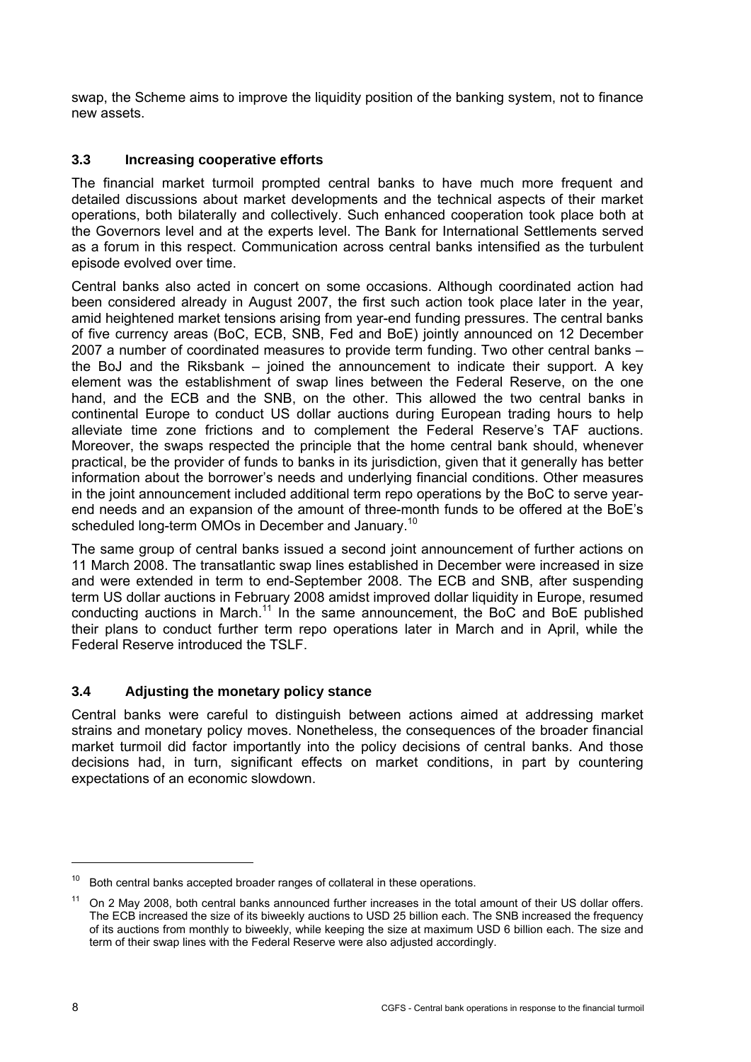swap, the Scheme aims to improve the liquidity position of the banking system, not to finance new assets.

### 3.3 Increasing cooperative efforts

The financial market turmoil prompted central banks to have much more frequent and detailed discussions about market developments and the technical aspects of their market operations, both bilaterally and collectively. Such enhanced cooperation took place both at the Governors level and at the experts level. The Bank for International Settlements served as a forum in this respect. Communication across central banks intensified as the turbulent episode evolved over time.

Central banks also acted in concert on some occasions. Although coordinated action had been considered already in August 2007, the first such action took place later in the year, amid heightened market tensions arising from year-end funding pressures. The central banks of five currency areas (BoC, ECB, SNB, Fed and BoE) jointly announced on 12 December 2007 a number of coordinated measures to provide term funding. Two other central banks – the BoJ and the Riksbank – joined the announcement to indicate their support. A key element was the establishment of swap lines between the Federal Reserve, on the one hand, and the ECB and the SNB, on the other. This allowed the two central banks in continental Europe to conduct US dollar auctions during European trading hours to help alleviate time zone frictions and to complement the Federal Reserve's TAF auctions. Moreover, the swaps respected the principle that the home central bank should, whenever practical, be the provider of funds to banks in its jurisdiction, given that it generally has better information about the borrower's needs and underlying financial conditions. Other measures in the joint announcement included additional term repo operations by the BoC to serve year-end needs and an expansion of the amount of three-month funds to be offered at the BoE's scheduled long-term OMOs in December and January.[10]

The same group of central banks issued a second joint announcement of further actions on 11 March 2008. The transatlantic swap lines established in December were increased in size and were extended in term to end-September 2008. The ECB and SNB, after suspending term US dollar auctions in February 2008 amidst improved dollar liquidity in Europe, resumed conducting auctions in March.[11] In the same announcement, the BoC and BoE published their plans to conduct further term repo operations later in March and in April, while the Federal Reserve introduced the TSLF.

### 3.4 Adjusting the monetary policy stance

Central banks were careful to distinguish between actions aimed at addressing market strains and monetary policy moves. Nonetheless, the consequences of the broader financial market turmoil did factor importantly into the policy decisions of central banks. And those decisions had, in turn, significant effects on market conditions, in part by countering expectations of an economic slowdown.

---

[10] Both central banks accepted broader ranges of collateral in these operations.

[11] On 2 May 2008, both central banks announced further increases in the total amount of their US dollar offers. The ECB increased the size of its biweekly auctions to USD 25 billion each. The SNB increased the frequency of its auctions from monthly to biweekly, while keeping the size at maximum USD 6 billion each. The size and term of their swap lines with the Federal Reserve were also adjusted accordingly.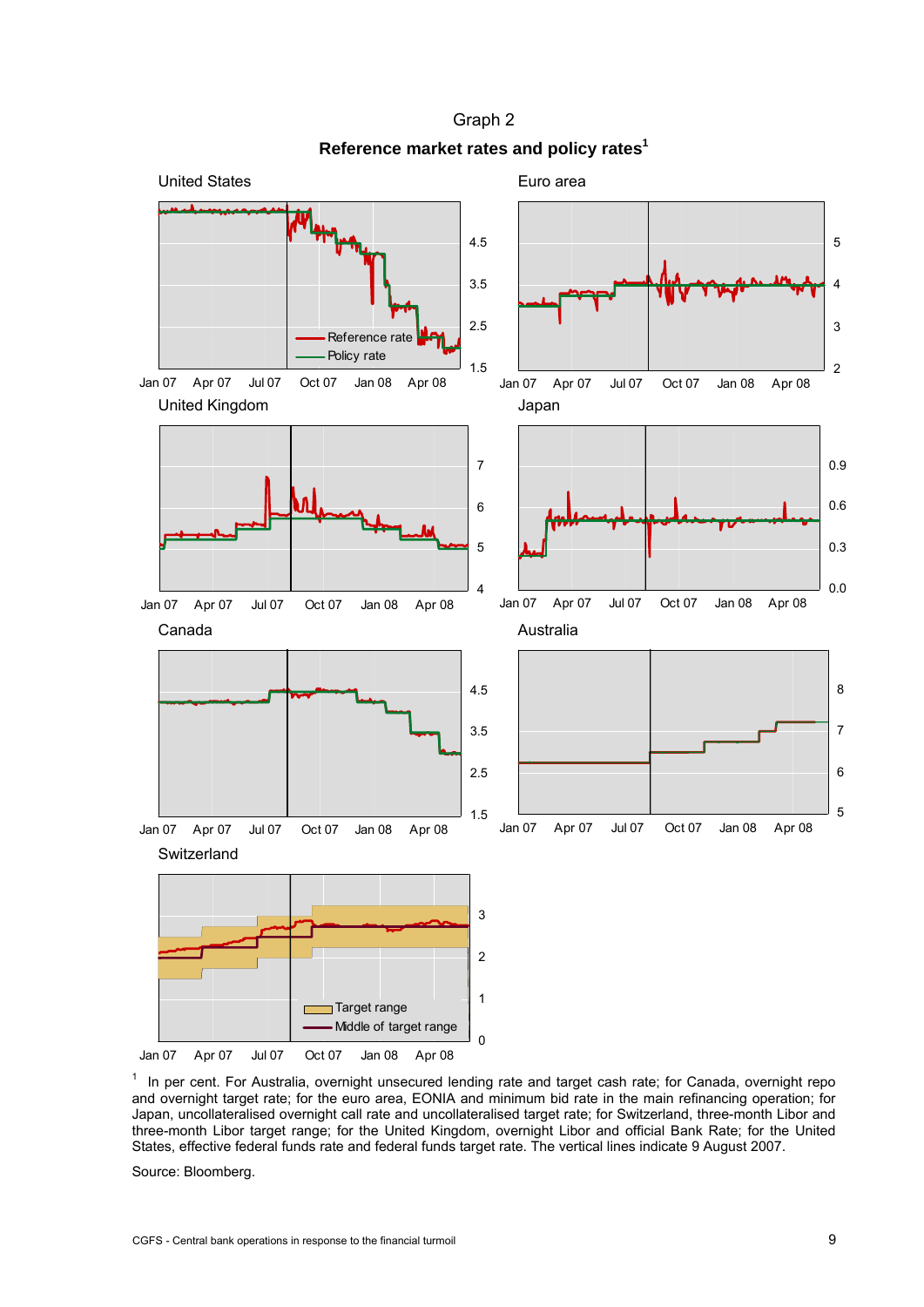Graph 2

**Reference market rates and policy rates**[1]

United States

Euro area

United Kingdom

Japan

Canada

Australia

Switzerland

[1] In per cent. For Australia, overnight unsecured lending rate and target cash rate; for Canada, overnight repo and overnight target rate; for the euro area, EONIA and minimum bid rate in the main refinancing operation; for Japan, uncollateralised overnight call rate and uncollateralised target rate; for Switzerland, three-month Libor and three-month Libor target range; for the United Kingdom, overnight Libor and official Bank Rate; for the United States, effective federal funds rate and federal funds target rate. The vertical lines indicate 9 August 2007.

Source: Bloomberg.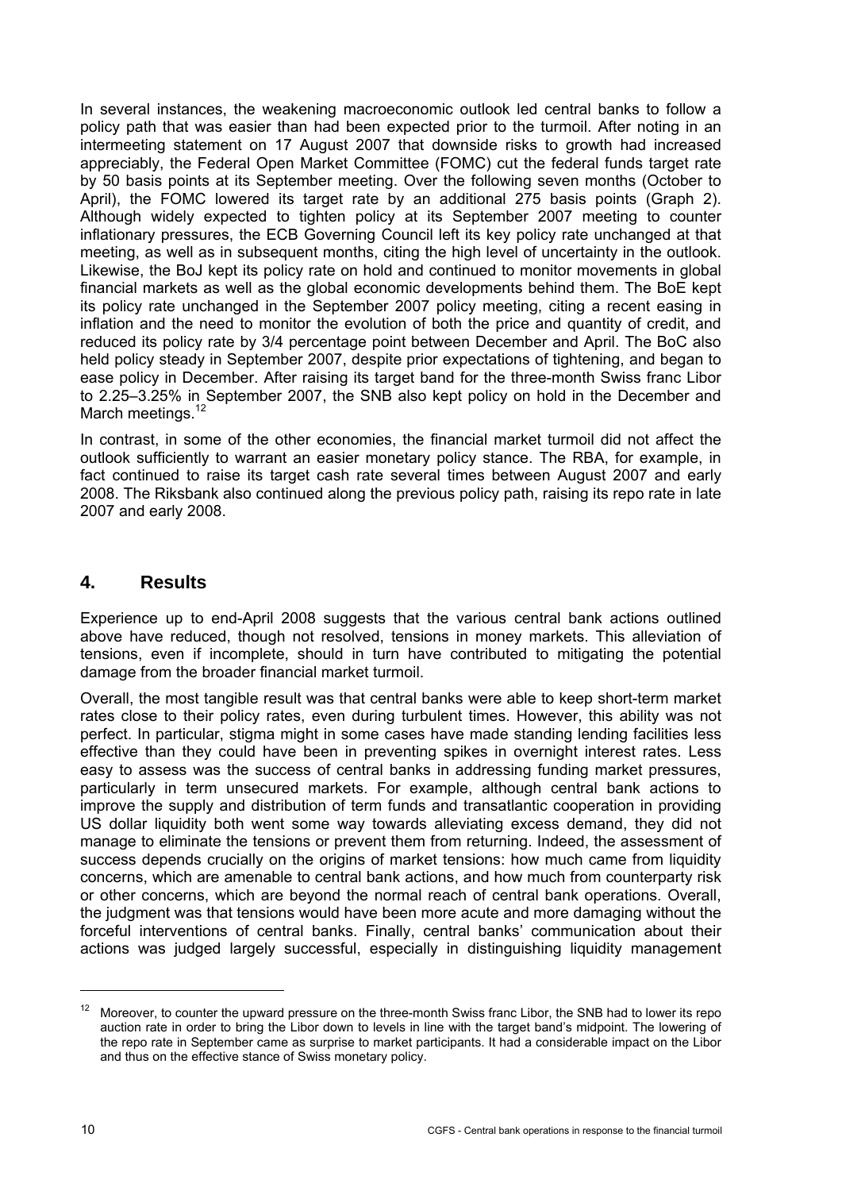In several instances, the weakening macroeconomic outlook led central banks to follow a policy path that was easier than had been expected prior to the turmoil. After noting in an intermeeting statement on 17 August 2007 that downside risks to growth had increased appreciably, the Federal Open Market Committee (FOMC) cut the federal funds target rate by 50 basis points at its September meeting. Over the following seven months (October to April), the FOMC lowered its target rate by an additional 275 basis points (Graph 2). Although widely expected to tighten policy at its September 2007 meeting to counter inflationary pressures, the ECB Governing Council left its key policy rate unchanged at that meeting, as well as in subsequent months, citing the high level of uncertainty in the outlook. Likewise, the BoJ kept its policy rate on hold and continued to monitor movements in global financial markets as well as the global economic developments behind them. The BoE kept its policy rate unchanged in the September 2007 policy meeting, citing a recent easing in inflation and the need to monitor the evolution of both the price and quantity of credit, and reduced its policy rate by 3/4 percentage point between December and April. The BoC also held policy steady in September 2007, despite prior expectations of tightening, and began to ease policy in December. After raising its target band for the three-month Swiss franc Libor to 2.25–3.25% in September 2007, the SNB also kept policy on hold in the December and March meetings.[12]

In contrast, in some of the other economies, the financial market turmoil did not affect the outlook sufficiently to warrant an easier monetary policy stance. The RBA, for example, in fact continued to raise its target cash rate several times between August 2007 and early 2008. The Riksbank also continued along the previous policy path, raising its repo rate in late 2007 and early 2008.

## 4. Results

Experience up to end-April 2008 suggests that the various central bank actions outlined above have reduced, though not resolved, tensions in money markets. This alleviation of tensions, even if incomplete, should in turn have contributed to mitigating the potential damage from the broader financial market turmoil.

Overall, the most tangible result was that central banks were able to keep short-term market rates close to their policy rates, even during turbulent times. However, this ability was not perfect. In particular, stigma might in some cases have made standing lending facilities less effective than they could have been in preventing spikes in overnight interest rates. Less easy to assess was the success of central banks in addressing funding market pressures, particularly in term unsecured markets. For example, although central bank actions to improve the supply and distribution of term funds and transatlantic cooperation in providing US dollar liquidity both went some way towards alleviating excess demand, they did not manage to eliminate the tensions or prevent them from returning. Indeed, the assessment of success depends crucially on the origins of market tensions: how much came from liquidity concerns, which are amenable to central bank actions, and how much from counterparty risk or other concerns, which are beyond the normal reach of central bank operations. Overall, the judgment was that tensions would have been more acute and more damaging without the forceful interventions of central banks. Finally, central banks' communication about their actions was judged largely successful, especially in distinguishing liquidity management

[12] Moreover, to counter the upward pressure on the three-month Swiss franc Libor, the SNB had to lower its repo auction rate in order to bring the Libor down to levels in line with the target band's midpoint. The lowering of the repo rate in September came as surprise to market participants. It had a considerable impact on the Libor and thus on the effective stance of Swiss monetary policy.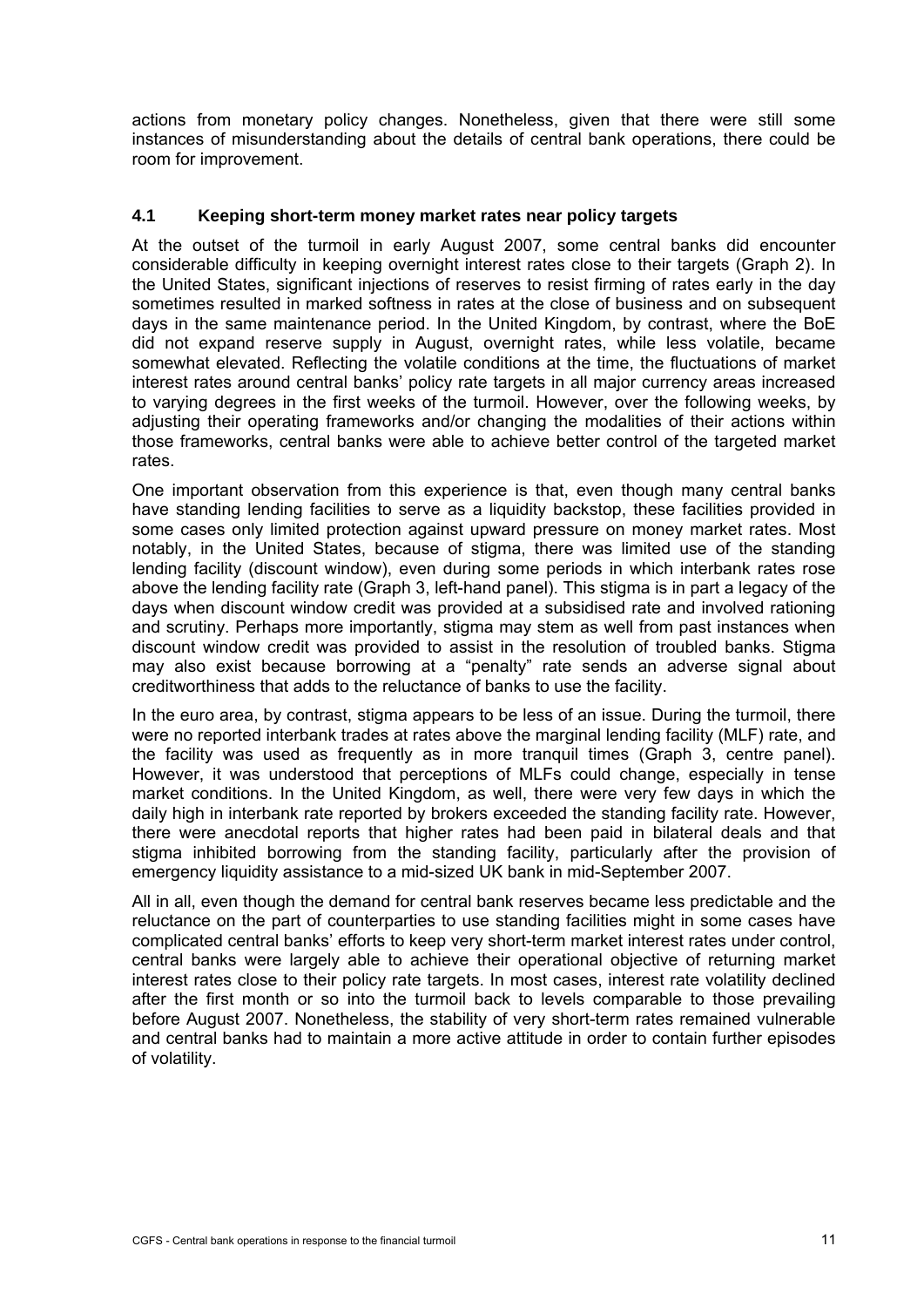actions from monetary policy changes. Nonetheless, given that there were still some instances of misunderstanding about the details of central bank operations, there could be room for improvement.

### 4.1 Keeping short-term money market rates near policy targets

At the outset of the turmoil in early August 2007, some central banks did encounter considerable difficulty in keeping overnight interest rates close to their targets (Graph 2). In the United States, significant injections of reserves to resist firming of rates early in the day sometimes resulted in marked softness in rates at the close of business and on subsequent days in the same maintenance period. In the United Kingdom, by contrast, where the BoE did not expand reserve supply in August, overnight rates, while less volatile, became somewhat elevated. Reflecting the volatile conditions at the time, the fluctuations of market interest rates around central banks' policy rate targets in all major currency areas increased to varying degrees in the first weeks of the turmoil. However, over the following weeks, by adjusting their operating frameworks and/or changing the modalities of their actions within those frameworks, central banks were able to achieve better control of the targeted market rates.

One important observation from this experience is that, even though many central banks have standing lending facilities to serve as a liquidity backstop, these facilities provided in some cases only limited protection against upward pressure on money market rates. Most notably, in the United States, because of stigma, there was limited use of the standing lending facility (discount window), even during some periods in which interbank rates rose above the lending facility rate (Graph 3, left-hand panel). This stigma is in part a legacy of the days when discount window credit was provided at a subsidised rate and involved rationing and scrutiny. Perhaps more importantly, stigma may stem as well from past instances when discount window credit was provided to assist in the resolution of troubled banks. Stigma may also exist because borrowing at a "penalty" rate sends an adverse signal about creditworthiness that adds to the reluctance of banks to use the facility.

In the euro area, by contrast, stigma appears to be less of an issue. During the turmoil, there were no reported interbank trades at rates above the marginal lending facility (MLF) rate, and the facility was used as frequently as in more tranquil times (Graph 3, centre panel). However, it was understood that perceptions of MLFs could change, especially in tense market conditions. In the United Kingdom, as well, there were very few days in which the daily high in interbank rate reported by brokers exceeded the standing facility rate. However, there were anecdotal reports that higher rates had been paid in bilateral deals and that stigma inhibited borrowing from the standing facility, particularly after the provision of emergency liquidity assistance to a mid-sized UK bank in mid-September 2007.

All in all, even though the demand for central bank reserves became less predictable and the reluctance on the part of counterparties to use standing facilities might in some cases have complicated central banks' efforts to keep very short-term market interest rates under control, central banks were largely able to achieve their operational objective of returning market interest rates close to their policy rate targets. In most cases, interest rate volatility declined after the first month or so into the turmoil back to levels comparable to those prevailing before August 2007. Nonetheless, the stability of very short-term rates remained vulnerable and central banks had to maintain a more active attitude in order to contain further episodes of volatility.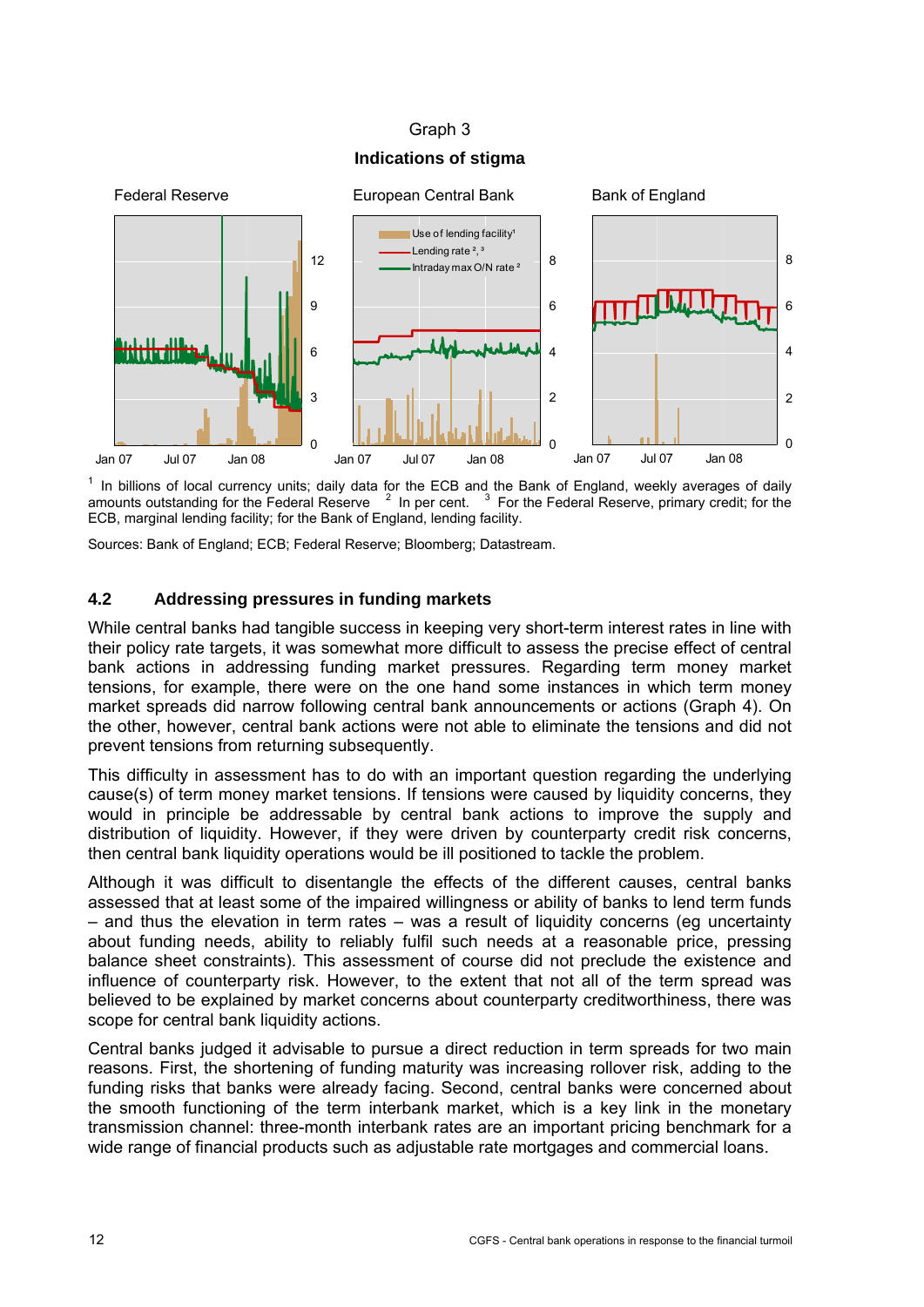Graph 3

**Indications of stigma**

Federal Reserve — European Central Bank — Bank of England

[1] In billions of local currency units; daily data for the ECB and the Bank of England, weekly averages of daily amounts outstanding for the Federal Reserve [2] In per cent. [3] For the Federal Reserve, primary credit; for the ECB, marginal lending facility; for the Bank of England, lending facility.

Sources: Bank of England; ECB; Federal Reserve; Bloomberg; Datastream.

### 4.2 Addressing pressures in funding markets

While central banks had tangible success in keeping very short-term interest rates in line with their policy rate targets, it was somewhat more difficult to assess the precise effect of central bank actions in addressing funding market pressures. Regarding term money market tensions, for example, there were on the one hand some instances in which term money market spreads did narrow following central bank announcements or actions (Graph 4). On the other, however, central bank actions were not able to eliminate the tensions and did not prevent tensions from returning subsequently.

This difficulty in assessment has to do with an important question regarding the underlying cause(s) of term money market tensions. If tensions were caused by liquidity concerns, they would in principle be addressable by central bank actions to improve the supply and distribution of liquidity. However, if they were driven by counterparty credit risk concerns, then central bank liquidity operations would be ill positioned to tackle the problem.

Although it was difficult to disentangle the effects of the different causes, central banks assessed that at least some of the impaired willingness or ability of banks to lend term funds – and thus the elevation in term rates – was a result of liquidity concerns (eg uncertainty about funding needs, ability to reliably fulfil such needs at a reasonable price, pressing balance sheet constraints). This assessment of course did not preclude the existence and influence of counterparty risk. However, to the extent that not all of the term spread was believed to be explained by market concerns about counterparty creditworthiness, there was scope for central bank liquidity actions.

Central banks judged it advisable to pursue a direct reduction in term spreads for two main reasons. First, the shortening of funding maturity was increasing rollover risk, adding to the funding risks that banks were already facing. Second, central banks were concerned about the smooth functioning of the term interbank market, which is a key link in the monetary transmission channel: three-month interbank rates are an important pricing benchmark for a wide range of financial products such as adjustable rate mortgages and commercial loans.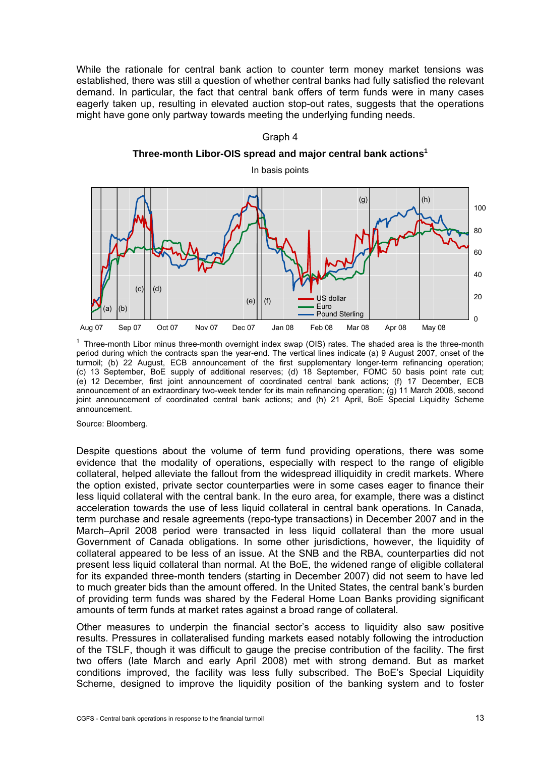While the rationale for central bank action to counter term money market tensions was established, there was still a question of whether central banks had fully satisfied the relevant demand. In particular, the fact that central bank offers of term funds were in many cases eagerly taken up, resulting in elevated auction stop-out rates, suggests that the operations might have gone only partway towards meeting the underlying funding needs.

Graph 4

**Three-month Libor-OIS spread and major central bank actions[1]**

In basis points

[1] Three-month Libor minus three-month overnight index swap (OIS) rates. The shaded area is the three-month period during which the contracts span the year-end. The vertical lines indicate (a) 9 August 2007, onset of the turmoil; (b) 22 August, ECB announcement of the first supplementary longer-term refinancing operation; (c) 13 September, BoE supply of additional reserves; (d) 18 September, FOMC 50 basis point rate cut; (e) 12 December, first joint announcement of coordinated central bank actions; (f) 17 December, ECB announcement of an extraordinary two-week tender for its main refinancing operation; (g) 11 March 2008, second joint announcement of coordinated central bank actions; and (h) 21 April, BoE Special Liquidity Scheme announcement.

Source: Bloomberg.

Despite questions about the volume of term fund providing operations, there was some evidence that the modality of operations, especially with respect to the range of eligible collateral, helped alleviate the fallout from the widespread illiquidity in credit markets. Where the option existed, private sector counterparties were in some cases eager to finance their less liquid collateral with the central bank. In the euro area, for example, there was a distinct acceleration towards the use of less liquid collateral in central bank operations. In Canada, term purchase and resale agreements (repo-type transactions) in December 2007 and in the March–April 2008 period were transacted in less liquid collateral than the more usual Government of Canada obligations. In some other jurisdictions, however, the liquidity of collateral appeared to be less of an issue. At the SNB and the RBA, counterparties did not present less liquid collateral than normal. At the BoE, the widened range of eligible collateral for its expanded three-month tenders (starting in December 2007) did not seem to have led to much greater bids than the amount offered. In the United States, the central bank's burden of providing term funds was shared by the Federal Home Loan Banks providing significant amounts of term funds at market rates against a broad range of collateral.

Other measures to underpin the financial sector's access to liquidity also saw positive results. Pressures in collateralised funding markets eased notably following the introduction of the TSLF, though it was difficult to gauge the precise contribution of the facility. The first two offers (late March and early April 2008) met with strong demand. But as market conditions improved, the facility was less fully subscribed. The BoE's Special Liquidity Scheme, designed to improve the liquidity position of the banking system and to foster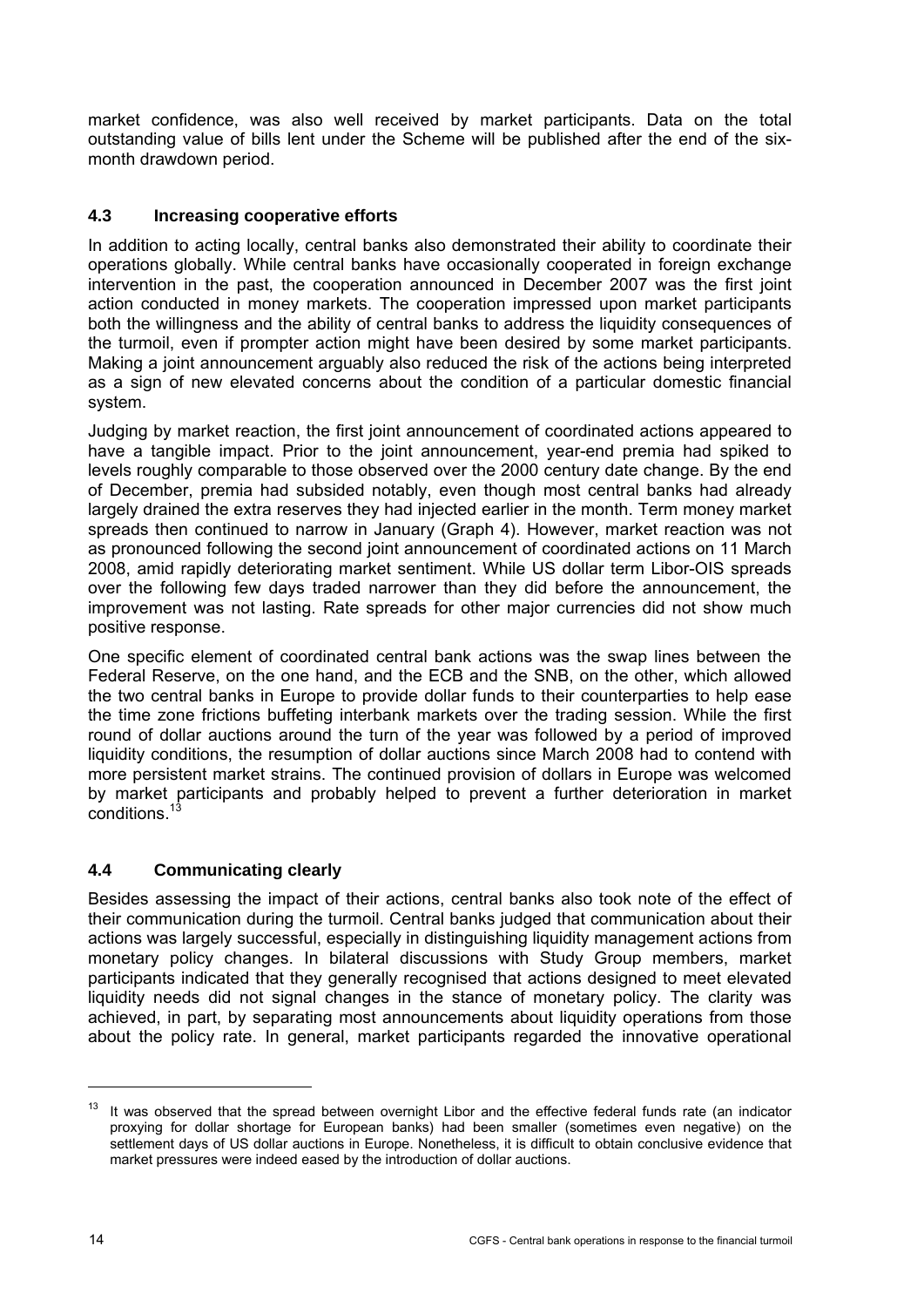market confidence, was also well received by market participants. Data on the total outstanding value of bills lent under the Scheme will be published after the end of the six-month drawdown period.

### 4.3 Increasing cooperative efforts

In addition to acting locally, central banks also demonstrated their ability to coordinate their operations globally. While central banks have occasionally cooperated in foreign exchange intervention in the past, the cooperation announced in December 2007 was the first joint action conducted in money markets. The cooperation impressed upon market participants both the willingness and the ability of central banks to address the liquidity consequences of the turmoil, even if prompter action might have been desired by some market participants. Making a joint announcement arguably also reduced the risk of the actions being interpreted as a sign of new elevated concerns about the condition of a particular domestic financial system.

Judging by market reaction, the first joint announcement of coordinated actions appeared to have a tangible impact. Prior to the joint announcement, year-end premia had spiked to levels roughly comparable to those observed over the 2000 century date change. By the end of December, premia had subsided notably, even though most central banks had already largely drained the extra reserves they had injected earlier in the month. Term money market spreads then continued to narrow in January (Graph 4). However, market reaction was not as pronounced following the second joint announcement of coordinated actions on 11 March 2008, amid rapidly deteriorating market sentiment. While US dollar term Libor-OIS spreads over the following few days traded narrower than they did before the announcement, the improvement was not lasting. Rate spreads for other major currencies did not show much positive response.

One specific element of coordinated central bank actions was the swap lines between the Federal Reserve, on the one hand, and the ECB and the SNB, on the other, which allowed the two central banks in Europe to provide dollar funds to their counterparties to help ease the time zone frictions buffeting interbank markets over the trading session. While the first round of dollar auctions around the turn of the year was followed by a period of improved liquidity conditions, the resumption of dollar auctions since March 2008 had to contend with more persistent market strains. The continued provision of dollars in Europe was welcomed by market participants and probably helped to prevent a further deterioration in market conditions.[13]

### 4.4 Communicating clearly

Besides assessing the impact of their actions, central banks also took note of the effect of their communication during the turmoil. Central banks judged that communication about their actions was largely successful, especially in distinguishing liquidity management actions from monetary policy changes. In bilateral discussions with Study Group members, market participants indicated that they generally recognised that actions designed to meet elevated liquidity needs did not signal changes in the stance of monetary policy. The clarity was achieved, in part, by separating most announcements about liquidity operations from those about the policy rate. In general, market participants regarded the innovative operational

---

[13] It was observed that the spread between overnight Libor and the effective federal funds rate (an indicator proxying for dollar shortage for European banks) had been smaller (sometimes even negative) on the settlement days of US dollar auctions in Europe. Nonetheless, it is difficult to obtain conclusive evidence that market pressures were indeed eased by the introduction of dollar auctions.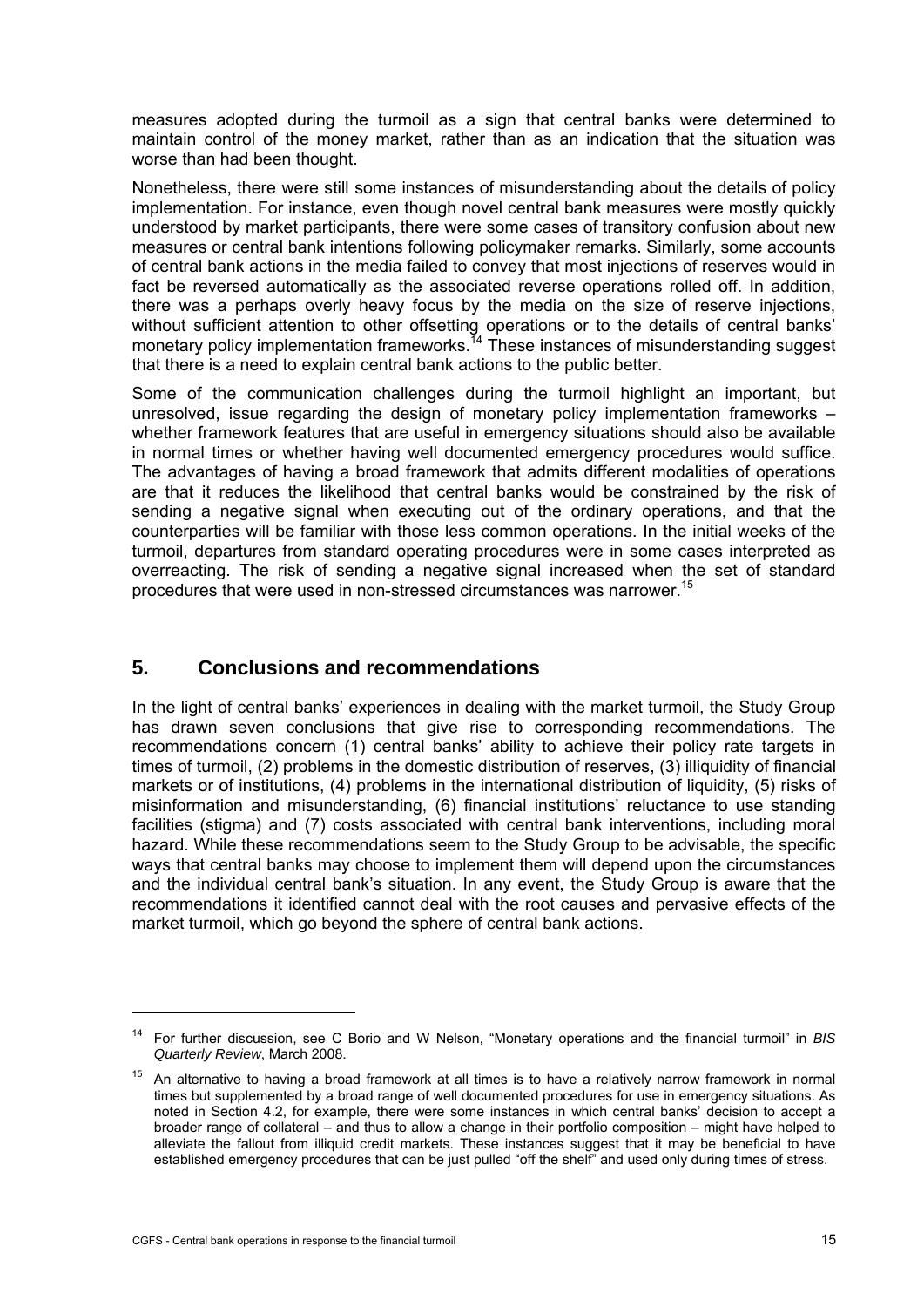measures adopted during the turmoil as a sign that central banks were determined to maintain control of the money market, rather than as an indication that the situation was worse than had been thought.

Nonetheless, there were still some instances of misunderstanding about the details of policy implementation. For instance, even though novel central bank measures were mostly quickly understood by market participants, there were some cases of transitory confusion about new measures or central bank intentions following policymaker remarks. Similarly, some accounts of central bank actions in the media failed to convey that most injections of reserves would in fact be reversed automatically as the associated reverse operations rolled off. In addition, there was a perhaps overly heavy focus by the media on the size of reserve injections, without sufficient attention to other offsetting operations or to the details of central banks' monetary policy implementation frameworks.[14] These instances of misunderstanding suggest that there is a need to explain central bank actions to the public better.

Some of the communication challenges during the turmoil highlight an important, but unresolved, issue regarding the design of monetary policy implementation frameworks – whether framework features that are useful in emergency situations should also be available in normal times or whether having well documented emergency procedures would suffice. The advantages of having a broad framework that admits different modalities of operations are that it reduces the likelihood that central banks would be constrained by the risk of sending a negative signal when executing out of the ordinary operations, and that the counterparties will be familiar with those less common operations. In the initial weeks of the turmoil, departures from standard operating procedures were in some cases interpreted as overreacting. The risk of sending a negative signal increased when the set of standard procedures that were used in non-stressed circumstances was narrower.[15]

## 5. Conclusions and recommendations

In the light of central banks' experiences in dealing with the market turmoil, the Study Group has drawn seven conclusions that give rise to corresponding recommendations. The recommendations concern (1) central banks' ability to achieve their policy rate targets in times of turmoil, (2) problems in the domestic distribution of reserves, (3) illiquidity of financial markets or of institutions, (4) problems in the international distribution of liquidity, (5) risks of misinformation and misunderstanding, (6) financial institutions' reluctance to use standing facilities (stigma) and (7) costs associated with central bank interventions, including moral hazard. While these recommendations seem to the Study Group to be advisable, the specific ways that central banks may choose to implement them will depend upon the circumstances and the individual central bank's situation. In any event, the Study Group is aware that the recommendations it identified cannot deal with the root causes and pervasive effects of the market turmoil, which go beyond the sphere of central bank actions.

---

[14] For further discussion, see C Borio and W Nelson, "Monetary operations and the financial turmoil" in *BIS Quarterly Review*, March 2008.

[15] An alternative to having a broad framework at all times is to have a relatively narrow framework in normal times but supplemented by a broad range of well documented procedures for use in emergency situations. As noted in Section 4.2, for example, there were some instances in which central banks' decision to accept a broader range of collateral – and thus to allow a change in their portfolio composition – might have helped to alleviate the fallout from illiquid credit markets. These instances suggest that it may be beneficial to have established emergency procedures that can be just pulled "off the shelf" and used only during times of stress.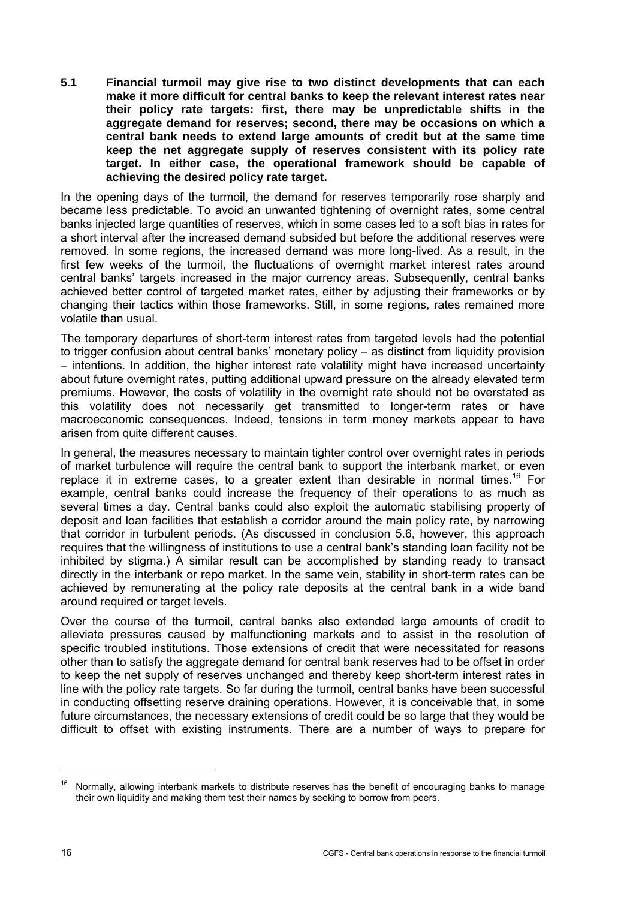**5.1 Financial turmoil may give rise to two distinct developments that can each make it more difficult for central banks to keep the relevant interest rates near their policy rate targets: first, there may be unpredictable shifts in the aggregate demand for reserves; second, there may be occasions on which a central bank needs to extend large amounts of credit but at the same time keep the net aggregate supply of reserves consistent with its policy rate target. In either case, the operational framework should be capable of achieving the desired policy rate target.**

In the opening days of the turmoil, the demand for reserves temporarily rose sharply and became less predictable. To avoid an unwanted tightening of overnight rates, some central banks injected large quantities of reserves, which in some cases led to a soft bias in rates for a short interval after the increased demand subsided but before the additional reserves were removed. In some regions, the increased demand was more long-lived. As a result, in the first few weeks of the turmoil, the fluctuations of overnight market interest rates around central banks' targets increased in the major currency areas. Subsequently, central banks achieved better control of targeted market rates, either by adjusting their frameworks or by changing their tactics within those frameworks. Still, in some regions, rates remained more volatile than usual.

The temporary departures of short-term interest rates from targeted levels had the potential to trigger confusion about central banks' monetary policy – as distinct from liquidity provision – intentions. In addition, the higher interest rate volatility might have increased uncertainty about future overnight rates, putting additional upward pressure on the already elevated term premiums. However, the costs of volatility in the overnight rate should not be overstated as this volatility does not necessarily get transmitted to longer-term rates or have macroeconomic consequences. Indeed, tensions in term money markets appear to have arisen from quite different causes.

In general, the measures necessary to maintain tighter control over overnight rates in periods of market turbulence will require the central bank to support the interbank market, or even replace it in extreme cases, to a greater extent than desirable in normal times.[16] For example, central banks could increase the frequency of their operations to as much as several times a day. Central banks could also exploit the automatic stabilising property of deposit and loan facilities that establish a corridor around the main policy rate, by narrowing that corridor in turbulent periods. (As discussed in conclusion 5.6, however, this approach requires that the willingness of institutions to use a central bank's standing loan facility not be inhibited by stigma.) A similar result can be accomplished by standing ready to transact directly in the interbank or repo market. In the same vein, stability in short-term rates can be achieved by remunerating at the policy rate deposits at the central bank in a wide band around required or target levels.

Over the course of the turmoil, central banks also extended large amounts of credit to alleviate pressures caused by malfunctioning markets and to assist in the resolution of specific troubled institutions. Those extensions of credit that were necessitated for reasons other than to satisfy the aggregate demand for central bank reserves had to be offset in order to keep the net supply of reserves unchanged and thereby keep short-term interest rates in line with the policy rate targets. So far during the turmoil, central banks have been successful in conducting offsetting reserve draining operations. However, it is conceivable that, in some future circumstances, the necessary extensions of credit could be so large that they would be difficult to offset with existing instruments. There are a number of ways to prepare for

[16] Normally, allowing interbank markets to distribute reserves has the benefit of encouraging banks to manage their own liquidity and making them test their names by seeking to borrow from peers.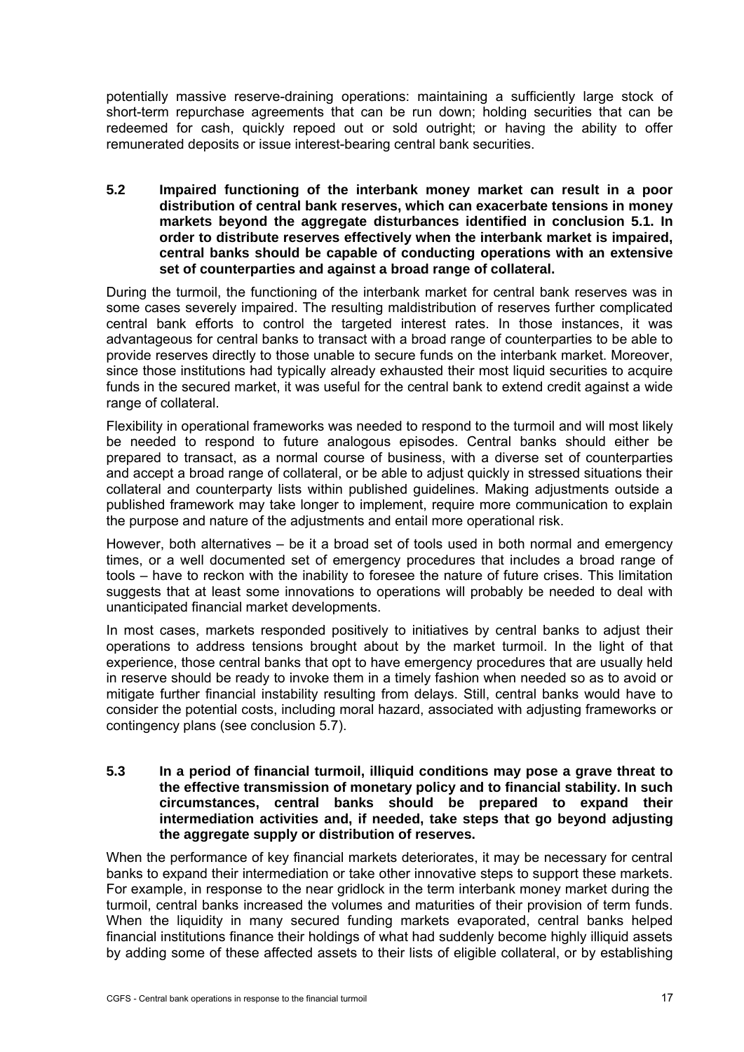potentially massive reserve-draining operations: maintaining a sufficiently large stock of short-term repurchase agreements that can be run down; holding securities that can be redeemed for cash, quickly repoed out or sold outright; or having the ability to offer remunerated deposits or issue interest-bearing central bank securities.

**5.2 Impaired functioning of the interbank money market can result in a poor distribution of central bank reserves, which can exacerbate tensions in money markets beyond the aggregate disturbances identified in conclusion 5.1. In order to distribute reserves effectively when the interbank market is impaired, central banks should be capable of conducting operations with an extensive set of counterparties and against a broad range of collateral.**

During the turmoil, the functioning of the interbank market for central bank reserves was in some cases severely impaired. The resulting maldistribution of reserves further complicated central bank efforts to control the targeted interest rates. In those instances, it was advantageous for central banks to transact with a broad range of counterparties to be able to provide reserves directly to those unable to secure funds on the interbank market. Moreover, since those institutions had typically already exhausted their most liquid securities to acquire funds in the secured market, it was useful for the central bank to extend credit against a wide range of collateral.

Flexibility in operational frameworks was needed to respond to the turmoil and will most likely be needed to respond to future analogous episodes. Central banks should either be prepared to transact, as a normal course of business, with a diverse set of counterparties and accept a broad range of collateral, or be able to adjust quickly in stressed situations their collateral and counterparty lists within published guidelines. Making adjustments outside a published framework may take longer to implement, require more communication to explain the purpose and nature of the adjustments and entail more operational risk.

However, both alternatives – be it a broad set of tools used in both normal and emergency times, or a well documented set of emergency procedures that includes a broad range of tools – have to reckon with the inability to foresee the nature of future crises. This limitation suggests that at least some innovations to operations will probably be needed to deal with unanticipated financial market developments.

In most cases, markets responded positively to initiatives by central banks to adjust their operations to address tensions brought about by the market turmoil. In the light of that experience, those central banks that opt to have emergency procedures that are usually held in reserve should be ready to invoke them in a timely fashion when needed so as to avoid or mitigate further financial instability resulting from delays. Still, central banks would have to consider the potential costs, including moral hazard, associated with adjusting frameworks or contingency plans (see conclusion 5.7).

**5.3 In a period of financial turmoil, illiquid conditions may pose a grave threat to the effective transmission of monetary policy and to financial stability. In such circumstances, central banks should be prepared to expand their intermediation activities and, if needed, take steps that go beyond adjusting the aggregate supply or distribution of reserves.**

When the performance of key financial markets deteriorates, it may be necessary for central banks to expand their intermediation or take other innovative steps to support these markets. For example, in response to the near gridlock in the term interbank money market during the turmoil, central banks increased the volumes and maturities of their provision of term funds. When the liquidity in many secured funding markets evaporated, central banks helped financial institutions finance their holdings of what had suddenly become highly illiquid assets by adding some of these affected assets to their lists of eligible collateral, or by establishing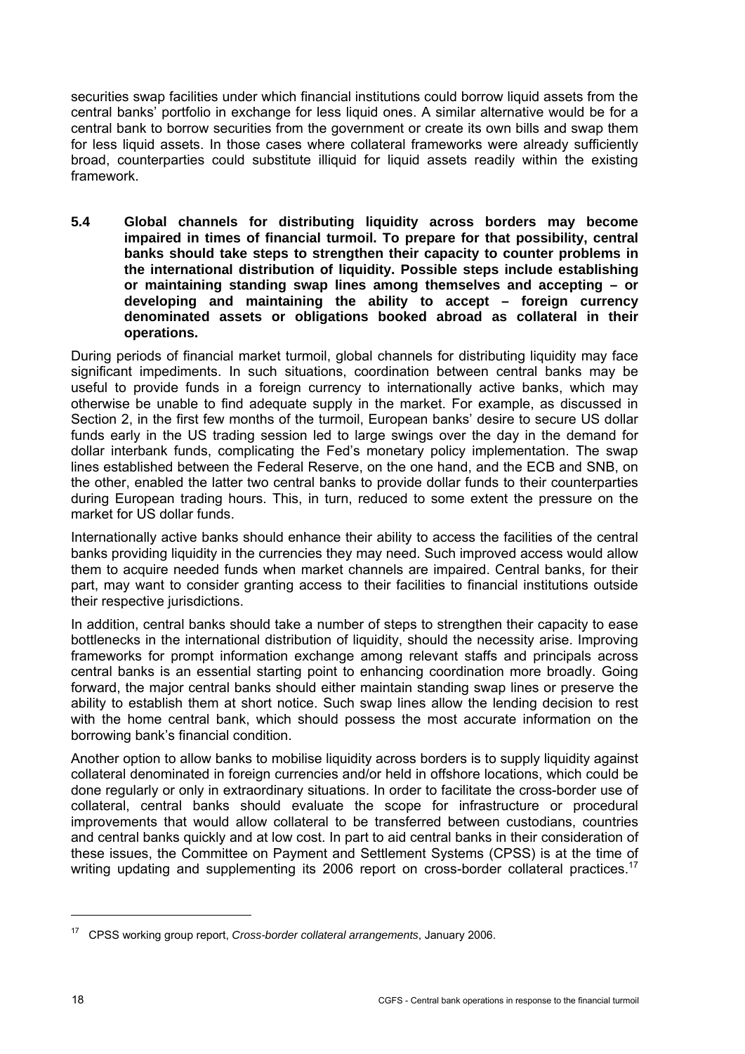securities swap facilities under which financial institutions could borrow liquid assets from the central banks' portfolio in exchange for less liquid ones. A similar alternative would be for a central bank to borrow securities from the government or create its own bills and swap them for less liquid assets. In those cases where collateral frameworks were already sufficiently broad, counterparties could substitute illiquid for liquid assets readily within the existing framework.

**5.4 Global channels for distributing liquidity across borders may become impaired in times of financial turmoil. To prepare for that possibility, central banks should take steps to strengthen their capacity to counter problems in the international distribution of liquidity. Possible steps include establishing or maintaining standing swap lines among themselves and accepting – or developing and maintaining the ability to accept – foreign currency denominated assets or obligations booked abroad as collateral in their operations.**

During periods of financial market turmoil, global channels for distributing liquidity may face significant impediments. In such situations, coordination between central banks may be useful to provide funds in a foreign currency to internationally active banks, which may otherwise be unable to find adequate supply in the market. For example, as discussed in Section 2, in the first few months of the turmoil, European banks' desire to secure US dollar funds early in the US trading session led to large swings over the day in the demand for dollar interbank funds, complicating the Fed's monetary policy implementation. The swap lines established between the Federal Reserve, on the one hand, and the ECB and SNB, on the other, enabled the latter two central banks to provide dollar funds to their counterparties during European trading hours. This, in turn, reduced to some extent the pressure on the market for US dollar funds.

Internationally active banks should enhance their ability to access the facilities of the central banks providing liquidity in the currencies they may need. Such improved access would allow them to acquire needed funds when market channels are impaired. Central banks, for their part, may want to consider granting access to their facilities to financial institutions outside their respective jurisdictions.

In addition, central banks should take a number of steps to strengthen their capacity to ease bottlenecks in the international distribution of liquidity, should the necessity arise. Improving frameworks for prompt information exchange among relevant staffs and principals across central banks is an essential starting point to enhancing coordination more broadly. Going forward, the major central banks should either maintain standing swap lines or preserve the ability to establish them at short notice. Such swap lines allow the lending decision to rest with the home central bank, which should possess the most accurate information on the borrowing bank's financial condition.

Another option to allow banks to mobilise liquidity across borders is to supply liquidity against collateral denominated in foreign currencies and/or held in offshore locations, which could be done regularly or only in extraordinary situations. In order to facilitate the cross-border use of collateral, central banks should evaluate the scope for infrastructure or procedural improvements that would allow collateral to be transferred between custodians, countries and central banks quickly and at low cost. In part to aid central banks in their consideration of these issues, the Committee on Payment and Settlement Systems (CPSS) is at the time of writing updating and supplementing its 2006 report on cross-border collateral practices.[17]

[17] CPSS working group report, *Cross-border collateral arrangements*, January 2006.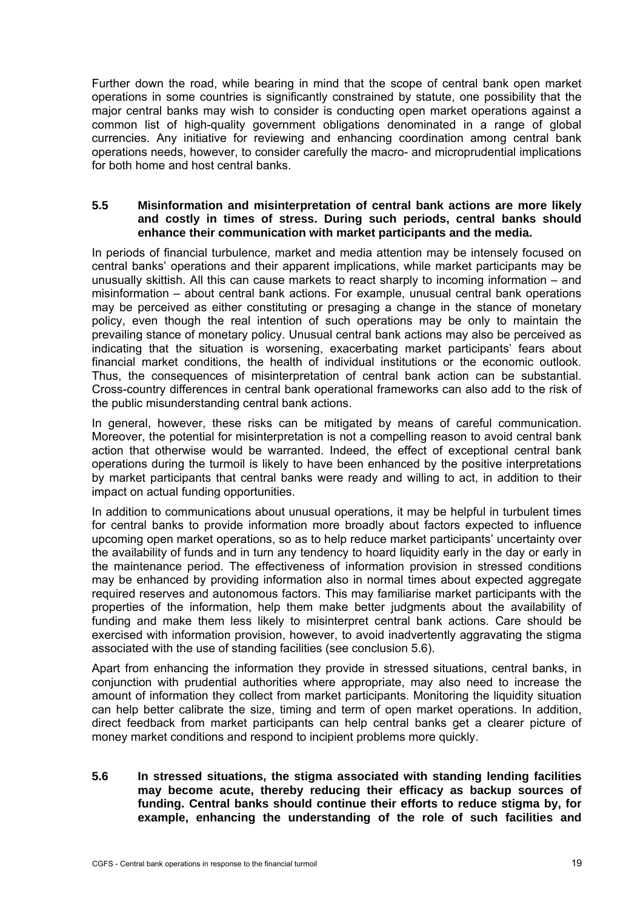Further down the road, while bearing in mind that the scope of central bank open market operations in some countries is significantly constrained by statute, one possibility that the major central banks may wish to consider is conducting open market operations against a common list of high-quality government obligations denominated in a range of global currencies. Any initiative for reviewing and enhancing coordination among central bank operations needs, however, to consider carefully the macro- and microprudential implications for both home and host central banks.

### 5.5 Misinformation and misinterpretation of central bank actions are more likely and costly in times of stress. During such periods, central banks should enhance their communication with market participants and the media.

In periods of financial turbulence, market and media attention may be intensely focused on central banks' operations and their apparent implications, while market participants may be unusually skittish. All this can cause markets to react sharply to incoming information – and misinformation – about central bank actions. For example, unusual central bank operations may be perceived as either constituting or presaging a change in the stance of monetary policy, even though the real intention of such operations may be only to maintain the prevailing stance of monetary policy. Unusual central bank actions may also be perceived as indicating that the situation is worsening, exacerbating market participants' fears about financial market conditions, the health of individual institutions or the economic outlook. Thus, the consequences of misinterpretation of central bank action can be substantial. Cross-country differences in central bank operational frameworks can also add to the risk of the public misunderstanding central bank actions.

In general, however, these risks can be mitigated by means of careful communication. Moreover, the potential for misinterpretation is not a compelling reason to avoid central bank action that otherwise would be warranted. Indeed, the effect of exceptional central bank operations during the turmoil is likely to have been enhanced by the positive interpretations by market participants that central banks were ready and willing to act, in addition to their impact on actual funding opportunities.

In addition to communications about unusual operations, it may be helpful in turbulent times for central banks to provide information more broadly about factors expected to influence upcoming open market operations, so as to help reduce market participants' uncertainty over the availability of funds and in turn any tendency to hoard liquidity early in the day or early in the maintenance period. The effectiveness of information provision in stressed conditions may be enhanced by providing information also in normal times about expected aggregate required reserves and autonomous factors. This may familiarise market participants with the properties of the information, help them make better judgments about the availability of funding and make them less likely to misinterpret central bank actions. Care should be exercised with information provision, however, to avoid inadvertently aggravating the stigma associated with the use of standing facilities (see conclusion 5.6).

Apart from enhancing the information they provide in stressed situations, central banks, in conjunction with prudential authorities where appropriate, may also need to increase the amount of information they collect from market participants. Monitoring the liquidity situation can help better calibrate the size, timing and term of open market operations. In addition, direct feedback from market participants can help central banks get a clearer picture of money market conditions and respond to incipient problems more quickly.

### 5.6 In stressed situations, the stigma associated with standing lending facilities may become acute, thereby reducing their efficacy as backup sources of funding. Central banks should continue their efforts to reduce stigma by, for example, enhancing the understanding of the role of such facilities and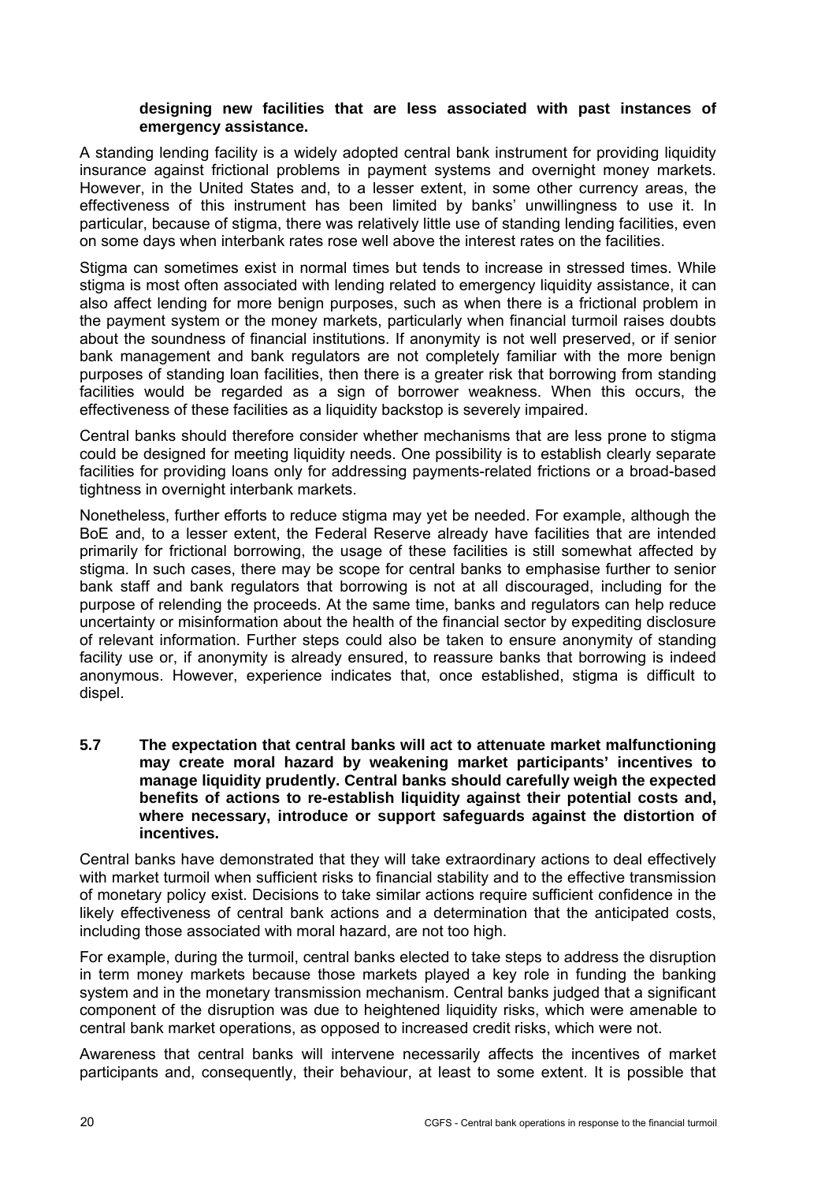**designing new facilities that are less associated with past instances of emergency assistance.**

A standing lending facility is a widely adopted central bank instrument for providing liquidity insurance against frictional problems in payment systems and overnight money markets. However, in the United States and, to a lesser extent, in some other currency areas, the effectiveness of this instrument has been limited by banks' unwillingness to use it. In particular, because of stigma, there was relatively little use of standing lending facilities, even on some days when interbank rates rose well above the interest rates on the facilities.

Stigma can sometimes exist in normal times but tends to increase in stressed times. While stigma is most often associated with lending related to emergency liquidity assistance, it can also affect lending for more benign purposes, such as when there is a frictional problem in the payment system or the money markets, particularly when financial turmoil raises doubts about the soundness of financial institutions. If anonymity is not well preserved, or if senior bank management and bank regulators are not completely familiar with the more benign purposes of standing loan facilities, then there is a greater risk that borrowing from standing facilities would be regarded as a sign of borrower weakness. When this occurs, the effectiveness of these facilities as a liquidity backstop is severely impaired.

Central banks should therefore consider whether mechanisms that are less prone to stigma could be designed for meeting liquidity needs. One possibility is to establish clearly separate facilities for providing loans only for addressing payments-related frictions or a broad-based tightness in overnight interbank markets.

Nonetheless, further efforts to reduce stigma may yet be needed. For example, although the BoE and, to a lesser extent, the Federal Reserve already have facilities that are intended primarily for frictional borrowing, the usage of these facilities is still somewhat affected by stigma. In such cases, there may be scope for central banks to emphasise further to senior bank staff and bank regulators that borrowing is not at all discouraged, including for the purpose of relending the proceeds. At the same time, banks and regulators can help reduce uncertainty or misinformation about the health of the financial sector by expediting disclosure of relevant information. Further steps could also be taken to ensure anonymity of standing facility use or, if anonymity is already ensured, to reassure banks that borrowing is indeed anonymous. However, experience indicates that, once established, stigma is difficult to dispel.

**5.7 The expectation that central banks will act to attenuate market malfunctioning may create moral hazard by weakening market participants' incentives to manage liquidity prudently. Central banks should carefully weigh the expected benefits of actions to re-establish liquidity against their potential costs and, where necessary, introduce or support safeguards against the distortion of incentives.**

Central banks have demonstrated that they will take extraordinary actions to deal effectively with market turmoil when sufficient risks to financial stability and to the effective transmission of monetary policy exist. Decisions to take similar actions require sufficient confidence in the likely effectiveness of central bank actions and a determination that the anticipated costs, including those associated with moral hazard, are not too high.

For example, during the turmoil, central banks elected to take steps to address the disruption in term money markets because those markets played a key role in funding the banking system and in the monetary transmission mechanism. Central banks judged that a significant component of the disruption was due to heightened liquidity risks, which were amenable to central bank market operations, as opposed to increased credit risks, which were not.

Awareness that central banks will intervene necessarily affects the incentives of market participants and, consequently, their behaviour, at least to some extent. It is possible that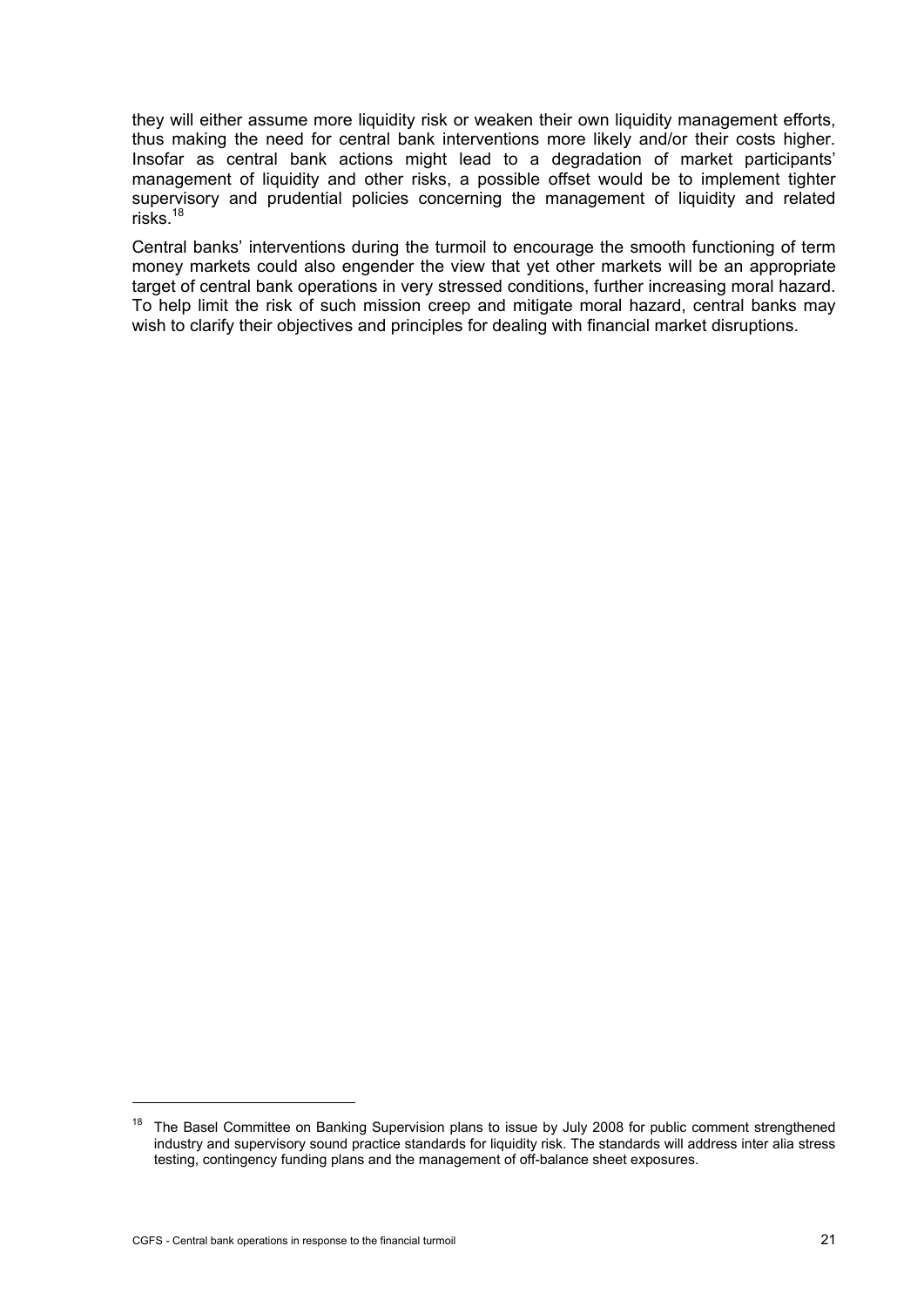they will either assume more liquidity risk or weaken their own liquidity management efforts, thus making the need for central bank interventions more likely and/or their costs higher. Insofar as central bank actions might lead to a degradation of market participants' management of liquidity and other risks, a possible offset would be to implement tighter supervisory and prudential policies concerning the management of liquidity and related risks.[18]

Central banks' interventions during the turmoil to encourage the smooth functioning of term money markets could also engender the view that yet other markets will be an appropriate target of central bank operations in very stressed conditions, further increasing moral hazard. To help limit the risk of such mission creep and mitigate moral hazard, central banks may wish to clarify their objectives and principles for dealing with financial market disruptions.

[18] The Basel Committee on Banking Supervision plans to issue by July 2008 for public comment strengthened industry and supervisory sound practice standards for liquidity risk. The standards will address inter alia stress testing, contingency funding plans and the management of off-balance sheet exposures.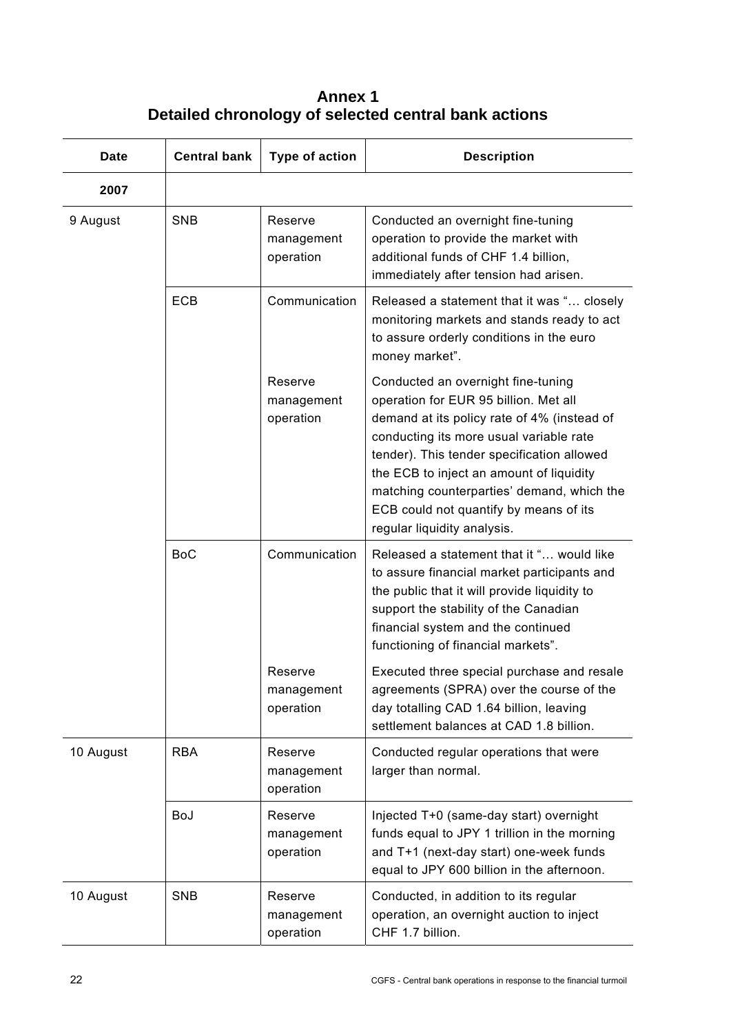# Annex 1
## Detailed chronology of selected central bank actions

| Date | Central bank | Type of action | Description |
|---|---|---|---|
| **2007** | | | |
| 9 August | SNB | Reserve management operation | Conducted an overnight fine-tuning operation to provide the market with additional funds of CHF 1.4 billion, immediately after tension had arisen. |
| | ECB | Communication | Released a statement that it was "… closely monitoring markets and stands ready to act to assure orderly conditions in the euro money market". |
| | | Reserve management operation | Conducted an overnight fine-tuning operation for EUR 95 billion. Met all demand at its policy rate of 4% (instead of conducting its more usual variable rate tender). This tender specification allowed the ECB to inject an amount of liquidity matching counterparties' demand, which the ECB could not quantify by means of its regular liquidity analysis. |
| | BoC | Communication | Released a statement that it "… would like to assure financial market participants and the public that it will provide liquidity to support the stability of the Canadian financial system and the continued functioning of financial markets". |
| | | Reserve management operation | Executed three special purchase and resale agreements (SPRA) over the course of the day totalling CAD 1.64 billion, leaving settlement balances at CAD 1.8 billion. |
| 10 August | RBA | Reserve management operation | Conducted regular operations that were larger than normal. |
| | BoJ | Reserve management operation | Injected T+0 (same-day start) overnight funds equal to JPY 1 trillion in the morning and T+1 (next-day start) one-week funds equal to JPY 600 billion in the afternoon. |
| 10 August | SNB | Reserve management operation | Conducted, in addition to its regular operation, an overnight auction to inject CHF 1.7 billion. |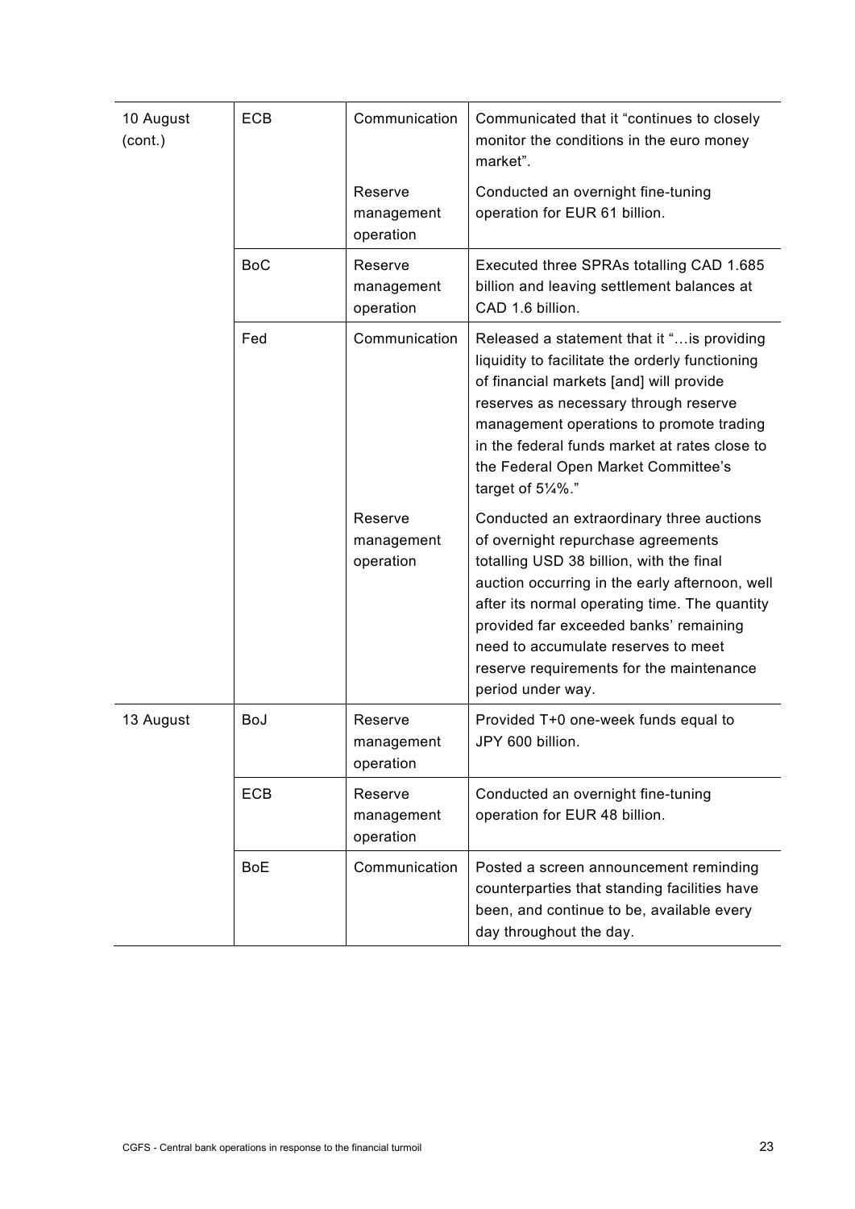| | | | |
|---|---|---|---|
| 10 August (cont.) | ECB | Communication | Communicated that it “continues to closely monitor the conditions in the euro money market”. |
| | | Reserve management operation | Conducted an overnight fine-tuning operation for EUR 61 billion. |
| | BoC | Reserve management operation | Executed three SPRAs totalling CAD 1.685 billion and leaving settlement balances at CAD 1.6 billion. |
| | Fed | Communication | Released a statement that it “…is providing liquidity to facilitate the orderly functioning of financial markets [and] will provide reserves as necessary through reserve management operations to promote trading in the federal funds market at rates close to the Federal Open Market Committee’s target of 5¼%.” |
| | | Reserve management operation | Conducted an extraordinary three auctions of overnight repurchase agreements totalling USD 38 billion, with the final auction occurring in the early afternoon, well after its normal operating time. The quantity provided far exceeded banks’ remaining need to accumulate reserves to meet reserve requirements for the maintenance period under way. |
| 13 August | BoJ | Reserve management operation | Provided T+0 one-week funds equal to JPY 600 billion. |
| | ECB | Reserve management operation | Conducted an overnight fine-tuning operation for EUR 48 billion. |
| | BoE | Communication | Posted a screen announcement reminding counterparties that standing facilities have been, and continue to be, available every day throughout the day. |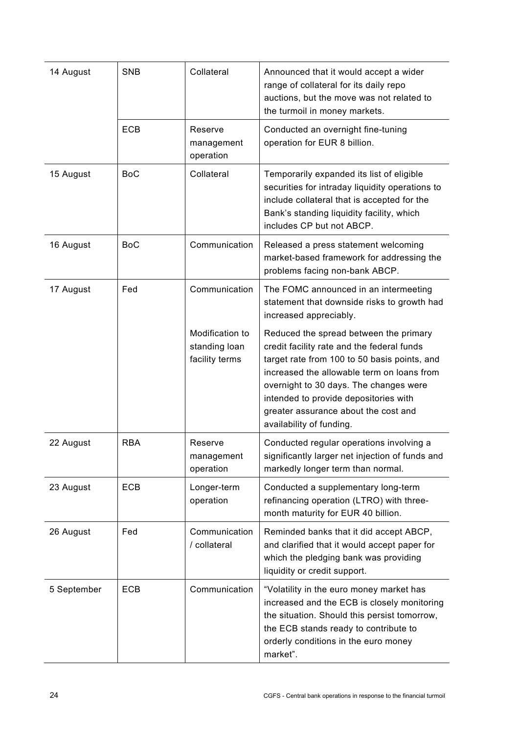| | | | |
|---|---|---|---|
| 14 August | SNB | Collateral | Announced that it would accept a wider range of collateral for its daily repo auctions, but the move was not related to the turmoil in money markets. |
| | ECB | Reserve management operation | Conducted an overnight fine-tuning operation for EUR 8 billion. |
| 15 August | BoC | Collateral | Temporarily expanded its list of eligible securities for intraday liquidity operations to include collateral that is accepted for the Bank's standing liquidity facility, which includes CP but not ABCP. |
| 16 August | BoC | Communication | Released a press statement welcoming market-based framework for addressing the problems facing non-bank ABCP. |
| 17 August | Fed | Communication | The FOMC announced in an intermeeting statement that downside risks to growth had increased appreciably. |
| | | Modification to standing loan facility terms | Reduced the spread between the primary credit facility rate and the federal funds target rate from 100 to 50 basis points, and increased the allowable term on loans from overnight to 30 days. The changes were intended to provide depositories with greater assurance about the cost and availability of funding. |
| 22 August | RBA | Reserve management operation | Conducted regular operations involving a significantly larger net injection of funds and markedly longer term than normal. |
| 23 August | ECB | Longer-term operation | Conducted a supplementary long-term refinancing operation (LTRO) with three-month maturity for EUR 40 billion. |
| 26 August | Fed | Communication / collateral | Reminded banks that it did accept ABCP, and clarified that it would accept paper for which the pledging bank was providing liquidity or credit support. |
| 5 September | ECB | Communication | "Volatility in the euro money market has increased and the ECB is closely monitoring the situation. Should this persist tomorrow, the ECB stands ready to contribute to orderly conditions in the euro money market". |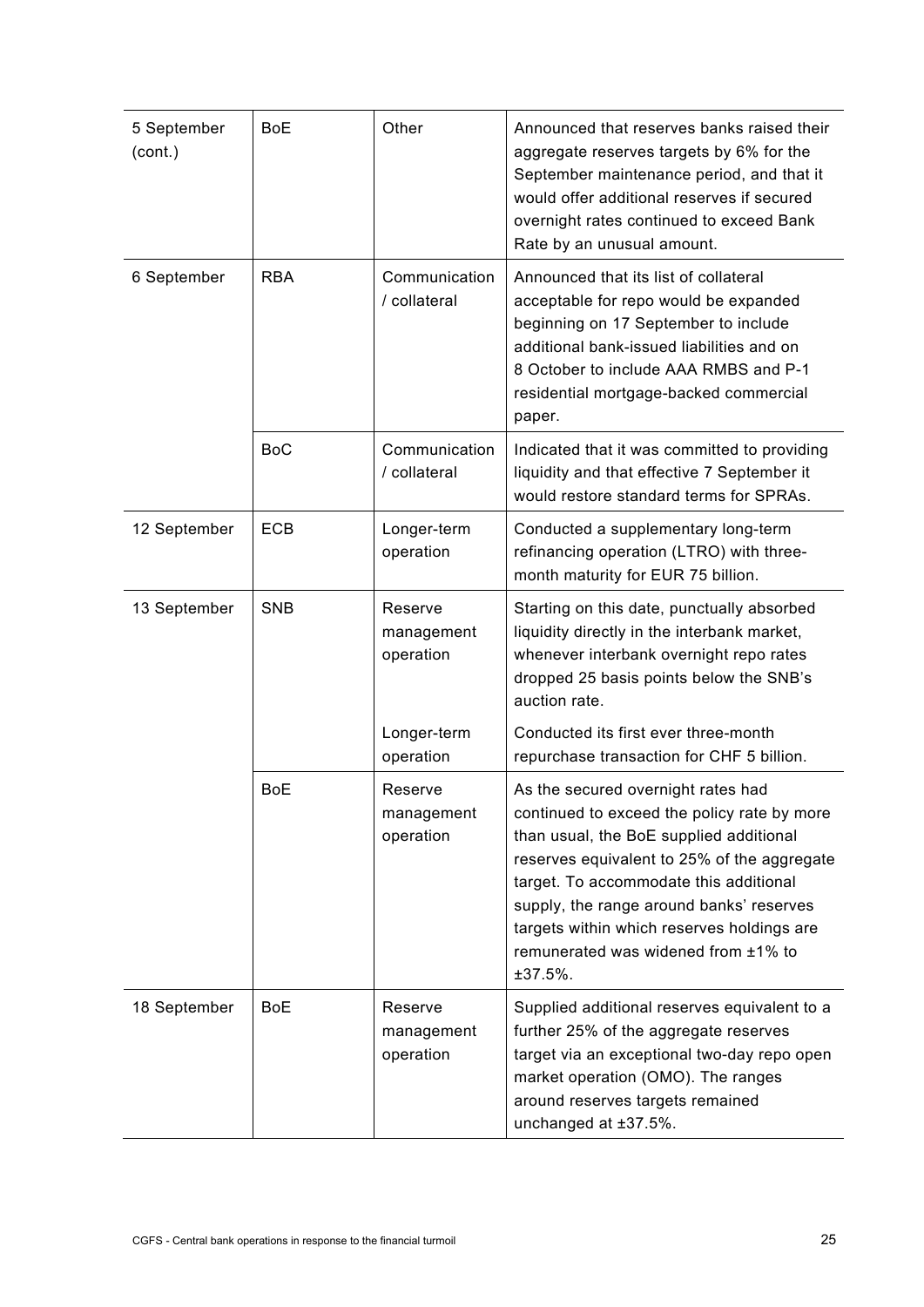| | | | |
|---|---|---|---|
| 5 September (cont.) | BoE | Other | Announced that reserves banks raised their aggregate reserves targets by 6% for the September maintenance period, and that it would offer additional reserves if secured overnight rates continued to exceed Bank Rate by an unusual amount. |
| 6 September | RBA | Communication / collateral | Announced that its list of collateral acceptable for repo would be expanded beginning on 17 September to include additional bank-issued liabilities and on 8 October to include AAA RMBS and P-1 residential mortgage-backed commercial paper. |
| | BoC | Communication / collateral | Indicated that it was committed to providing liquidity and that effective 7 September it would restore standard terms for SPRAs. |
| 12 September | ECB | Longer-term operation | Conducted a supplementary long-term refinancing operation (LTRO) with three-month maturity for EUR 75 billion. |
| 13 September | SNB | Reserve management operation | Starting on this date, punctually absorbed liquidity directly in the interbank market, whenever interbank overnight repo rates dropped 25 basis points below the SNB's auction rate. |
| | | Longer-term operation | Conducted its first ever three-month repurchase transaction for CHF 5 billion. |
| | BoE | Reserve management operation | As the secured overnight rates had continued to exceed the policy rate by more than usual, the BoE supplied additional reserves equivalent to 25% of the aggregate target. To accommodate this additional supply, the range around banks' reserves targets within which reserves holdings are remunerated was widened from ±1% to ±37.5%. |
| 18 September | BoE | Reserve management operation | Supplied additional reserves equivalent to a further 25% of the aggregate reserves target via an exceptional two-day repo open market operation (OMO). The ranges around reserves targets remained unchanged at ±37.5%. |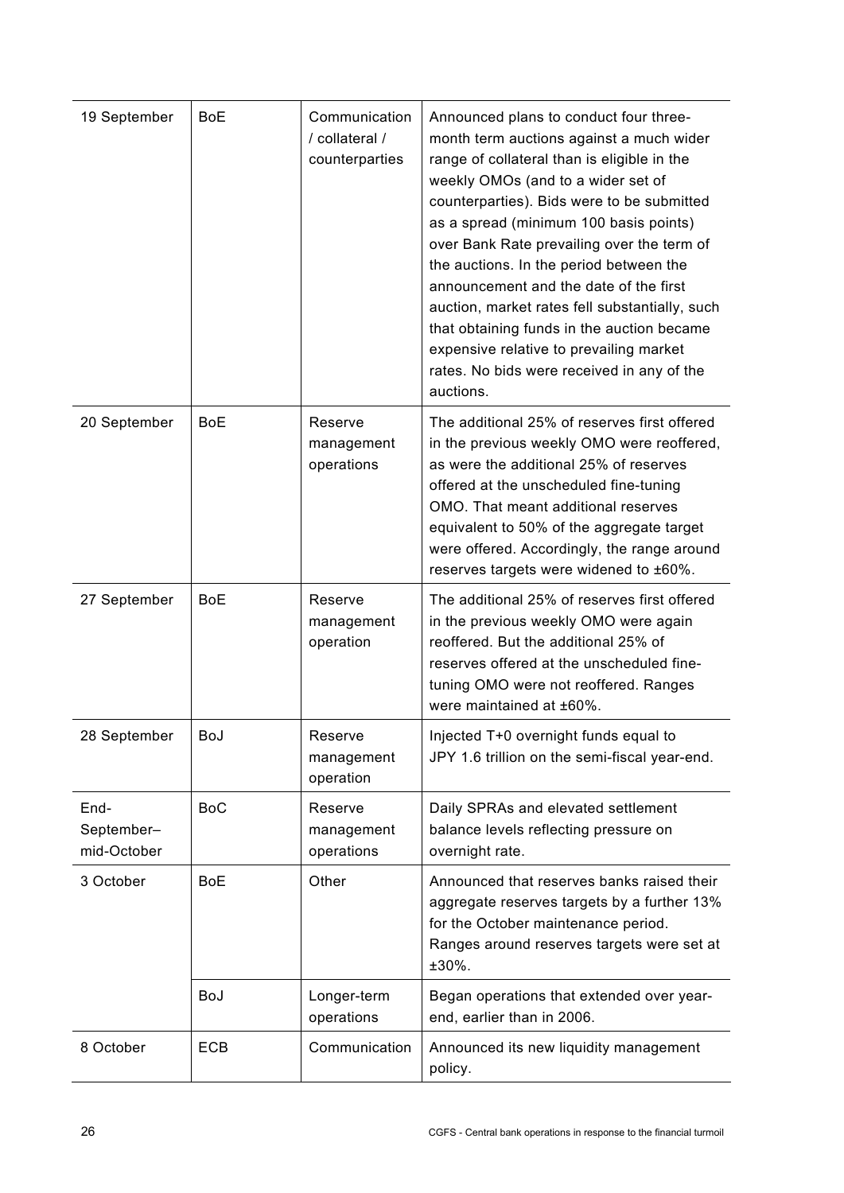| | | | |
|---|---|---|---|
| 19 September | BoE | Communication / collateral / counterparties | Announced plans to conduct four three-month term auctions against a much wider range of collateral than is eligible in the weekly OMOs (and to a wider set of counterparties). Bids were to be submitted as a spread (minimum 100 basis points) over Bank Rate prevailing over the term of the auctions. In the period between the announcement and the date of the first auction, market rates fell substantially, such that obtaining funds in the auction became expensive relative to prevailing market rates. No bids were received in any of the auctions. |
| 20 September | BoE | Reserve management operations | The additional 25% of reserves first offered in the previous weekly OMO were reoffered, as were the additional 25% of reserves offered at the unscheduled fine-tuning OMO. That meant additional reserves equivalent to 50% of the aggregate target were offered. Accordingly, the range around reserves targets were widened to ±60%. |
| 27 September | BoE | Reserve management operation | The additional 25% of reserves first offered in the previous weekly OMO were again reoffered. But the additional 25% of reserves offered at the unscheduled fine-tuning OMO were not reoffered. Ranges were maintained at ±60%. |
| 28 September | BoJ | Reserve management operation | Injected T+0 overnight funds equal to JPY 1.6 trillion on the semi-fiscal year-end. |
| End-September–mid-October | BoC | Reserve management operations | Daily SPRAs and elevated settlement balance levels reflecting pressure on overnight rate. |
| 3 October | BoE | Other | Announced that reserves banks raised their aggregate reserves targets by a further 13% for the October maintenance period. Ranges around reserves targets were set at ±30%. |
| | BoJ | Longer-term operations | Began operations that extended over year-end, earlier than in 2006. |
| 8 October | ECB | Communication | Announced its new liquidity management policy. |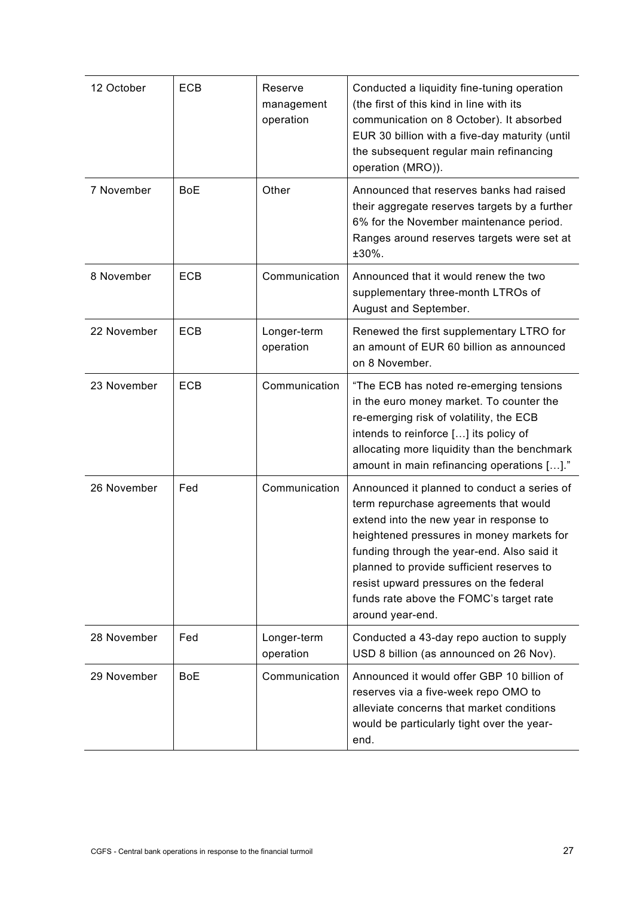| | | | |
|---|---|---|---|
| 12 October | ECB | Reserve management operation | Conducted a liquidity fine-tuning operation (the first of this kind in line with its communication on 8 October). It absorbed EUR 30 billion with a five-day maturity (until the subsequent regular main refinancing operation (MRO)). |
| 7 November | BoE | Other | Announced that reserves banks had raised their aggregate reserves targets by a further 6% for the November maintenance period. Ranges around reserves targets were set at ±30%. |
| 8 November | ECB | Communication | Announced that it would renew the two supplementary three-month LTROs of August and September. |
| 22 November | ECB | Longer-term operation | Renewed the first supplementary LTRO for an amount of EUR 60 billion as announced on 8 November. |
| 23 November | ECB | Communication | "The ECB has noted re-emerging tensions in the euro money market. To counter the re-emerging risk of volatility, the ECB intends to reinforce […] its policy of allocating more liquidity than the benchmark amount in main refinancing operations […]." |
| 26 November | Fed | Communication | Announced it planned to conduct a series of term repurchase agreements that would extend into the new year in response to heightened pressures in money markets for funding through the year-end. Also said it planned to provide sufficient reserves to resist upward pressures on the federal funds rate above the FOMC's target rate around year-end. |
| 28 November | Fed | Longer-term operation | Conducted a 43-day repo auction to supply USD 8 billion (as announced on 26 Nov). |
| 29 November | BoE | Communication | Announced it would offer GBP 10 billion of reserves via a five-week repo OMO to alleviate concerns that market conditions would be particularly tight over the year-end. |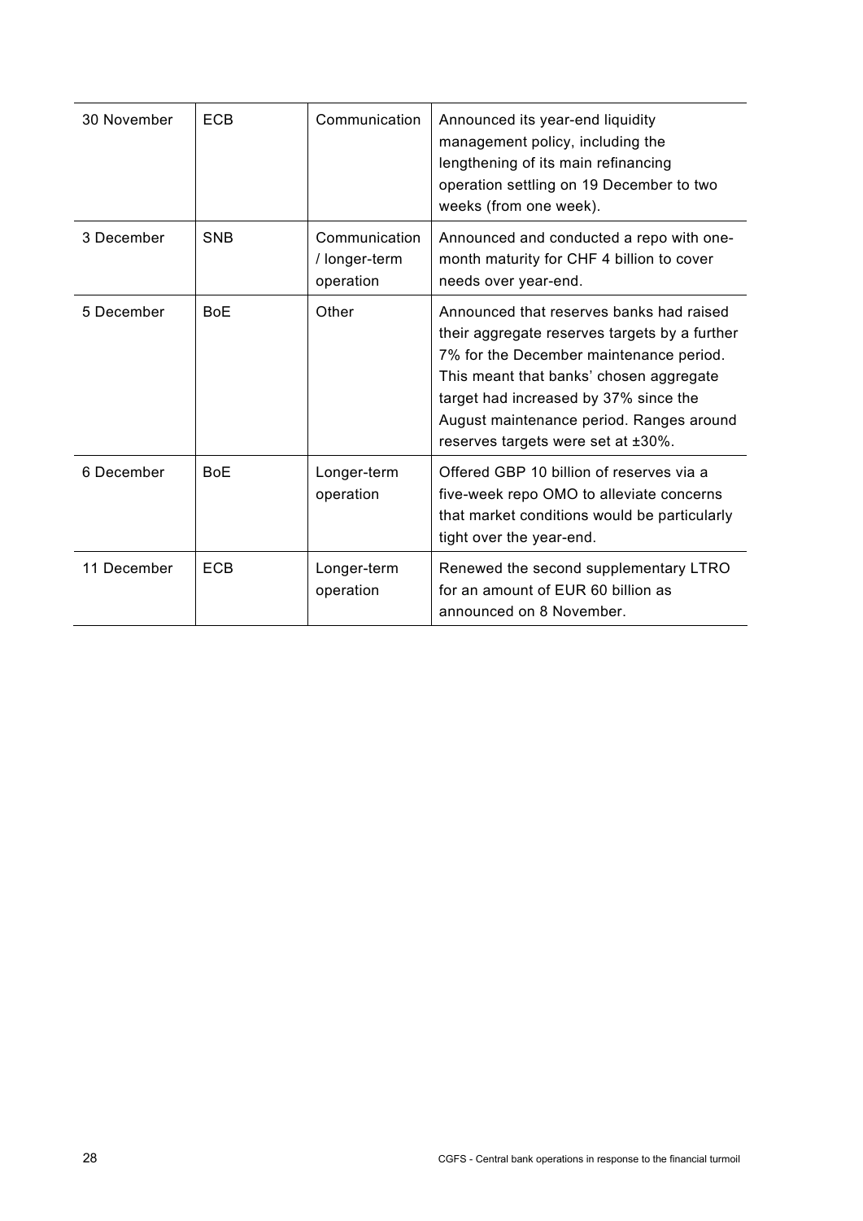| 30 November | ECB | Communication | Announced its year-end liquidity management policy, including the lengthening of its main refinancing operation settling on 19 December to two weeks (from one week). |
|---|---|---|---|
| 3 December | SNB | Communication / longer-term operation | Announced and conducted a repo with one-month maturity for CHF 4 billion to cover needs over year-end. |
| 5 December | BoE | Other | Announced that reserves banks had raised their aggregate reserves targets by a further 7% for the December maintenance period. This meant that banks' chosen aggregate target had increased by 37% since the August maintenance period. Ranges around reserves targets were set at ±30%. |
| 6 December | BoE | Longer-term operation | Offered GBP 10 billion of reserves via a five-week repo OMO to alleviate concerns that market conditions would be particularly tight over the year-end. |
| 11 December | ECB | Longer-term operation | Renewed the second supplementary LTRO for an amount of EUR 60 billion as announced on 8 November. |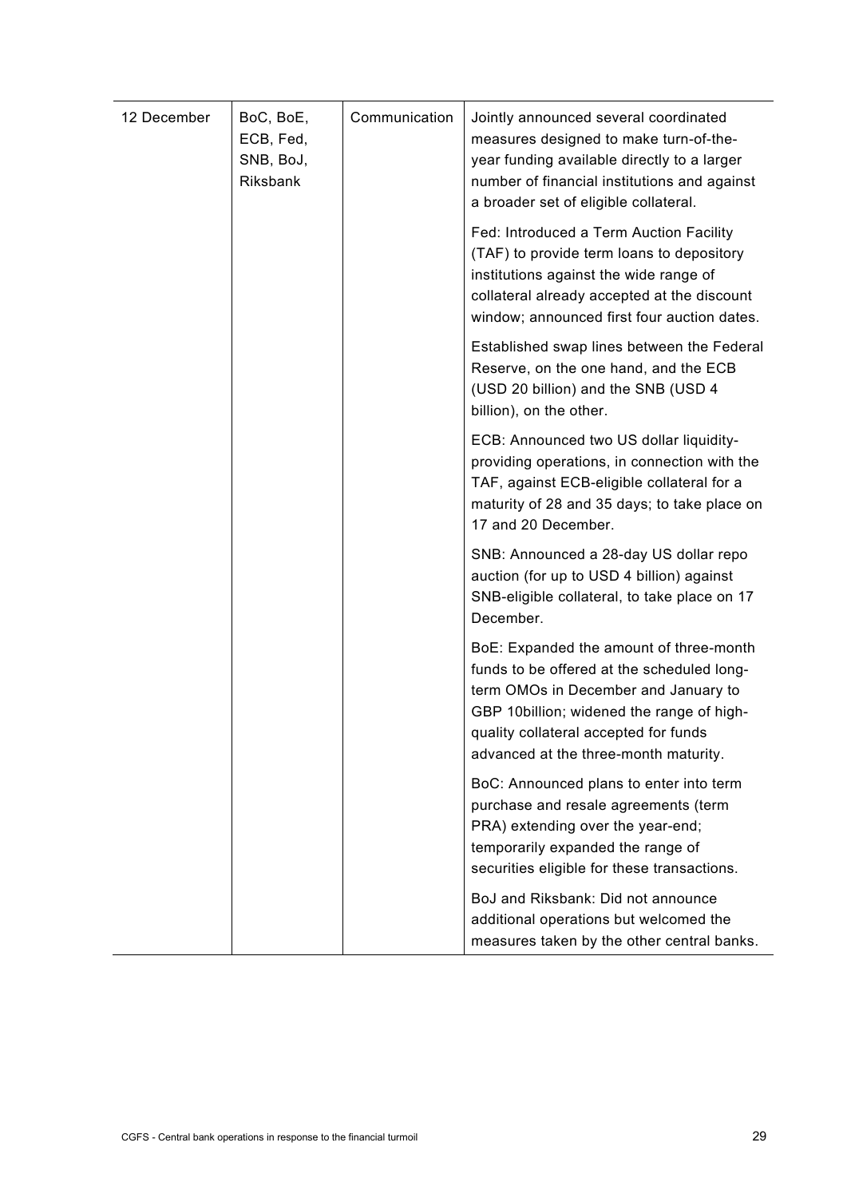| | | | |
|---|---|---|---|
| 12 December | BoC, BoE, ECB, Fed, SNB, BoJ, Riksbank | Communication | Jointly announced several coordinated measures designed to make turn-of-the-year funding available directly to a larger number of financial institutions and against a broader set of eligible collateral.<br><br>Fed: Introduced a Term Auction Facility (TAF) to provide term loans to depository institutions against the wide range of collateral already accepted at the discount window; announced first four auction dates.<br><br>Established swap lines between the Federal Reserve, on the one hand, and the ECB (USD 20 billion) and the SNB (USD 4 billion), on the other.<br><br>ECB: Announced two US dollar liquidity-providing operations, in connection with the TAF, against ECB-eligible collateral for a maturity of 28 and 35 days; to take place on 17 and 20 December.<br><br>SNB: Announced a 28-day US dollar repo auction (for up to USD 4 billion) against SNB-eligible collateral, to take place on 17 December.<br><br>BoE: Expanded the amount of three-month funds to be offered at the scheduled long-term OMOs in December and January to GBP 10billion; widened the range of high-quality collateral accepted for funds advanced at the three-month maturity.<br><br>BoC: Announced plans to enter into term purchase and resale agreements (term PRA) extending over the year-end; temporarily expanded the range of securities eligible for these transactions.<br><br>BoJ and Riksbank: Did not announce additional operations but welcomed the measures taken by the other central banks. |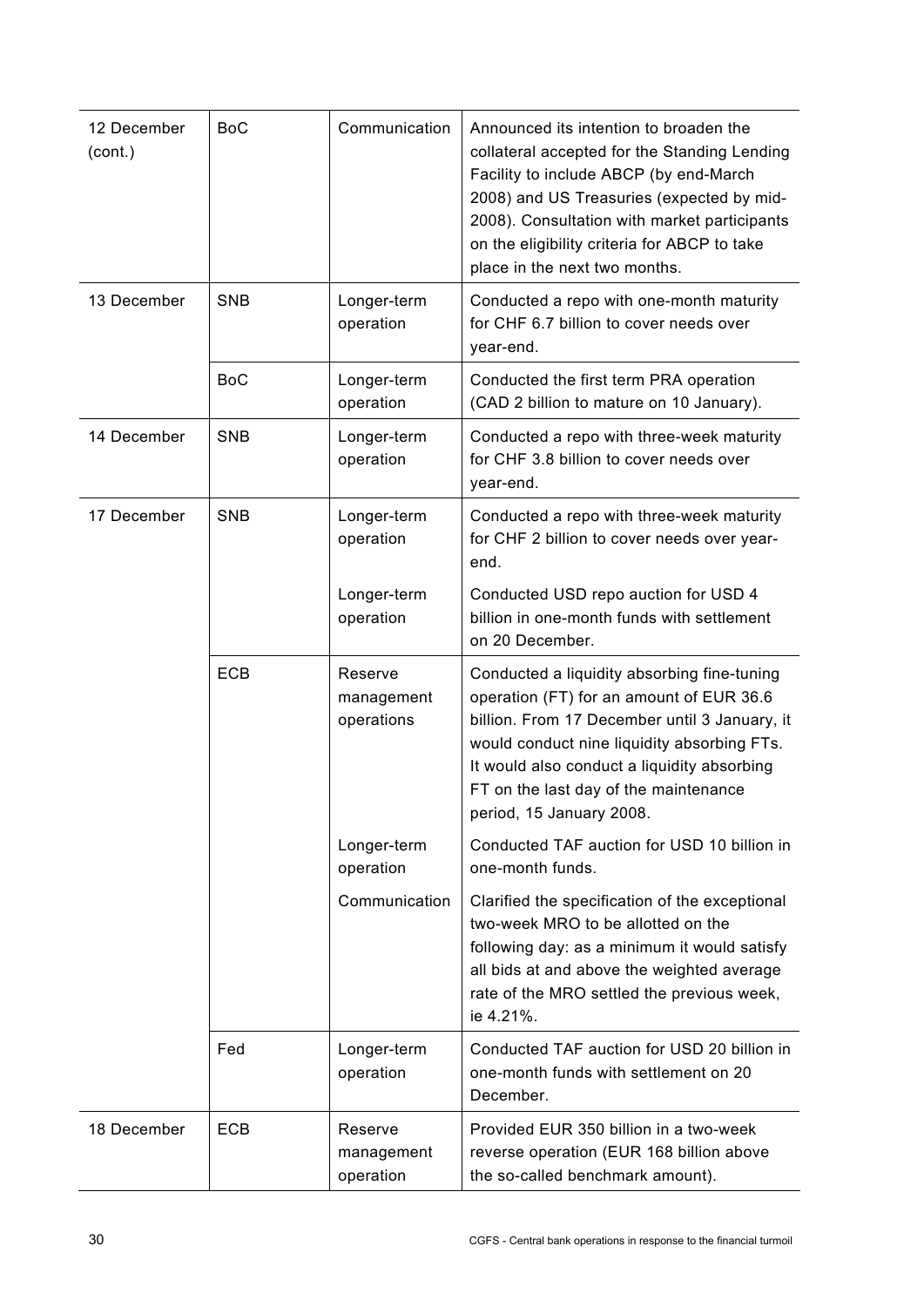| 12 December (cont.) | BoC | Communication | Announced its intention to broaden the collateral accepted for the Standing Lending Facility to include ABCP (by end-March 2008) and US Treasuries (expected by mid-2008). Consultation with market participants on the eligibility criteria for ABCP to take place in the next two months. |
|---|---|---|---|
| 13 December | SNB | Longer-term operation | Conducted a repo with one-month maturity for CHF 6.7 billion to cover needs over year-end. |
| | BoC | Longer-term operation | Conducted the first term PRA operation (CAD 2 billion to mature on 10 January). |
| 14 December | SNB | Longer-term operation | Conducted a repo with three-week maturity for CHF 3.8 billion to cover needs over year-end. |
| 17 December | SNB | Longer-term operation | Conducted a repo with three-week maturity for CHF 2 billion to cover needs over year-end. |
| | | Longer-term operation | Conducted USD repo auction for USD 4 billion in one-month funds with settlement on 20 December. |
| | ECB | Reserve management operations | Conducted a liquidity absorbing fine-tuning operation (FT) for an amount of EUR 36.6 billion. From 17 December until 3 January, it would conduct nine liquidity absorbing FTs. It would also conduct a liquidity absorbing FT on the last day of the maintenance period, 15 January 2008. |
| | | Longer-term operation | Conducted TAF auction for USD 10 billion in one-month funds. |
| | | Communication | Clarified the specification of the exceptional two-week MRO to be allotted on the following day: as a minimum it would satisfy all bids at and above the weighted average rate of the MRO settled the previous week, ie 4.21%. |
| | Fed | Longer-term operation | Conducted TAF auction for USD 20 billion in one-month funds with settlement on 20 December. |
| 18 December | ECB | Reserve management operation | Provided EUR 350 billion in a two-week reverse operation (EUR 168 billion above the so-called benchmark amount). |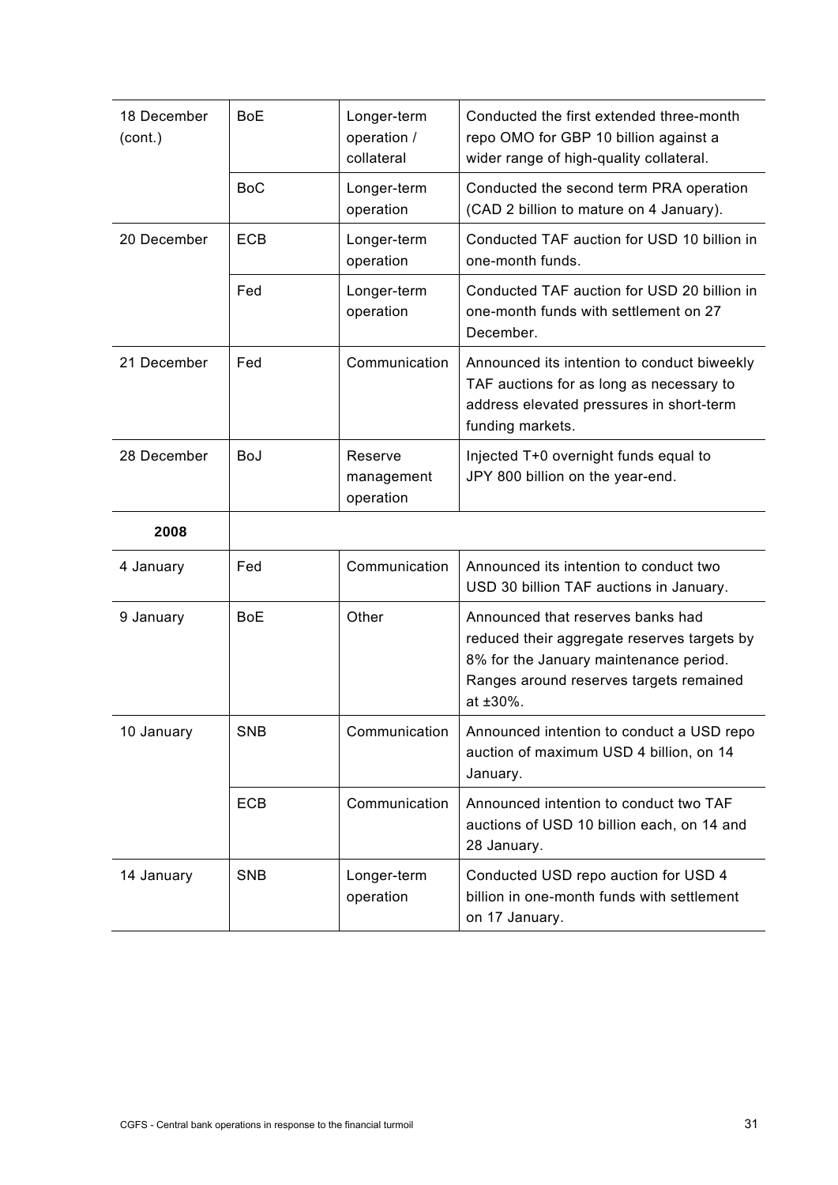| | | | |
|---|---|---|---|
| 18 December (cont.) | BoE | Longer-term operation / collateral | Conducted the first extended three-month repo OMO for GBP 10 billion against a wider range of high-quality collateral. |
| | BoC | Longer-term operation | Conducted the second term PRA operation (CAD 2 billion to mature on 4 January). |
| 20 December | ECB | Longer-term operation | Conducted TAF auction for USD 10 billion in one-month funds. |
| | Fed | Longer-term operation | Conducted TAF auction for USD 20 billion in one-month funds with settlement on 27 December. |
| 21 December | Fed | Communication | Announced its intention to conduct biweekly TAF auctions for as long as necessary to address elevated pressures in short-term funding markets. |
| 28 December | BoJ | Reserve management operation | Injected T+0 overnight funds equal to JPY 800 billion on the year-end. |
| **2008** | | | |
| 4 January | Fed | Communication | Announced its intention to conduct two USD 30 billion TAF auctions in January. |
| 9 January | BoE | Other | Announced that reserves banks had reduced their aggregate reserves targets by 8% for the January maintenance period. Ranges around reserves targets remained at ±30%. |
| 10 January | SNB | Communication | Announced intention to conduct a USD repo auction of maximum USD 4 billion, on 14 January. |
| | ECB | Communication | Announced intention to conduct two TAF auctions of USD 10 billion each, on 14 and 28 January. |
| 14 January | SNB | Longer-term operation | Conducted USD repo auction for USD 4 billion in one-month funds with settlement on 17 January. |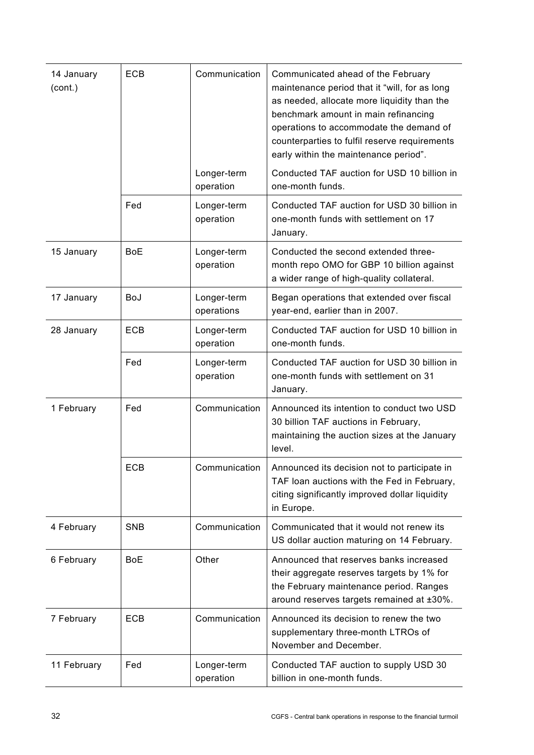| | | | |
|---|---|---|---|
| 14 January (cont.) | ECB | Communication | Communicated ahead of the February maintenance period that it "will, for as long as needed, allocate more liquidity than the benchmark amount in main refinancing operations to accommodate the demand of counterparties to fulfil reserve requirements early within the maintenance period". |
| | | Longer-term operation | Conducted TAF auction for USD 10 billion in one-month funds. |
| | Fed | Longer-term operation | Conducted TAF auction for USD 30 billion in one-month funds with settlement on 17 January. |
| 15 January | BoE | Longer-term operation | Conducted the second extended three-month repo OMO for GBP 10 billion against a wider range of high-quality collateral. |
| 17 January | BoJ | Longer-term operations | Began operations that extended over fiscal year-end, earlier than in 2007. |
| 28 January | ECB | Longer-term operation | Conducted TAF auction for USD 10 billion in one-month funds. |
| | Fed | Longer-term operation | Conducted TAF auction for USD 30 billion in one-month funds with settlement on 31 January. |
| 1 February | Fed | Communication | Announced its intention to conduct two USD 30 billion TAF auctions in February, maintaining the auction sizes at the January level. |
| | ECB | Communication | Announced its decision not to participate in TAF loan auctions with the Fed in February, citing significantly improved dollar liquidity in Europe. |
| 4 February | SNB | Communication | Communicated that it would not renew its US dollar auction maturing on 14 February. |
| 6 February | BoE | Other | Announced that reserves banks increased their aggregate reserves targets by 1% for the February maintenance period. Ranges around reserves targets remained at ±30%. |
| 7 February | ECB | Communication | Announced its decision to renew the two supplementary three-month LTROs of November and December. |
| 11 February | Fed | Longer-term operation | Conducted TAF auction to supply USD 30 billion in one-month funds. |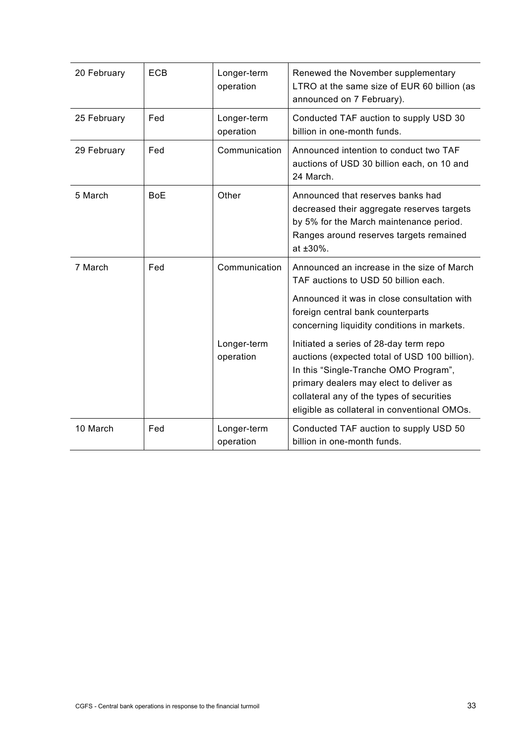| | | | |
|---|---|---|---|
| 20 February | ECB | Longer-term operation | Renewed the November supplementary LTRO at the same size of EUR 60 billion (as announced on 7 February). |
| 25 February | Fed | Longer-term operation | Conducted TAF auction to supply USD 30 billion in one-month funds. |
| 29 February | Fed | Communication | Announced intention to conduct two TAF auctions of USD 30 billion each, on 10 and 24 March. |
| 5 March | BoE | Other | Announced that reserves banks had decreased their aggregate reserves targets by 5% for the March maintenance period. Ranges around reserves targets remained at ±30%. |
| 7 March | Fed | Communication | Announced an increase in the size of March TAF auctions to USD 50 billion each.<br><br>Announced it was in close consultation with foreign central bank counterparts concerning liquidity conditions in markets. |
| | | Longer-term operation | Initiated a series of 28-day term repo auctions (expected total of USD 100 billion). In this "Single-Tranche OMO Program", primary dealers may elect to deliver as collateral any of the types of securities eligible as collateral in conventional OMOs. |
| 10 March | Fed | Longer-term operation | Conducted TAF auction to supply USD 50 billion in one-month funds. |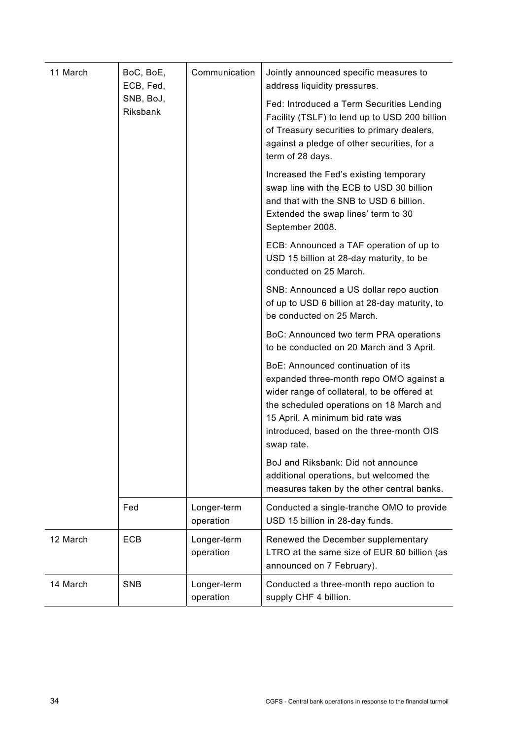| | | | |
|---|---|---|---|
| 11 March | BoC, BoE, ECB, Fed, SNB, BoJ, Riksbank | Communication | Jointly announced specific measures to address liquidity pressures.<br><br>Fed: Introduced a Term Securities Lending Facility (TSLF) to lend up to USD 200 billion of Treasury securities to primary dealers, against a pledge of other securities, for a term of 28 days.<br><br>Increased the Fed's existing temporary swap line with the ECB to USD 30 billion and that with the SNB to USD 6 billion. Extended the swap lines' term to 30 September 2008.<br><br>ECB: Announced a TAF operation of up to USD 15 billion at 28-day maturity, to be conducted on 25 March.<br><br>SNB: Announced a US dollar repo auction of up to USD 6 billion at 28-day maturity, to be conducted on 25 March.<br><br>BoC: Announced two term PRA operations to be conducted on 20 March and 3 April.<br><br>BoE: Announced continuation of its expanded three-month repo OMO against a wider range of collateral, to be offered at the scheduled operations on 18 March and 15 April. A minimum bid rate was introduced, based on the three-month OIS swap rate.<br><br>BoJ and Riksbank: Did not announce additional operations, but welcomed the measures taken by the other central banks. |
| | Fed | Longer-term operation | Conducted a single-tranche OMO to provide USD 15 billion in 28-day funds. |
| 12 March | ECB | Longer-term operation | Renewed the December supplementary LTRO at the same size of EUR 60 billion (as announced on 7 February). |
| 14 March | SNB | Longer-term operation | Conducted a three-month repo auction to supply CHF 4 billion. |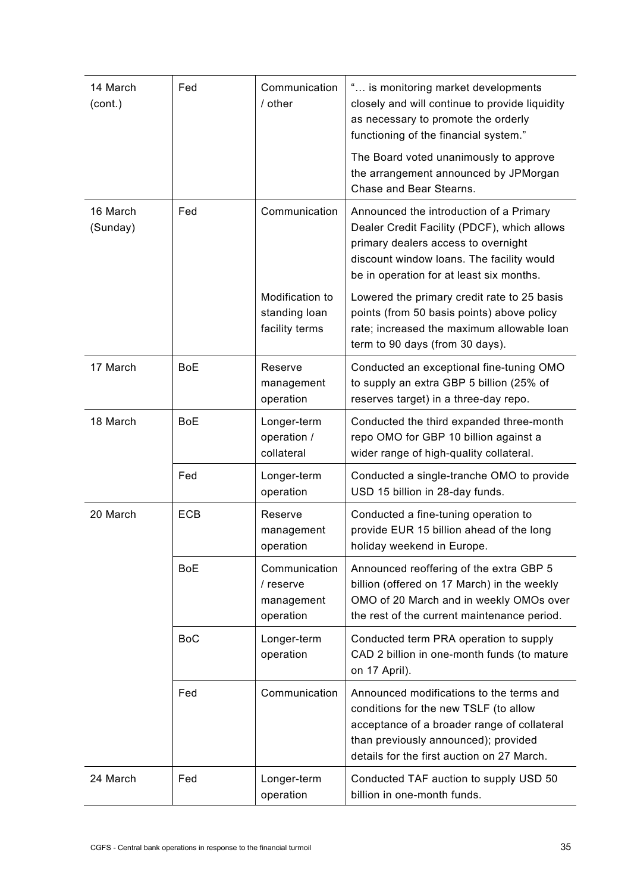| | | | |
|---|---|---|---|
| 14 March (cont.) | Fed | Communication / other | "… is monitoring market developments closely and will continue to provide liquidity as necessary to promote the orderly functioning of the financial system." The Board voted unanimously to approve the arrangement announced by JPMorgan Chase and Bear Stearns. |
| 16 March (Sunday) | Fed | Communication | Announced the introduction of a Primary Dealer Credit Facility (PDCF), which allows primary dealers access to overnight discount window loans. The facility would be in operation for at least six months. |
| | | Modification to standing loan facility terms | Lowered the primary credit rate to 25 basis points (from 50 basis points) above policy rate; increased the maximum allowable loan term to 90 days (from 30 days). |
| 17 March | BoE | Reserve management operation | Conducted an exceptional fine-tuning OMO to supply an extra GBP 5 billion (25% of reserves target) in a three-day repo. |
| 18 March | BoE | Longer-term operation / collateral | Conducted the third expanded three-month repo OMO for GBP 10 billion against a wider range of high-quality collateral. |
| | Fed | Longer-term operation | Conducted a single-tranche OMO to provide USD 15 billion in 28-day funds. |
| 20 March | ECB | Reserve management operation | Conducted a fine-tuning operation to provide EUR 15 billion ahead of the long holiday weekend in Europe. |
| | BoE | Communication / reserve management operation | Announced reoffering of the extra GBP 5 billion (offered on 17 March) in the weekly OMO of 20 March and in weekly OMOs over the rest of the current maintenance period. |
| | BoC | Longer-term operation | Conducted term PRA operation to supply CAD 2 billion in one-month funds (to mature on 17 April). |
| | Fed | Communication | Announced modifications to the terms and conditions for the new TSLF (to allow acceptance of a broader range of collateral than previously announced); provided details for the first auction on 27 March. |
| 24 March | Fed | Longer-term operation | Conducted TAF auction to supply USD 50 billion in one-month funds. |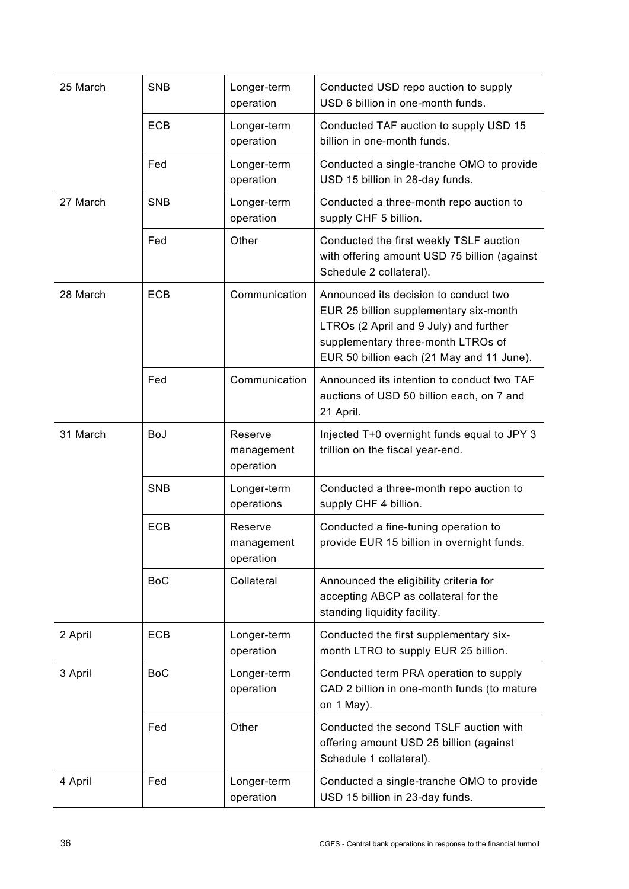| | | | |
|---|---|---|---|
| 25 March | SNB | Longer-term operation | Conducted USD repo auction to supply USD 6 billion in one-month funds. |
| | ECB | Longer-term operation | Conducted TAF auction to supply USD 15 billion in one-month funds. |
| | Fed | Longer-term operation | Conducted a single-tranche OMO to provide USD 15 billion in 28-day funds. |
| 27 March | SNB | Longer-term operation | Conducted a three-month repo auction to supply CHF 5 billion. |
| | Fed | Other | Conducted the first weekly TSLF auction with offering amount USD 75 billion (against Schedule 2 collateral). |
| 28 March | ECB | Communication | Announced its decision to conduct two EUR 25 billion supplementary six-month LTROs (2 April and 9 July) and further supplementary three-month LTROs of EUR 50 billion each (21 May and 11 June). |
| | Fed | Communication | Announced its intention to conduct two TAF auctions of USD 50 billion each, on 7 and 21 April. |
| 31 March | BoJ | Reserve management operation | Injected T+0 overnight funds equal to JPY 3 trillion on the fiscal year-end. |
| | SNB | Longer-term operations | Conducted a three-month repo auction to supply CHF 4 billion. |
| | ECB | Reserve management operation | Conducted a fine-tuning operation to provide EUR 15 billion in overnight funds. |
| | BoC | Collateral | Announced the eligibility criteria for accepting ABCP as collateral for the standing liquidity facility. |
| 2 April | ECB | Longer-term operation | Conducted the first supplementary six-month LTRO to supply EUR 25 billion. |
| 3 April | BoC | Longer-term operation | Conducted term PRA operation to supply CAD 2 billion in one-month funds (to mature on 1 May). |
| | Fed | Other | Conducted the second TSLF auction with offering amount USD 25 billion (against Schedule 1 collateral). |
| 4 April | Fed | Longer-term operation | Conducted a single-tranche OMO to provide USD 15 billion in 23-day funds. |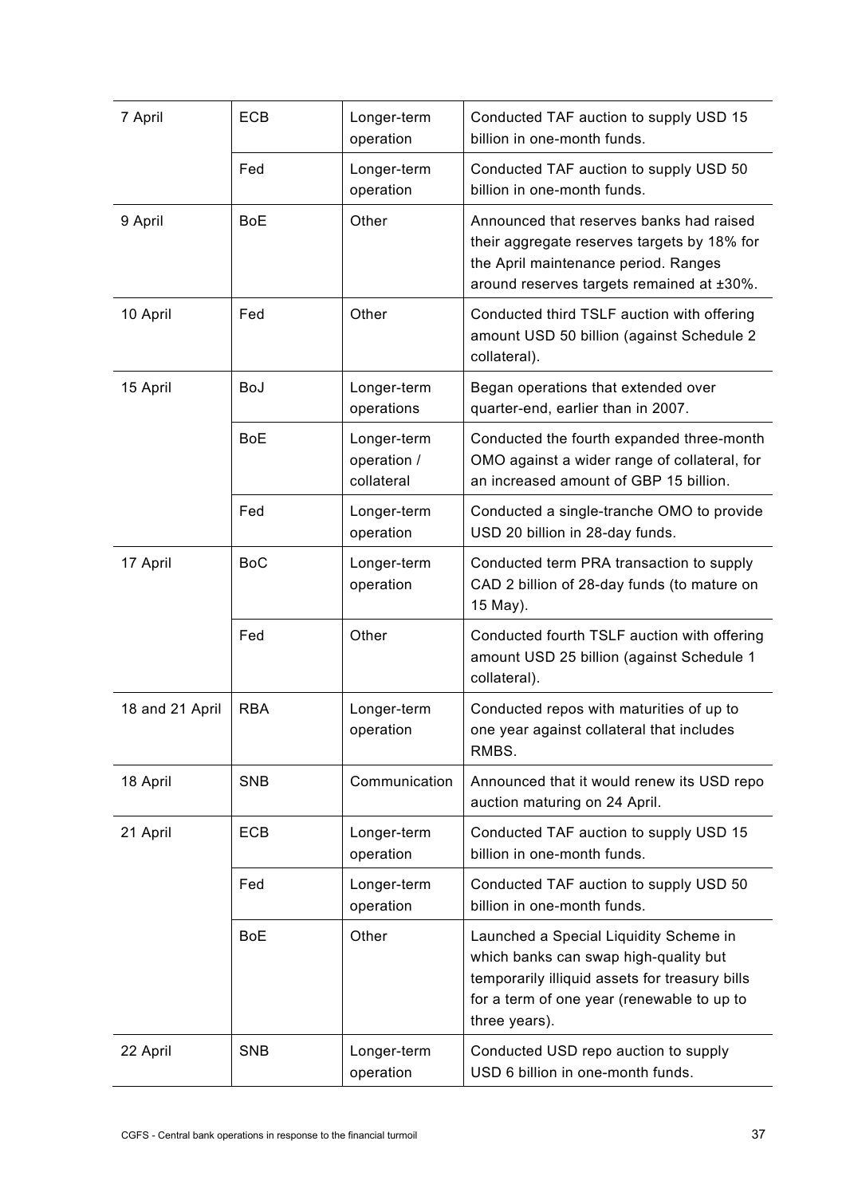| 7 April | ECB | Longer-term operation | Conducted TAF auction to supply USD 15 billion in one-month funds. |
|---|---|---|---|
| | Fed | Longer-term operation | Conducted TAF auction to supply USD 50 billion in one-month funds. |
| 9 April | BoE | Other | Announced that reserves banks had raised their aggregate reserves targets by 18% for the April maintenance period. Ranges around reserves targets remained at ±30%. |
| 10 April | Fed | Other | Conducted third TSLF auction with offering amount USD 50 billion (against Schedule 2 collateral). |
| 15 April | BoJ | Longer-term operations | Began operations that extended over quarter-end, earlier than in 2007. |
| | BoE | Longer-term operation / collateral | Conducted the fourth expanded three-month OMO against a wider range of collateral, for an increased amount of GBP 15 billion. |
| | Fed | Longer-term operation | Conducted a single-tranche OMO to provide USD 20 billion in 28-day funds. |
| 17 April | BoC | Longer-term operation | Conducted term PRA transaction to supply CAD 2 billion of 28-day funds (to mature on 15 May). |
| | Fed | Other | Conducted fourth TSLF auction with offering amount USD 25 billion (against Schedule 1 collateral). |
| 18 and 21 April | RBA | Longer-term operation | Conducted repos with maturities of up to one year against collateral that includes RMBS. |
| 18 April | SNB | Communication | Announced that it would renew its USD repo auction maturing on 24 April. |
| 21 April | ECB | Longer-term operation | Conducted TAF auction to supply USD 15 billion in one-month funds. |
| | Fed | Longer-term operation | Conducted TAF auction to supply USD 50 billion in one-month funds. |
| | BoE | Other | Launched a Special Liquidity Scheme in which banks can swap high-quality but temporarily illiquid assets for treasury bills for a term of one year (renewable to up to three years). |
| 22 April | SNB | Longer-term operation | Conducted USD repo auction to supply USD 6 billion in one-month funds. |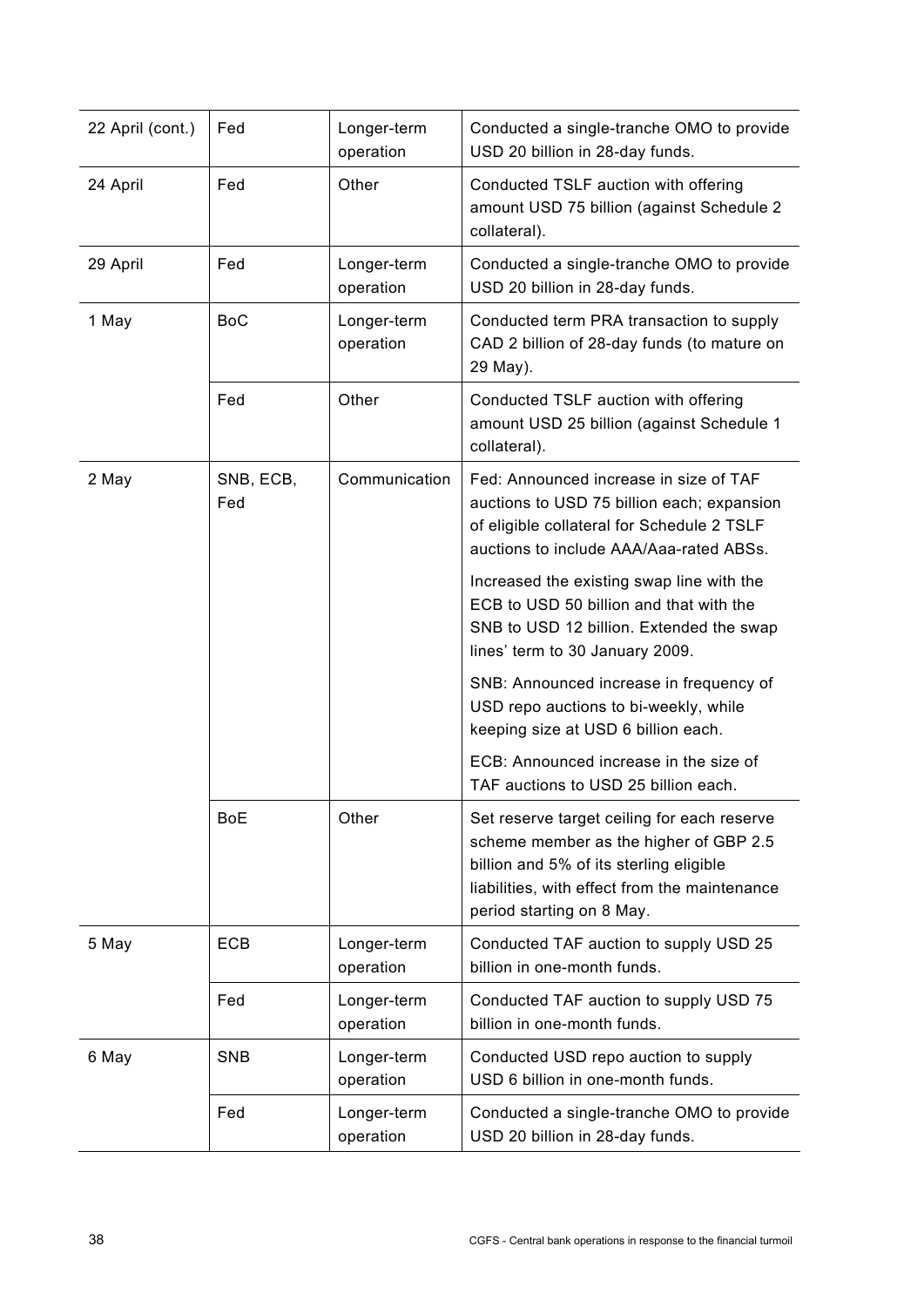| 22 April (cont.) | Fed | Longer-term operation | Conducted a single-tranche OMO to provide USD 20 billion in 28-day funds. |
|---|---|---|---|
| 24 April | Fed | Other | Conducted TSLF auction with offering amount USD 75 billion (against Schedule 2 collateral). |
| 29 April | Fed | Longer-term operation | Conducted a single-tranche OMO to provide USD 20 billion in 28-day funds. |
| 1 May | BoC | Longer-term operation | Conducted term PRA transaction to supply CAD 2 billion of 28-day funds (to mature on 29 May). |
| | Fed | Other | Conducted TSLF auction with offering amount USD 25 billion (against Schedule 1 collateral). |
| 2 May | SNB, ECB, Fed | Communication | Fed: Announced increase in size of TAF auctions to USD 75 billion each; expansion of eligible collateral for Schedule 2 TSLF auctions to include AAA/Aaa-rated ABSs.<br><br>Increased the existing swap line with the ECB to USD 50 billion and that with the SNB to USD 12 billion. Extended the swap lines' term to 30 January 2009.<br><br>SNB: Announced increase in frequency of USD repo auctions to bi-weekly, while keeping size at USD 6 billion each.<br><br>ECB: Announced increase in the size of TAF auctions to USD 25 billion each. |
| | BoE | Other | Set reserve target ceiling for each reserve scheme member as the higher of GBP 2.5 billion and 5% of its sterling eligible liabilities, with effect from the maintenance period starting on 8 May. |
| 5 May | ECB | Longer-term operation | Conducted TAF auction to supply USD 25 billion in one-month funds. |
| | Fed | Longer-term operation | Conducted TAF auction to supply USD 75 billion in one-month funds. |
| 6 May | SNB | Longer-term operation | Conducted USD repo auction to supply USD 6 billion in one-month funds. |
| | Fed | Longer-term operation | Conducted a single-tranche OMO to provide USD 20 billion in 28-day funds. |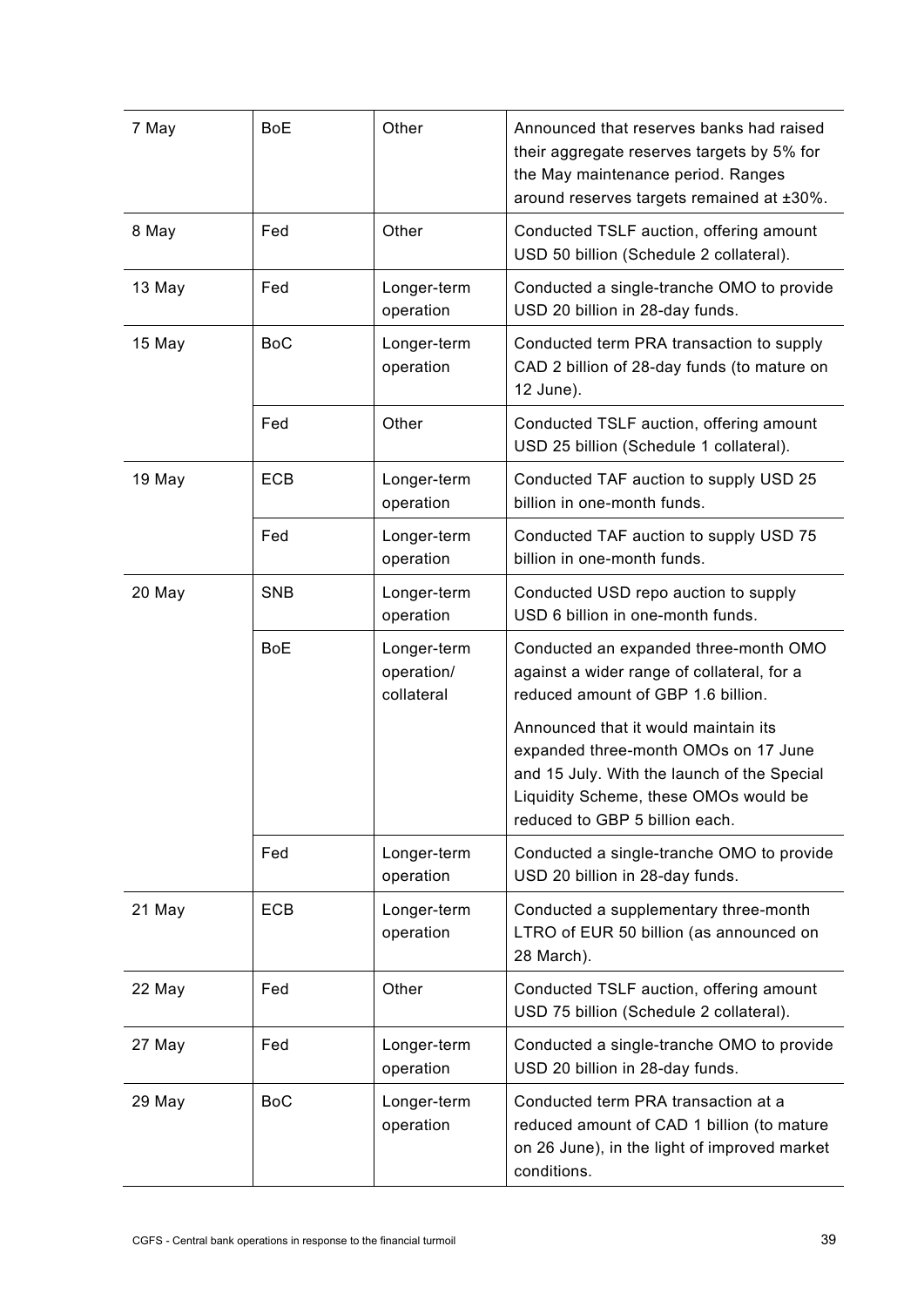| | | | |
|---|---|---|---|
| 7 May | BoE | Other | Announced that reserves banks had raised their aggregate reserves targets by 5% for the May maintenance period. Ranges around reserves targets remained at ±30%. |
| 8 May | Fed | Other | Conducted TSLF auction, offering amount USD 50 billion (Schedule 2 collateral). |
| 13 May | Fed | Longer-term operation | Conducted a single-tranche OMO to provide USD 20 billion in 28-day funds. |
| 15 May | BoC | Longer-term operation | Conducted term PRA transaction to supply CAD 2 billion of 28-day funds (to mature on 12 June). |
| | Fed | Other | Conducted TSLF auction, offering amount USD 25 billion (Schedule 1 collateral). |
| 19 May | ECB | Longer-term operation | Conducted TAF auction to supply USD 25 billion in one-month funds. |
| | Fed | Longer-term operation | Conducted TAF auction to supply USD 75 billion in one-month funds. |
| 20 May | SNB | Longer-term operation | Conducted USD repo auction to supply USD 6 billion in one-month funds. |
| | BoE | Longer-term operation/ collateral | Conducted an expanded three-month OMO against a wider range of collateral, for a reduced amount of GBP 1.6 billion. Announced that it would maintain its expanded three-month OMOs on 17 June and 15 July. With the launch of the Special Liquidity Scheme, these OMOs would be reduced to GBP 5 billion each. |
| | Fed | Longer-term operation | Conducted a single-tranche OMO to provide USD 20 billion in 28-day funds. |
| 21 May | ECB | Longer-term operation | Conducted a supplementary three-month LTRO of EUR 50 billion (as announced on 28 March). |
| 22 May | Fed | Other | Conducted TSLF auction, offering amount USD 75 billion (Schedule 2 collateral). |
| 27 May | Fed | Longer-term operation | Conducted a single-tranche OMO to provide USD 20 billion in 28-day funds. |
| 29 May | BoC | Longer-term operation | Conducted term PRA transaction at a reduced amount of CAD 1 billion (to mature on 26 June), in the light of improved market conditions. |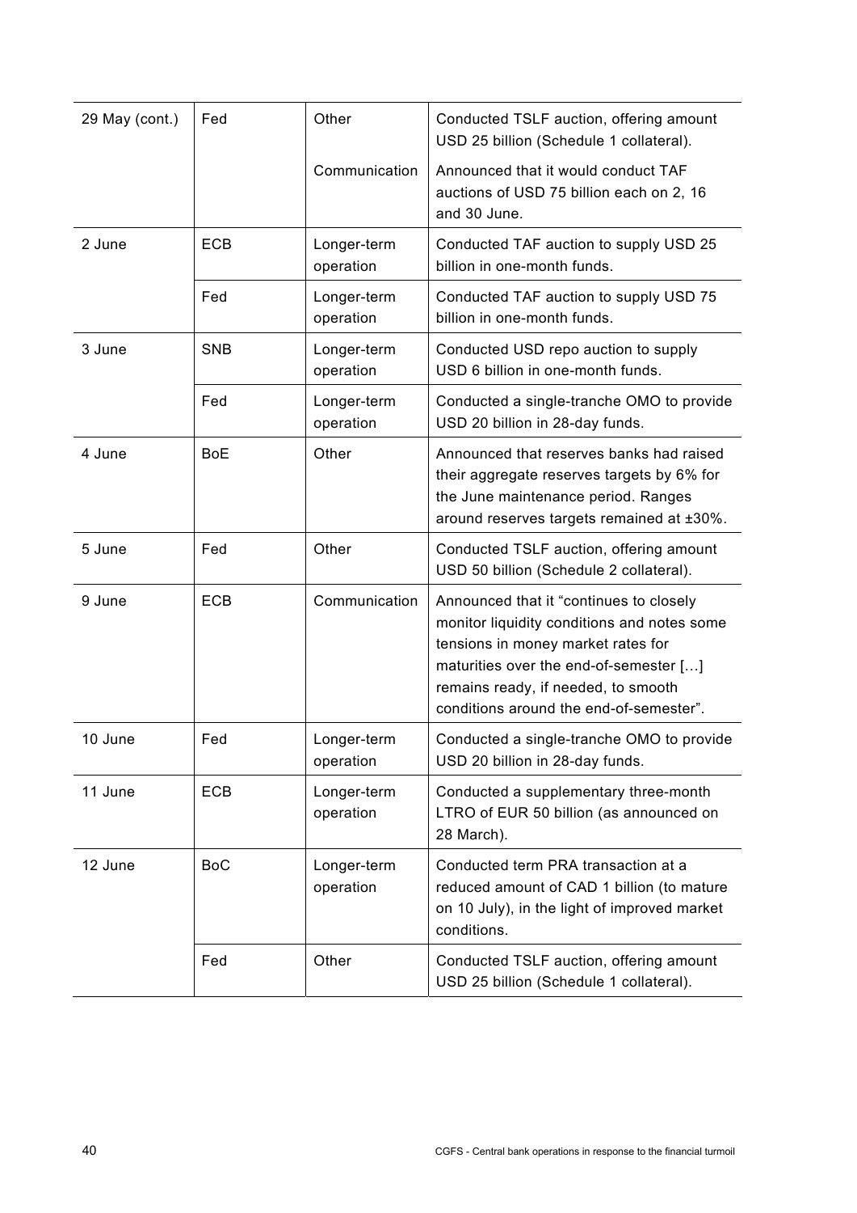| | | | |
|---|---|---|---|
| 29 May (cont.) | Fed | Other | Conducted TSLF auction, offering amount USD 25 billion (Schedule 1 collateral). |
| | | Communication | Announced that it would conduct TAF auctions of USD 75 billion each on 2, 16 and 30 June. |
| 2 June | ECB | Longer-term operation | Conducted TAF auction to supply USD 25 billion in one-month funds. |
| | Fed | Longer-term operation | Conducted TAF auction to supply USD 75 billion in one-month funds. |
| 3 June | SNB | Longer-term operation | Conducted USD repo auction to supply USD 6 billion in one-month funds. |
| | Fed | Longer-term operation | Conducted a single-tranche OMO to provide USD 20 billion in 28-day funds. |
| 4 June | BoE | Other | Announced that reserves banks had raised their aggregate reserves targets by 6% for the June maintenance period. Ranges around reserves targets remained at ±30%. |
| 5 June | Fed | Other | Conducted TSLF auction, offering amount USD 50 billion (Schedule 2 collateral). |
| 9 June | ECB | Communication | Announced that it "continues to closely monitor liquidity conditions and notes some tensions in money market rates for maturities over the end-of-semester […] remains ready, if needed, to smooth conditions around the end-of-semester". |
| 10 June | Fed | Longer-term operation | Conducted a single-tranche OMO to provide USD 20 billion in 28-day funds. |
| 11 June | ECB | Longer-term operation | Conducted a supplementary three-month LTRO of EUR 50 billion (as announced on 28 March). |
| 12 June | BoC | Longer-term operation | Conducted term PRA transaction at a reduced amount of CAD 1 billion (to mature on 10 July), in the light of improved market conditions. |
| | Fed | Other | Conducted TSLF auction, offering amount USD 25 billion (Schedule 1 collateral). |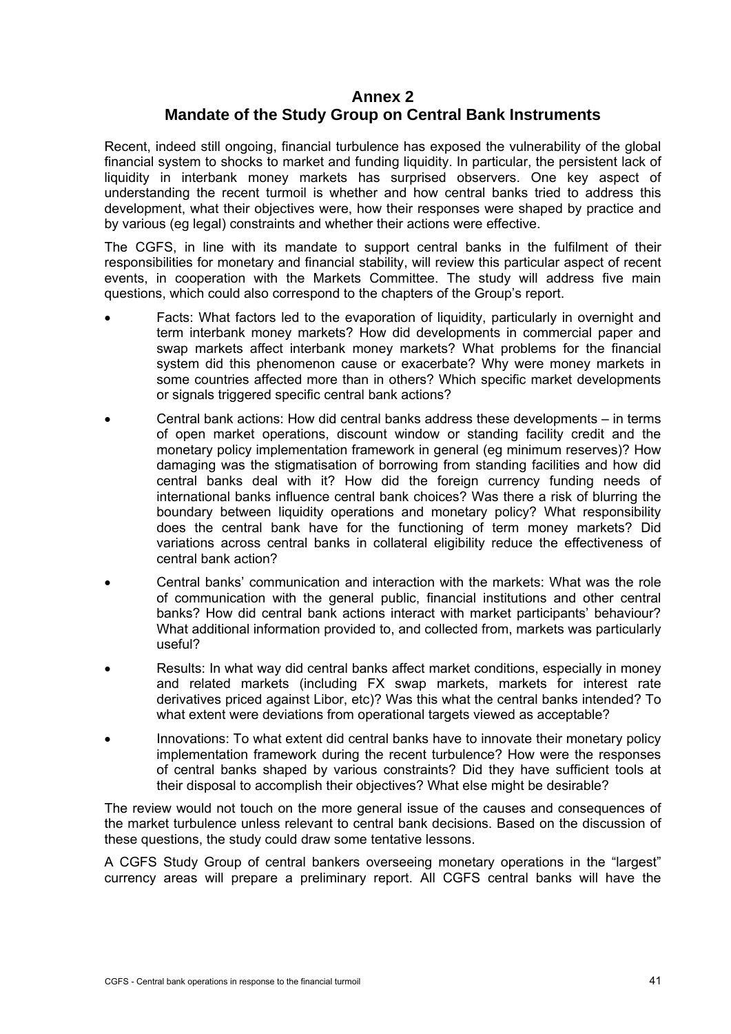# Annex 2
# Mandate of the Study Group on Central Bank Instruments

Recent, indeed still ongoing, financial turbulence has exposed the vulnerability of the global financial system to shocks to market and funding liquidity. In particular, the persistent lack of liquidity in interbank money markets has surprised observers. One key aspect of understanding the recent turmoil is whether and how central banks tried to address this development, what their objectives were, how their responses were shaped by practice and by various (eg legal) constraints and whether their actions were effective.

The CGFS, in line with its mandate to support central banks in the fulfilment of their responsibilities for monetary and financial stability, will review this particular aspect of recent events, in cooperation with the Markets Committee. The study will address five main questions, which could also correspond to the chapters of the Group's report.

- Facts: What factors led to the evaporation of liquidity, particularly in overnight and term interbank money markets? How did developments in commercial paper and swap markets affect interbank money markets? What problems for the financial system did this phenomenon cause or exacerbate? Why were money markets in some countries affected more than in others? Which specific market developments or signals triggered specific central bank actions?
- Central bank actions: How did central banks address these developments – in terms of open market operations, discount window or standing facility credit and the monetary policy implementation framework in general (eg minimum reserves)? How damaging was the stigmatisation of borrowing from standing facilities and how did central banks deal with it? How did the foreign currency funding needs of international banks influence central bank choices? Was there a risk of blurring the boundary between liquidity operations and monetary policy? What responsibility does the central bank have for the functioning of term money markets? Did variations across central banks in collateral eligibility reduce the effectiveness of central bank action?
- Central banks' communication and interaction with the markets: What was the role of communication with the general public, financial institutions and other central banks? How did central bank actions interact with market participants' behaviour? What additional information provided to, and collected from, markets was particularly useful?
- Results: In what way did central banks affect market conditions, especially in money and related markets (including FX swap markets, markets for interest rate derivatives priced against Libor, etc)? Was this what the central banks intended? To what extent were deviations from operational targets viewed as acceptable?
- Innovations: To what extent did central banks have to innovate their monetary policy implementation framework during the recent turbulence? How were the responses of central banks shaped by various constraints? Did they have sufficient tools at their disposal to accomplish their objectives? What else might be desirable?

The review would not touch on the more general issue of the causes and consequences of the market turbulence unless relevant to central bank decisions. Based on the discussion of these questions, the study could draw some tentative lessons.

A CGFS Study Group of central bankers overseeing monetary operations in the "largest" currency areas will prepare a preliminary report. All CGFS central banks will have the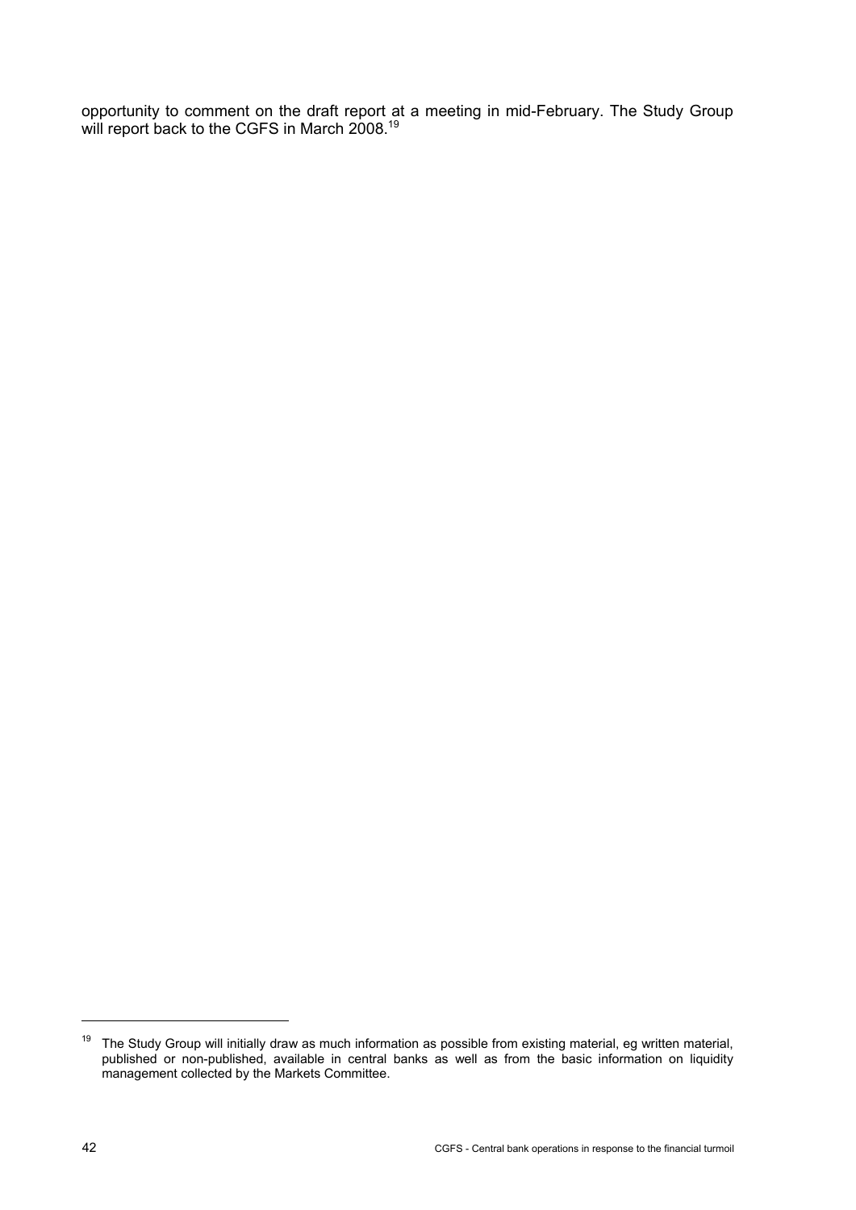opportunity to comment on the draft report at a meeting in mid-February. The Study Group will report back to the CGFS in March 2008.[19]

[19] The Study Group will initially draw as much information as possible from existing material, eg written material, published or non-published, available in central banks as well as from the basic information on liquidity management collected by the Markets Committee.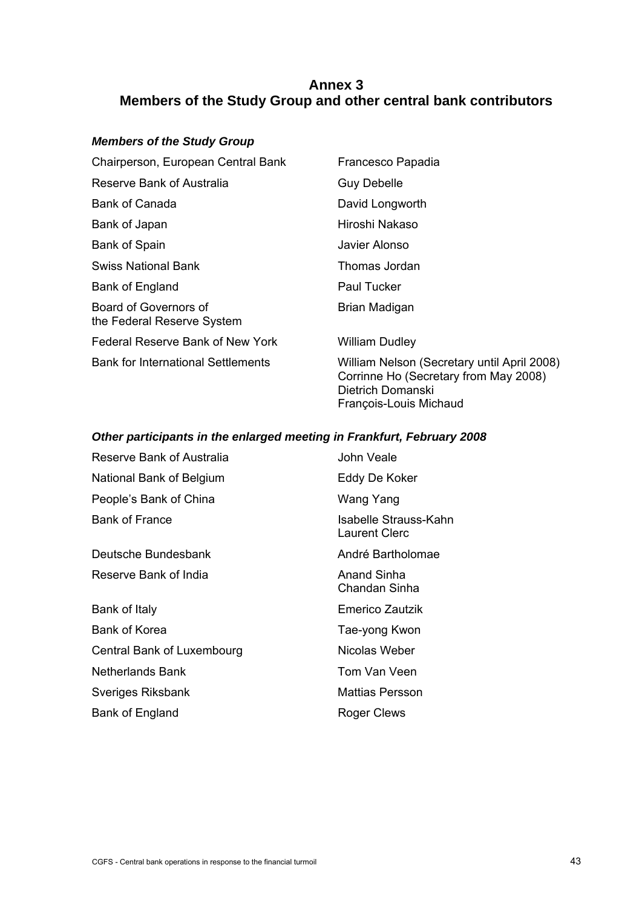# Annex 3
# Members of the Study Group and other central bank contributors

### *Members of the Study Group*

| | |
|---|---|
| Chairperson, European Central Bank | Francesco Papadia |
| Reserve Bank of Australia | Guy Debelle |
| Bank of Canada | David Longworth |
| Bank of Japan | Hiroshi Nakaso |
| Bank of Spain | Javier Alonso |
| Swiss National Bank | Thomas Jordan |
| Bank of England | Paul Tucker |
| Board of Governors of the Federal Reserve System | Brian Madigan |
| Federal Reserve Bank of New York | William Dudley |
| Bank for International Settlements | William Nelson (Secretary until April 2008)<br>Corrinne Ho (Secretary from May 2008)<br>Dietrich Domanski<br>François-Louis Michaud |

### *Other participants in the enlarged meeting in Frankfurt, February 2008*

| | |
|---|---|
| Reserve Bank of Australia | John Veale |
| National Bank of Belgium | Eddy De Koker |
| People's Bank of China | Wang Yang |
| Bank of France | Isabelle Strauss-Kahn<br>Laurent Clerc |
| Deutsche Bundesbank | André Bartholomae |
| Reserve Bank of India | Anand Sinha<br>Chandan Sinha |
| Bank of Italy | Emerico Zautzik |
| Bank of Korea | Tae-yong Kwon |
| Central Bank of Luxembourg | Nicolas Weber |
| Netherlands Bank | Tom Van Veen |
| Sveriges Riksbank | Mattias Persson |
| Bank of England | Roger Clews |